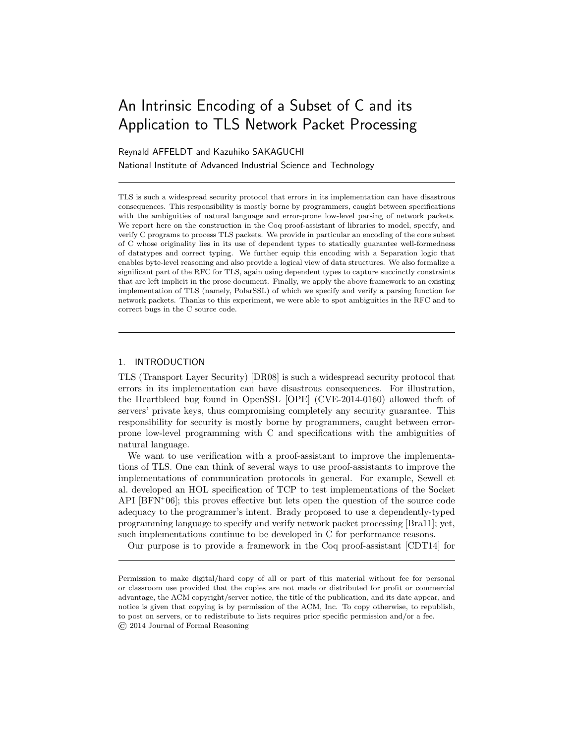# An Intrinsic Encoding of a Subset of C and its Application to TLS Network Packet Processing

Reynald AFFELDT and Kazuhiko SAKAGUCHI
National Institute of Advanced Industrial Science and Technology

---

TLS is such a widespread security protocol that errors in its implementation can have disastrous consequences. This responsibility is mostly borne by programmers, caught between specifications with the ambiguities of natural language and error-prone low-level parsing of network packets. We report here on the construction in the Coq proof-assistant of libraries to model, specify, and verify C programs to process TLS packets. We provide in particular an encoding of the core subset of C whose originality lies in its use of dependent types to statically guarantee well-formedness of datatypes and correct typing. We further equip this encoding with a Separation logic that enables byte-level reasoning and also provide a logical view of data structures. We also formalize a significant part of the RFC for TLS, again using dependent types to capture succinctly constraints that are left implicit in the prose document. Finally, we apply the above framework to an existing implementation of TLS (namely, PolarSSL) of which we specify and verify a parsing function for network packets. Thanks to this experiment, we were able to spot ambiguities in the RFC and to correct bugs in the C source code.

---

## 1. INTRODUCTION

TLS (Transport Layer Security) [DR08] is such a widespread security protocol that errors in its implementation can have disastrous consequences. For illustration, the Heartbleed bug found in OpenSSL [OPE] (CVE-2014-0160) allowed theft of servers' private keys, thus compromising completely any security guarantee. This responsibility for security is mostly borne by programmers, caught between error-prone low-level programming with C and specifications with the ambiguities of natural language.

We want to use verification with a proof-assistant to improve the implementations of TLS. One can think of several ways to use proof-assistants to improve the implementations of communication protocols in general. For example, Sewell et al. developed an HOL specification of TCP to test implementations of the Socket API [BFN+06]; this proves effective but lets open the question of the source code adequacy to the programmer's intent. Brady proposed to use a dependently-typed programming language to specify and verify network packet processing [Bra11]; yet, such implementations continue to be developed in C for performance reasons.

Our purpose is to provide a framework in the Coq proof-assistant [CDT14] for

---

Permission to make digital/hard copy of all or part of this material without fee for personal or classroom use provided that the copies are not made or distributed for profit or commercial advantage, the ACM copyright/server notice, the title of the publication, and its date appear, and notice is given that copying is by permission of the ACM, Inc. To copy otherwise, to republish, to post on servers, or to redistribute to lists requires prior specific permission and/or a fee.
© 2014 Journal of Formal Reasoning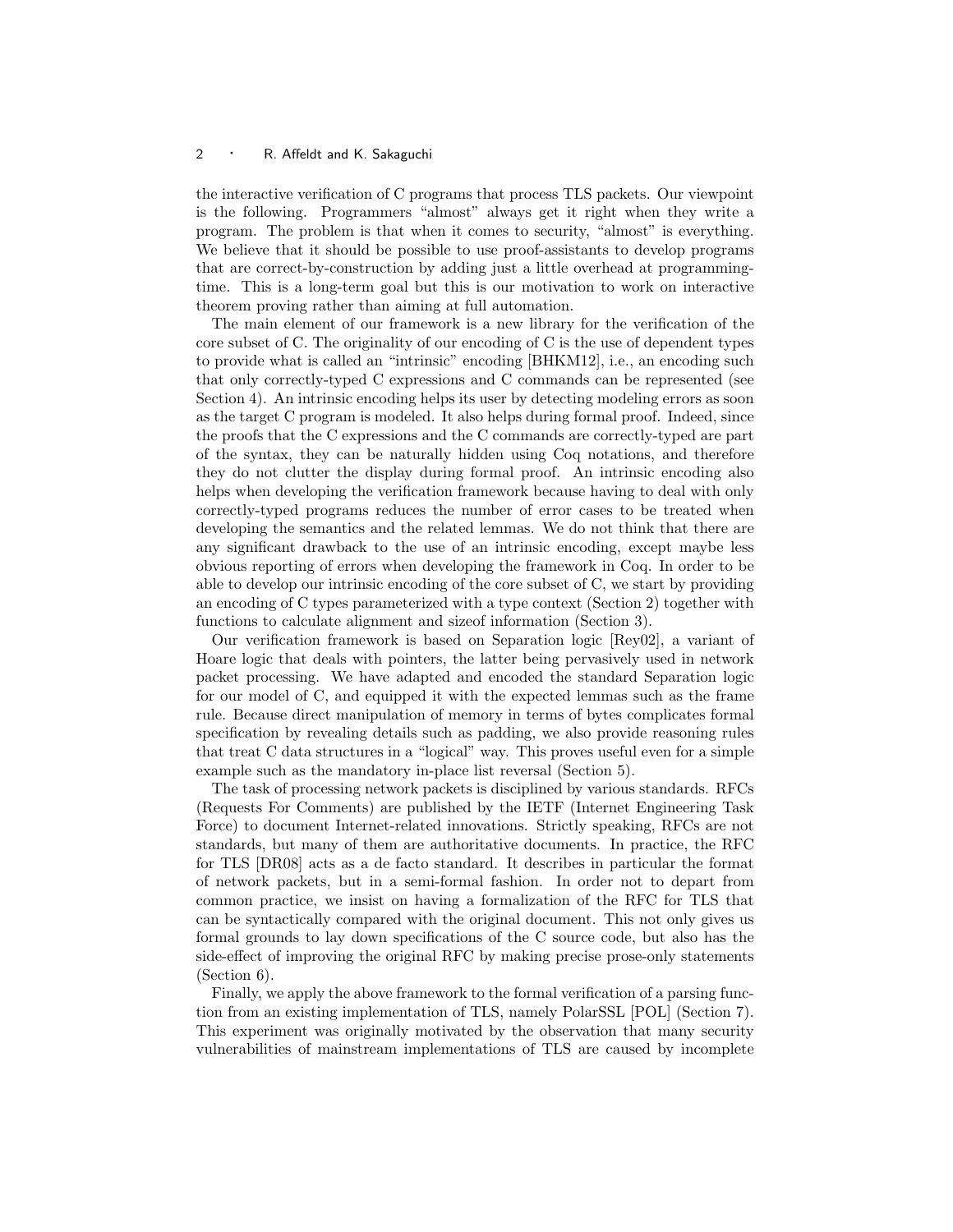the interactive verification of C programs that process TLS packets. Our viewpoint is the following. Programmers "almost" always get it right when they write a program. The problem is that when it comes to security, "almost" is everything. We believe that it should be possible to use proof-assistants to develop programs that are correct-by-construction by adding just a little overhead at programming-time. This is a long-term goal but this is our motivation to work on interactive theorem proving rather than aiming at full automation.

The main element of our framework is a new library for the verification of the core subset of C. The originality of our encoding of C is the use of dependent types to provide what is called an "intrinsic" encoding [BHKM12], i.e., an encoding such that only correctly-typed C expressions and C commands can be represented (see Section 4). An intrinsic encoding helps its user by detecting modeling errors as soon as the target C program is modeled. It also helps during formal proof. Indeed, since the proofs that the C expressions and the C commands are correctly-typed are part of the syntax, they can be naturally hidden using Coq notations, and therefore they do not clutter the display during formal proof. An intrinsic encoding also helps when developing the verification framework because having to deal with only correctly-typed programs reduces the number of error cases to be treated when developing the semantics and the related lemmas. We do not think that there are any significant drawback to the use of an intrinsic encoding, except maybe less obvious reporting of errors when developing the framework in Coq. In order to be able to develop our intrinsic encoding of the core subset of C, we start by providing an encoding of C types parameterized with a type context (Section 2) together with functions to calculate alignment and sizeof information (Section 3).

Our verification framework is based on Separation logic [Rey02], a variant of Hoare logic that deals with pointers, the latter being pervasively used in network packet processing. We have adapted and encoded the standard Separation logic for our model of C, and equipped it with the expected lemmas such as the frame rule. Because direct manipulation of memory in terms of bytes complicates formal specification by revealing details such as padding, we also provide reasoning rules that treat C data structures in a "logical" way. This proves useful even for a simple example such as the mandatory in-place list reversal (Section 5).

The task of processing network packets is disciplined by various standards. RFCs (Requests For Comments) are published by the IETF (Internet Engineering Task Force) to document Internet-related innovations. Strictly speaking, RFCs are not standards, but many of them are authoritative documents. In practice, the RFC for TLS [DR08] acts as a de facto standard. It describes in particular the format of network packets, but in a semi-formal fashion. In order not to depart from common practice, we insist on having a formalization of the RFC for TLS that can be syntactically compared with the original document. This not only gives us formal grounds to lay down specifications of the C source code, but also has the side-effect of improving the original RFC by making precise prose-only statements (Section 6).

Finally, we apply the above framework to the formal verification of a parsing function from an existing implementation of TLS, namely PolarSSL [POL] (Section 7). This experiment was originally motivated by the observation that many security vulnerabilities of mainstream implementations of TLS are caused by incomplete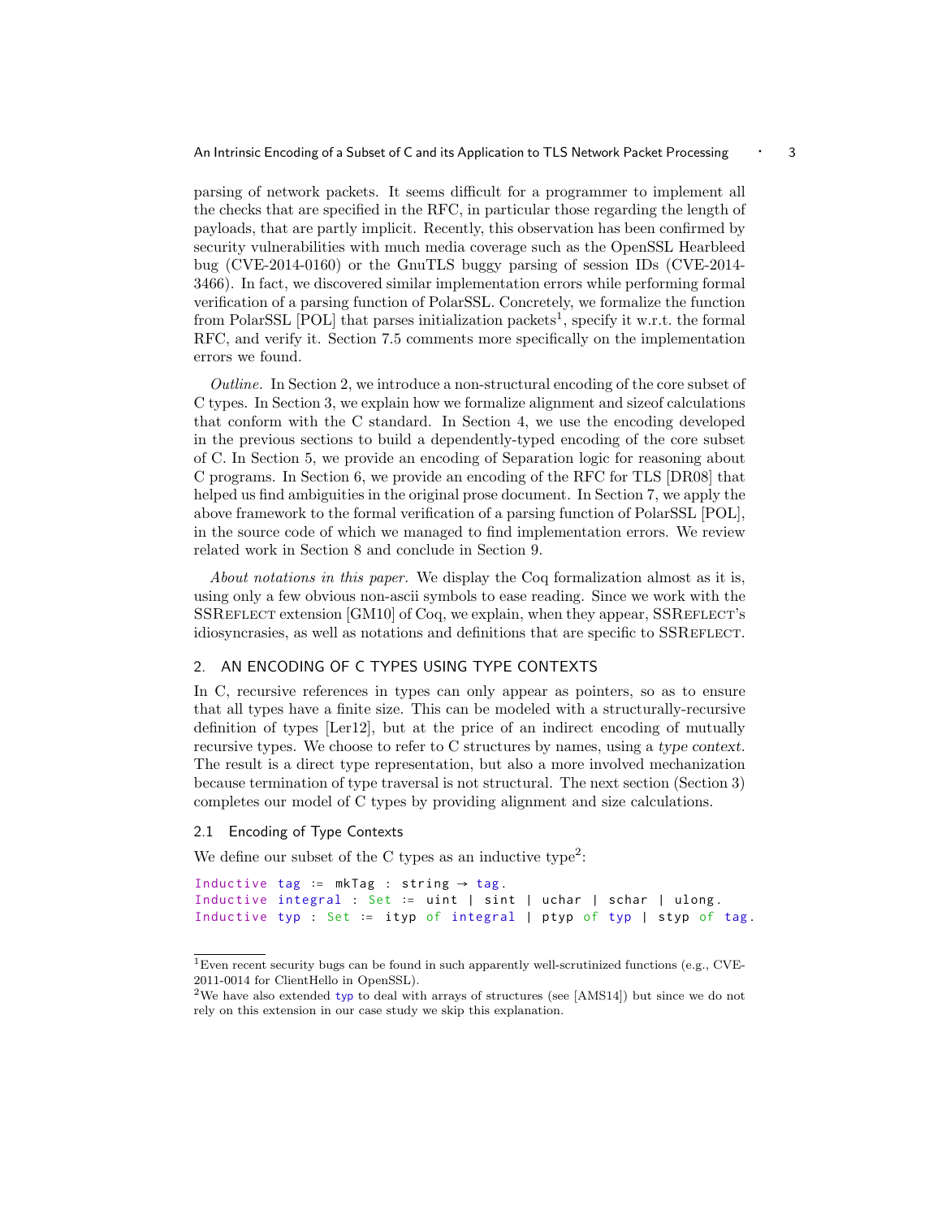parsing of network packets. It seems difficult for a programmer to implement all the checks that are specified in the RFC, in particular those regarding the length of payloads, that are partly implicit. Recently, this observation has been confirmed by security vulnerabilities with much media coverage such as the OpenSSL Hearbleed bug (CVE-2014-0160) or the GnuTLS buggy parsing of session IDs (CVE-2014-3466). In fact, we discovered similar implementation errors while performing formal verification of a parsing function of PolarSSL. Concretely, we formalize the function from PolarSSL [POL] that parses initialization packets[1], specify it w.r.t. the formal RFC, and verify it. Section 7.5 comments more specifically on the implementation errors we found.

*Outline.* In Section 2, we introduce a non-structural encoding of the core subset of C types. In Section 3, we explain how we formalize alignment and sizeof calculations that conform with the C standard. In Section 4, we use the encoding developed in the previous sections to build a dependently-typed encoding of the core subset of C. In Section 5, we provide an encoding of Separation logic for reasoning about C programs. In Section 6, we provide an encoding of the RFC for TLS [DR08] that helped us find ambiguities in the original prose document. In Section 7, we apply the above framework to the formal verification of a parsing function of PolarSSL [POL], in the source code of which we managed to find implementation errors. We review related work in Section 8 and conclude in Section 9.

*About notations in this paper.* We display the Coq formalization almost as it is, using only a few obvious non-ascii symbols to ease reading. Since we work with the SSReflect extension [GM10] of Coq, we explain, when they appear, SSReflect's idiosyncrasies, as well as notations and definitions that are specific to SSReflect.

## 2. AN ENCODING OF C TYPES USING TYPE CONTEXTS

In C, recursive references in types can only appear as pointers, so as to ensure that all types have a finite size. This can be modeled with a structurally-recursive definition of types [Ler12], but at the price of an indirect encoding of mutually recursive types. We choose to refer to C structures by names, using a *type context*. The result is a direct type representation, but also a more involved mechanization because termination of type traversal is not structural. The next section (Section 3) completes our model of C types by providing alignment and size calculations.

### 2.1 Encoding of Type Contexts

We define our subset of the C types as an inductive type[2]:

```
Inductive tag := mkTag : string → tag.
Inductive integral : Set := uint | sint | uchar | schar | ulong.
Inductive typ : Set := ityp of integral | ptyp of typ | styp of tag.
```

[1] Even recent security bugs can be found in such apparently well-scrutinized functions (e.g., CVE-2011-0014 for ClientHello in OpenSSL).

[2] We have also extended typ to deal with arrays of structures (see [AMS14]) but since we do not rely on this extension in our case study we skip this explanation.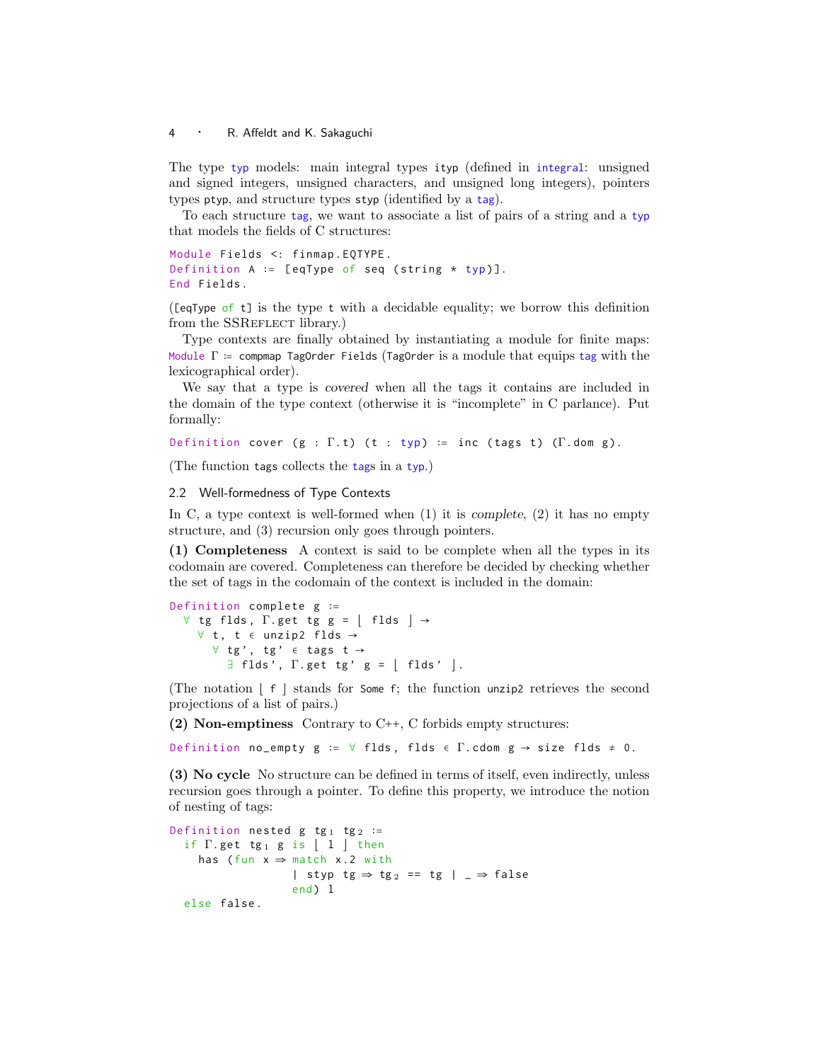The type `typ` models: main integral types `ityp` (defined in `integral`: unsigned and signed integers, unsigned characters, and unsigned long integers), pointers types `ptyp`, and structure types `styp` (identified by a `tag`).

To each structure `tag`, we want to associate a list of pairs of a string and a `typ` that models the fields of C structures:

```
Module Fields <: finmap.EQTYPE.
Definition A := [eqType of seq (string * typ)].
End Fields.
```

(`[eqType of t]` is the type `t` with a decidable equality; we borrow this definition from the SSReflect library.)

Type contexts are finally obtained by instantiating a module for finite maps: `Module Γ := compmap TagOrder Fields` (`TagOrder` is a module that equips `tag` with the lexicographical order).

We say that a type is *covered* when all the tags it contains are included in the domain of the type context (otherwise it is "incomplete" in C parlance). Put formally:

```
Definition cover (g : Γ.t) (t : typ) := inc (tags t) (Γ.dom g).
```

(The function `tags` collects the `tag`s in a `typ`.)

### 2.2 Well-formedness of Type Contexts

In C, a type context is well-formed when (1) it is *complete*, (2) it has no empty structure, and (3) recursion only goes through pointers.

**(1) Completeness** A context is said to be complete when all the types in its codomain are covered. Completeness can therefore be decided by checking whether the set of tags in the codomain of the context is included in the domain:

```
Definition complete g :=
  ∀ tg flds, Γ.get tg g = ⌊ flds ⌋ →
    ∀ t, t ∈ unzip2 flds →
      ∀ tg', tg' ∈ tags t →
        ∃ flds', Γ.get tg' g = ⌊ flds' ⌋.
```

(The notation ⌊ f ⌋ stands for `Some f`; the function `unzip2` retrieves the second projections of a list of pairs.)

**(2) Non-emptiness** Contrary to C++, C forbids empty structures:

```
Definition no_empty g := ∀ flds, flds ∈ Γ.cdom g → size flds ≠ 0.
```

**(3) No cycle** No structure can be defined in terms of itself, even indirectly, unless recursion goes through a pointer. To define this property, we introduce the notion of nesting of tags:

```
Definition nested g tg₁ tg₂ :=
  if Γ.get tg₁ g is ⌊ l ⌋ then
    has (fun x ⇒ match x.2 with
                  | styp tg ⇒ tg₂ == tg | _ ⇒ false
                  end) l
  else false.
```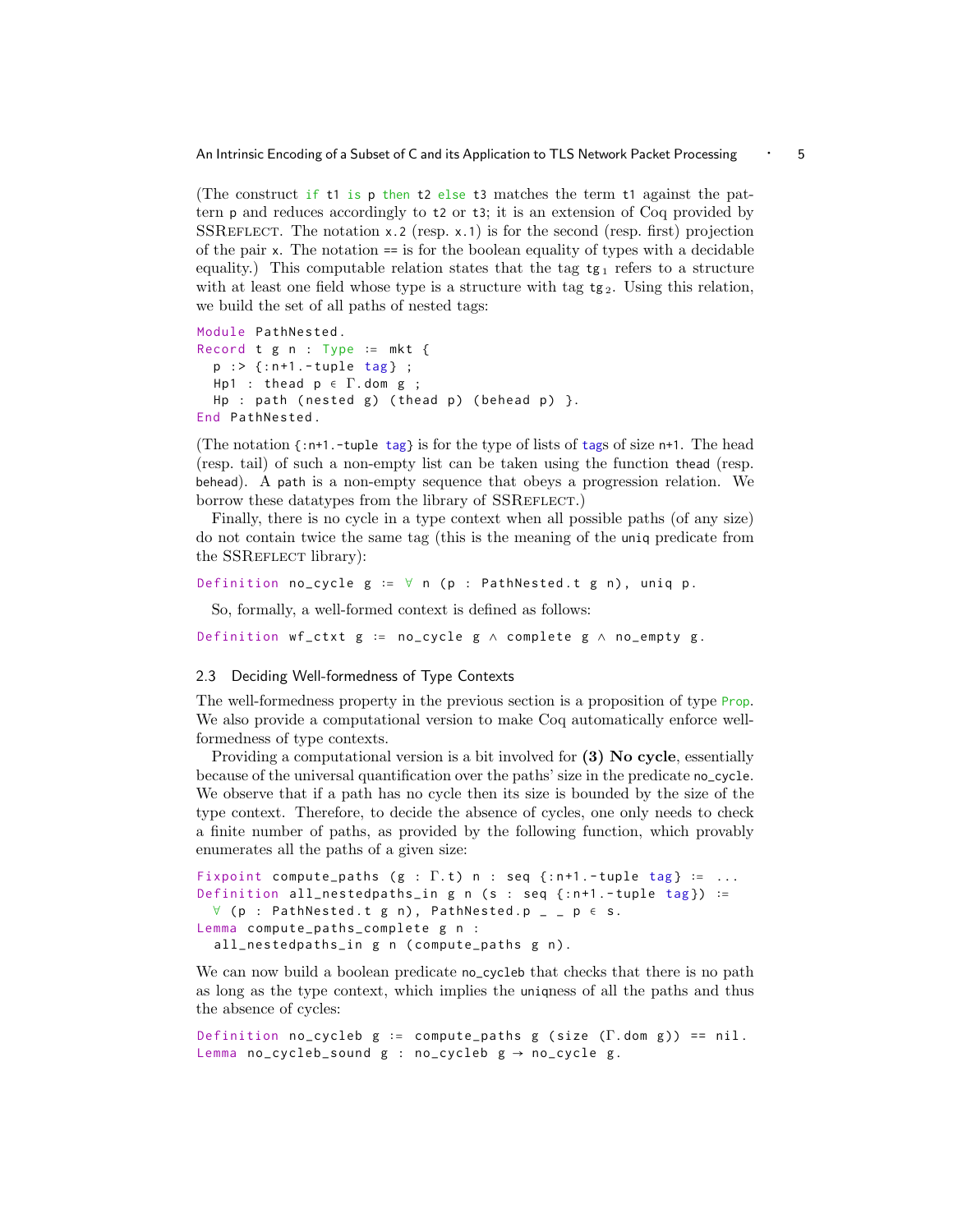(The construct `if t1 is p then t2 else t3` matches the term `t1` against the pattern `p` and reduces accordingly to `t2` or `t3`; it is an extension of Coq provided by SSReflect. The notation `x.2` (resp. `x.1`) is for the second (resp. first) projection of the pair `x`. The notation `==` is for the boolean equality of types with a decidable equality.) This computable relation states that the tag $tg_1$ refers to a structure with at least one field whose type is a structure with tag $tg_2$. Using this relation, we build the set of all paths of nested tags:

```
Module PathNested.
Record t g n : Type := mkt {
  p :> {:n+1.-tuple tag} ;
  Hp1 : thead p ∈ Γ.dom g ;
  Hp : path (nested g) (thead p) (behead p) }.
End PathNested.
```

(The notation `{:n+1.-tuple tag}` is for the type of lists of `tag`s of size `n+1`. The head (resp. tail) of such a non-empty list can be taken using the function `thead` (resp. `behead`). A `path` is a non-empty sequence that obeys a progression relation. We borrow these datatypes from the library of SSReflect.)

Finally, there is no cycle in a type context when all possible paths (of any size) do not contain twice the same tag (this is the meaning of the `uniq` predicate from the SSReflect library):

```
Definition no_cycle g := ∀ n (p : PathNested.t g n), uniq p.
```

So, formally, a well-formed context is defined as follows:

```
Definition wf_ctxt g := no_cycle g ∧ complete g ∧ no_empty g.
```

### 2.3 Deciding Well-formedness of Type Contexts

The well-formedness property in the previous section is a proposition of type `Prop`. We also provide a computational version to make Coq automatically enforce well-formedness of type contexts.

Providing a computational version is a bit involved for **(3) No cycle**, essentially because of the universal quantification over the paths' size in the predicate `no_cycle`. We observe that if a path has no cycle then its size is bounded by the size of the type context. Therefore, to decide the absence of cycles, one only needs to check a finite number of paths, as provided by the following function, which provably enumerates all the paths of a given size:

```
Fixpoint compute_paths (g : Γ.t) n : seq {:n+1.-tuple tag} := ...
Definition all_nestedpaths_in g n (s : seq {:n+1.-tuple tag}) :=
  ∀ (p : PathNested.t g n), PathNested.p _ _ p ∈ s.
Lemma compute_paths_complete g n :
  all_nestedpaths_in g n (compute_paths g n).
```

We can now build a boolean predicate `no_cycleb` that checks that there is no path as long as the type context, which implies the `uniq`ness of all the paths and thus the absence of cycles:

```
Definition no_cycleb g := compute_paths g (size (Γ.dom g)) == nil.
Lemma no_cycleb_sound g : no_cycleb g → no_cycle g.
```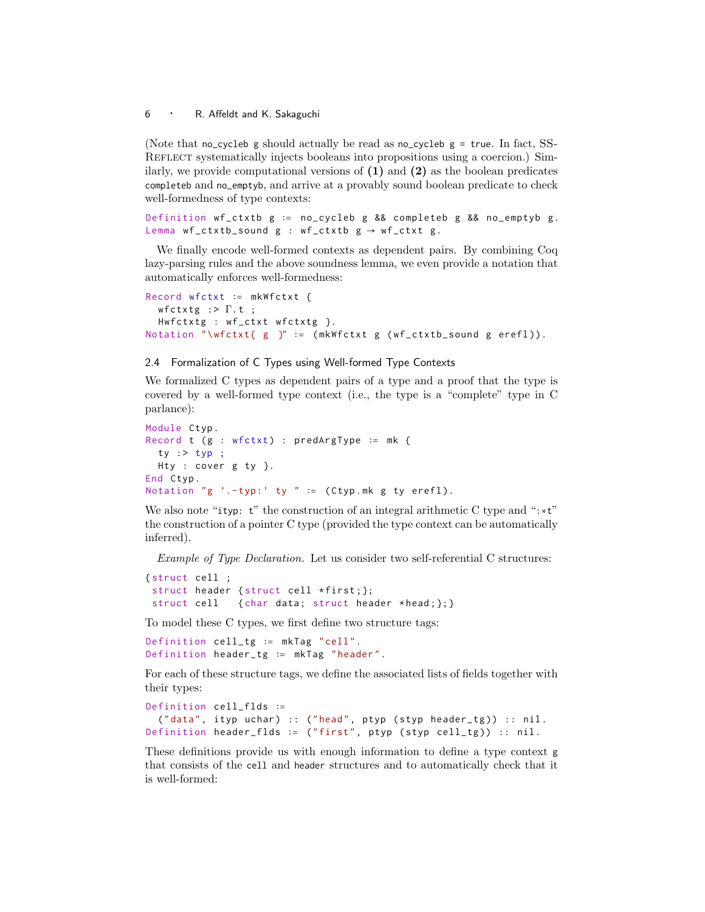(Note that `no_cycleb g` should actually be read as `no_cycleb g = true`. In fact, SSReflect systematically injects booleans into propositions using a coercion.) Similarly, we provide computational versions of **(1)** and **(2)** as the boolean predicates `completeb` and `no_emptyb`, and arrive at a provably sound boolean predicate to check well-formedness of type contexts:

```
Definition wf_ctxtb g := no_cycleb g && completeb g && no_emptyb g.
Lemma wf_ctxtb_sound g : wf_ctxtb g → wf_ctxt g.
```

We finally encode well-formed contexts as dependent pairs. By combining Coq lazy-parsing rules and the above soundness lemma, we even provide a notation that automatically enforces well-formedness:

```
Record wfctxt := mkWfctxt {
  wfctxtg :> Γ.t ;
  Hwfctxtg : wf_ctxt wfctxtg }.
Notation "\wfctxt{ g }" := (mkWfctxt g (wf_ctxtb_sound g erefl)).
```

### 2.4 Formalization of C Types using Well-formed Type Contexts

We formalized C types as dependent pairs of a type and a proof that the type is covered by a well-formed type context (i.e., the type is a "complete" type in C parlance):

```
Module Ctyp.
Record t (g : wfctxt) : predArgType := mk {
  ty :> typ ;
  Hty : cover g ty }.
End Ctyp.
Notation "g '.-typ:' ty " := (Ctyp.mk g ty erefl).
```

We also note "`ityp: t`" the construction of an integral arithmetic C type and "`:*t`" the construction of a pointer C type (provided the type context can be automatically inferred).

*Example of Type Declaration.* Let us consider two self-referential C structures:

```
{struct cell ;
 struct header {struct cell *first;};
 struct cell   {char data; struct header *head;};}
```

To model these C types, we first define two structure tags:

```
Definition cell_tg := mkTag "cell".
Definition header_tg := mkTag "header".
```

For each of these structure tags, we define the associated lists of fields together with their types:

```
Definition cell_flds :=
  ("data", ityp uchar) :: ("head", ptyp (styp header_tg)) :: nil.
Definition header_flds := ("first", ptyp (styp cell_tg)) :: nil.
```

These definitions provide us with enough information to define a type context `g` that consists of the `cell` and `header` structures and to automatically check that it is well-formed: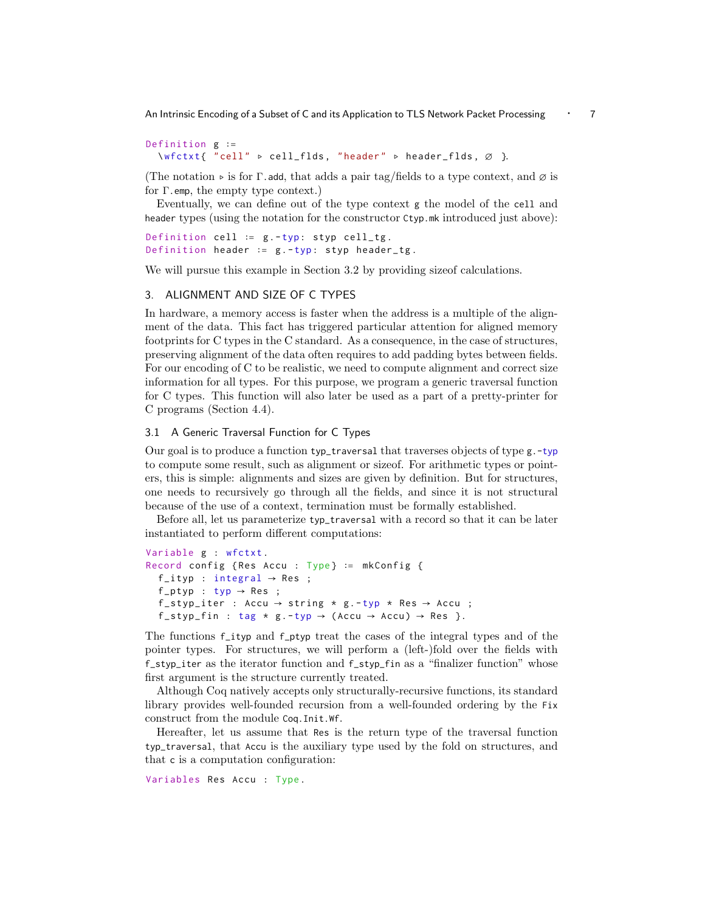```
Definition g :=
  \wfctxt{ "cell" ▹ cell_flds, "header" ▹ header_flds, ∅ }.
```

(The notation ▹ is for Γ.add, that adds a pair tag/fields to a type context, and ∅ is for Γ.emp, the empty type context.)

Eventually, we can define out of the type context g the model of the cell and header types (using the notation for the constructor Ctyp.mk introduced just above):

```
Definition cell := g.-typ: styp cell_tg.
Definition header := g.-typ: styp header_tg.
```

We will pursue this example in Section 3.2 by providing sizeof calculations.

## 3. ALIGNMENT AND SIZE OF C TYPES

In hardware, a memory access is faster when the address is a multiple of the alignment of the data. This fact has triggered particular attention for aligned memory footprints for C types in the C standard. As a consequence, in the case of structures, preserving alignment of the data often requires to add padding bytes between fields. For our encoding of C to be realistic, we need to compute alignment and correct size information for all types. For this purpose, we program a generic traversal function for C types. This function will also later be used as a part of a pretty-printer for C programs (Section 4.4).

### 3.1 A Generic Traversal Function for C Types

Our goal is to produce a function typ_traversal that traverses objects of type g.-typ to compute some result, such as alignment or sizeof. For arithmetic types or pointers, this is simple: alignments and sizes are given by definition. But for structures, one needs to recursively go through all the fields, and since it is not structural because of the use of a context, termination must be formally established.

Before all, let us parameterize typ_traversal with a record so that it can be later instantiated to perform different computations:

```
Variable g : wfctxt.
Record config {Res Accu : Type} := mkConfig {
  f_ityp : integral → Res ;
  f_ptyp : typ → Res ;
  f_styp_iter : Accu → string * g.-typ * Res → Accu ;
  f_styp_fin : tag * g.-typ → (Accu → Accu) → Res }.
```

The functions f_ityp and f_ptyp treat the cases of the integral types and of the pointer types. For structures, we will perform a (left-)fold over the fields with f_styp_iter as the iterator function and f_styp_fin as a "finalizer function" whose first argument is the structure currently treated.

Although Coq natively accepts only structurally-recursive functions, its standard library provides well-founded recursion from a well-founded ordering by the Fix construct from the module Coq.Init.Wf.

Hereafter, let us assume that Res is the return type of the traversal function typ_traversal, that Accu is the auxiliary type used by the fold on structures, and that c is a computation configuration:

```
Variables Res Accu : Type.
```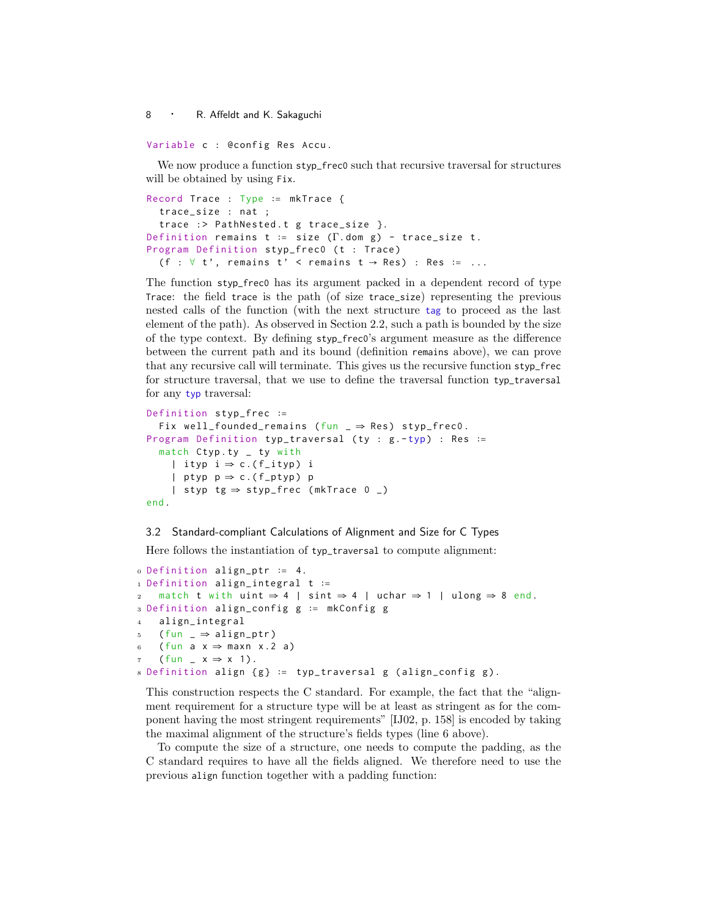```
Variable c : @config Res Accu.
```

We now produce a function `styp_frec0` such that recursive traversal for structures will be obtained by using `Fix`.

```
Record Trace : Type := mkTrace {
  trace_size : nat ;
  trace :> PathNested.t g trace_size }.
Definition remains t := size (Γ.dom g) - trace_size t.
Program Definition styp_frec0 (t : Trace)
  (f : ∀ t', remains t' < remains t → Res) : Res := ...
```

The function `styp_frec0` has its argument packed in a dependent record of type `Trace`: the field `trace` is the path (of size `trace_size`) representing the previous nested calls of the function (with the next structure `tag` to proceed as the last element of the path). As observed in Section 2.2, such a path is bounded by the size of the type context. By defining `styp_frec0`'s argument measure as the difference between the current path and its bound (definition `remains` above), we can prove that any recursive call will terminate. This gives us the recursive function `styp_frec` for structure traversal, that we use to define the traversal function `typ_traversal` for any `typ` traversal:

```
Definition styp_frec :=
  Fix well_founded_remains (fun _ ⇒ Res) styp_frec0.
Program Definition typ_traversal (ty : g.-typ) : Res :=
  match Ctyp.ty _ ty with
    | ityp i ⇒ c.(f_ityp) i
    | ptyp p ⇒ c.(f_ptyp) p
    | styp tg ⇒ styp_frec (mkTrace 0 _)
end.
```

### 3.2 Standard-compliant Calculations of Alignment and Size for C Types

Here follows the instantiation of `typ_traversal` to compute alignment:

```
0 Definition align_ptr := 4.
1 Definition align_integral t :=
2   match t with uint ⇒ 4 | sint ⇒ 4 | uchar ⇒ 1 | ulong ⇒ 8 end.
3 Definition align_config g := mkConfig g
4   align_integral
5   (fun _ ⇒ align_ptr)
6   (fun a x ⇒ maxn x.2 a)
7   (fun _ x ⇒ x 1).
8 Definition align {g} := typ_traversal g (align_config g).
```

This construction respects the C standard. For example, the fact that the "alignment requirement for a structure type will be at least as stringent as for the component having the most stringent requirements" [IJ02, p. 158] is encoded by taking the maximal alignment of the structure's fields types (line 6 above).

To compute the size of a structure, one needs to compute the padding, as the C standard requires to have all the fields aligned. We therefore need to use the previous `align` function together with a padding function: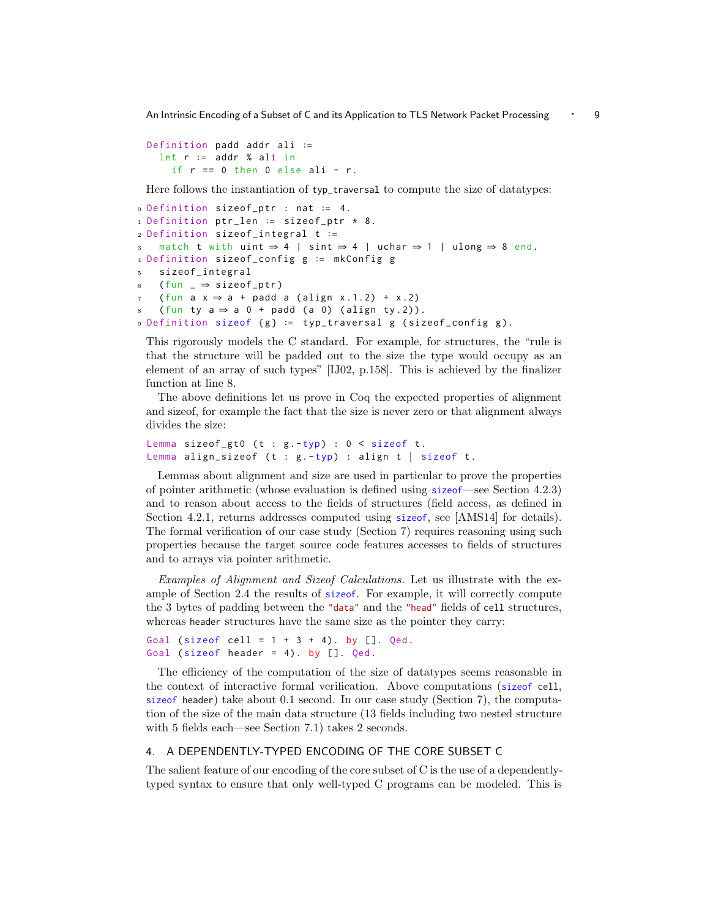```
Definition padd addr ali :=
  let r := addr % ali in
    if r == 0 then 0 else ali - r.
```

Here follows the instantiation of typ_traversal to compute the size of datatypes:

```
0 Definition sizeof_ptr : nat := 4.
1 Definition ptr_len := sizeof_ptr * 8.
2 Definition sizeof_integral t :=
3   match t with uint ⇒ 4 | sint ⇒ 4 | uchar ⇒ 1 | ulong ⇒ 8 end.
4 Definition sizeof_config g := mkConfig g
5   sizeof_integral
6   (fun _ ⇒ sizeof_ptr)
7   (fun a x ⇒ a + padd a (align x.1.2) + x.2)
8   (fun ty a ⇒ a 0 + padd (a 0) (align ty.2)).
9 Definition sizeof {g} := typ_traversal g (sizeof_config g).
```

This rigorously models the C standard. For example, for structures, the "rule is that the structure will be padded out to the size the type would occupy as an element of an array of such types" [IJ02, p.158]. This is achieved by the finalizer function at line 8.

The above definitions let us prove in Coq the expected properties of alignment and sizeof, for example the fact that the size is never zero or that alignment always divides the size:

```
Lemma sizeof_gt0 (t : g.-typ) : 0 < sizeof t.
Lemma align_sizeof (t : g.-typ) : align t | sizeof t.
```

Lemmas about alignment and size are used in particular to prove the properties of pointer arithmetic (whose evaluation is defined using sizeof—see Section 4.2.3) and to reason about access to the fields of structures (field access, as defined in Section 4.2.1, returns addresses computed using sizeof, see [AMS14] for details). The formal verification of our case study (Section 7) requires reasoning using such properties because the target source code features accesses to fields of structures and to arrays via pointer arithmetic.

*Examples of Alignment and Sizeof Calculations.* Let us illustrate with the example of Section 2.4 the results of sizeof. For example, it will correctly compute the 3 bytes of padding between the "data" and the "head" fields of cell structures, whereas header structures have the same size as the pointer they carry:

```
Goal (sizeof cell = 1 + 3 + 4). by []. Qed.
Goal (sizeof header = 4). by []. Qed.
```

The efficiency of the computation of the size of datatypes seems reasonable in the context of interactive formal verification. Above computations (sizeof cell, sizeof header) take about 0.1 second. In our case study (Section 7), the computation of the size of the main data structure (13 fields including two nested structure with 5 fields each—see Section 7.1) takes 2 seconds.

## 4. A DEPENDENTLY-TYPED ENCODING OF THE CORE SUBSET C

The salient feature of our encoding of the core subset of C is the use of a dependently-typed syntax to ensure that only well-typed C programs can be modeled. This is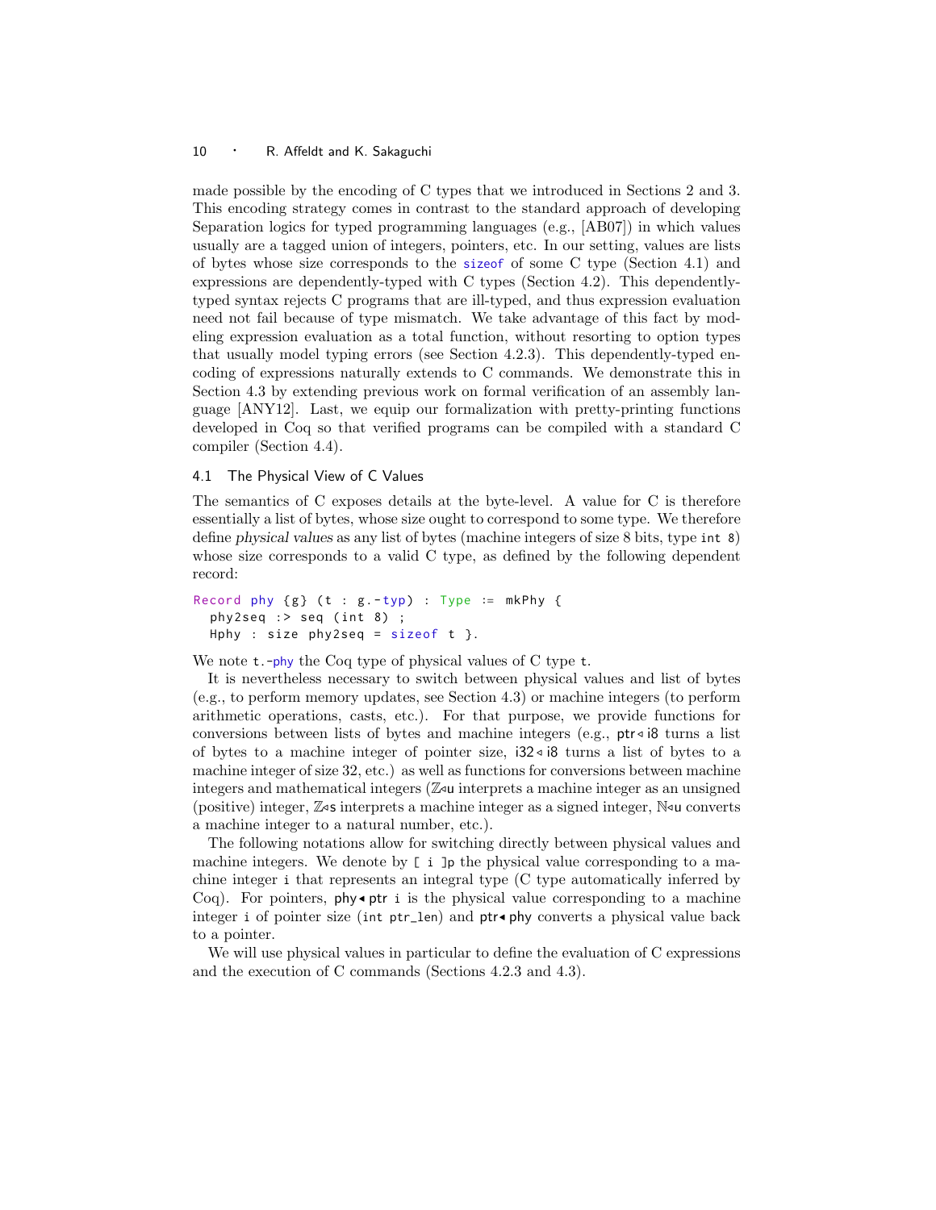made possible by the encoding of C types that we introduced in Sections 2 and 3. This encoding strategy comes in contrast to the standard approach of developing Separation logics for typed programming languages (e.g., [AB07]) in which values usually are a tagged union of integers, pointers, etc. In our setting, values are lists of bytes whose size corresponds to the `sizeof` of some C type (Section 4.1) and expressions are dependently-typed with C types (Section 4.2). This dependently-typed syntax rejects C programs that are ill-typed, and thus expression evaluation need not fail because of type mismatch. We take advantage of this fact by modeling expression evaluation as a total function, without resorting to option types that usually model typing errors (see Section 4.2.3). This dependently-typed encoding of expressions naturally extends to C commands. We demonstrate this in Section 4.3 by extending previous work on formal verification of an assembly language [ANY12]. Last, we equip our formalization with pretty-printing functions developed in Coq so that verified programs can be compiled with a standard C compiler (Section 4.4).

## 4.1 The Physical View of C Values

The semantics of C exposes details at the byte-level. A value for C is therefore essentially a list of bytes, whose size ought to correspond to some type. We therefore define *physical values* as any list of bytes (machine integers of size 8 bits, type `int 8`) whose size corresponds to a valid C type, as defined by the following dependent record:

```
Record phy {g} (t : g.-typ) : Type := mkPhy {
  phy2seq :> seq (int 8) ;
  Hphy : size phy2seq = sizeof t }.
```

We note `t.-phy` the Coq type of physical values of C type `t`.

It is nevertheless necessary to switch between physical values and list of bytes (e.g., to perform memory updates, see Section 4.3) or machine integers (to perform arithmetic operations, casts, etc.). For that purpose, we provide functions for conversions between lists of bytes and machine integers (e.g., ptr◃i8 turns a list of bytes to a machine integer of pointer size, i32◃i8 turns a list of bytes to a machine integer of size 32, etc.) as well as functions for conversions between machine integers and mathematical integers (ℤ◃u interprets a machine integer as an unsigned (positive) integer, ℤ◃s interprets a machine integer as a signed integer, ℕ◃u converts a machine integer to a natural number, etc.).

The following notations allow for switching directly between physical values and machine integers. We denote by `[ i ]p` the physical value corresponding to a machine integer `i` that represents an integral type (C type automatically inferred by Coq). For pointers, phy◂ptr `i` is the physical value corresponding to a machine integer `i` of pointer size (`int ptr_len`) and ptr◂phy converts a physical value back to a pointer.

We will use physical values in particular to define the evaluation of C expressions and the execution of C commands (Sections 4.2.3 and 4.3).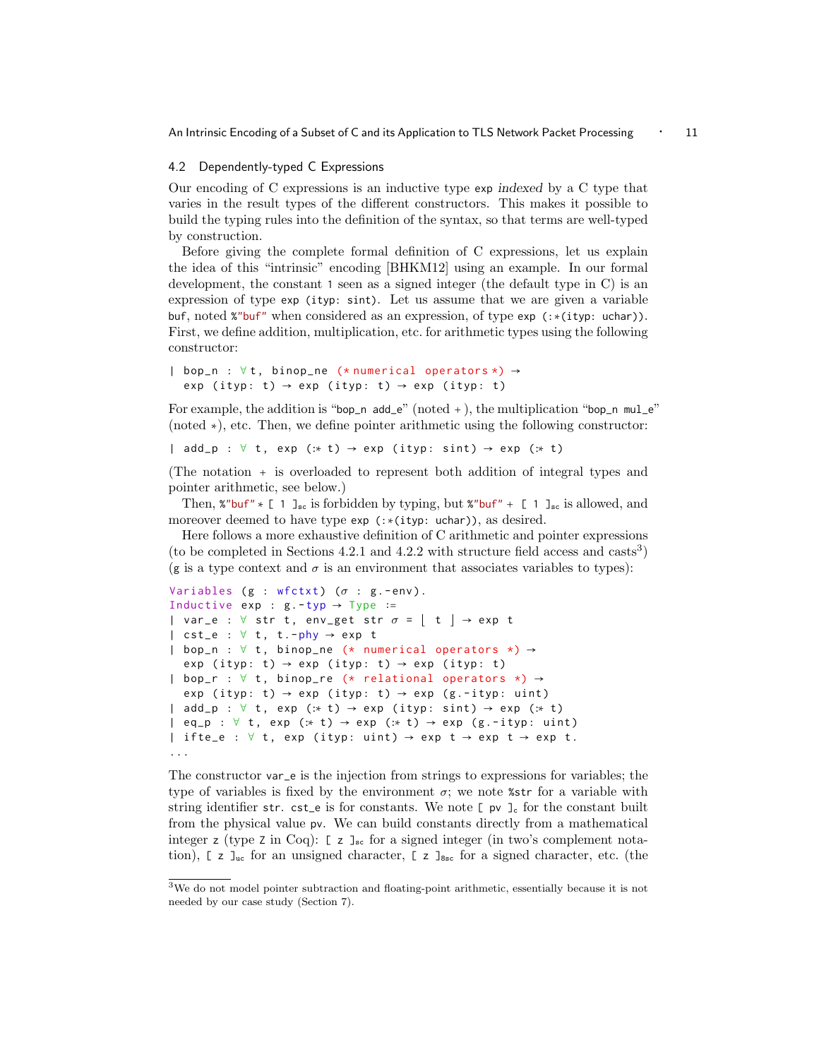## 4.2 Dependently-typed C Expressions

Our encoding of C expressions is an inductive type `exp` *indexed* by a C type that varies in the result types of the different constructors. This makes it possible to build the typing rules into the definition of the syntax, so that terms are well-typed by construction.

Before giving the complete formal definition of C expressions, let us explain the idea of this "intrinsic" encoding [BHKM12] using an example. In our formal development, the constant `1` seen as a signed integer (the default type in C) is an expression of type `exp (ityp: sint)`. Let us assume that we are given a variable `buf`, noted `%"buf"` when considered as an expression, of type `exp (:*(ityp: uchar))`. First, we define addition, multiplication, etc. for arithmetic types using the following constructor:

```
| bop_n : ∀t, binop_ne (*numerical operators*) →
  exp (ityp: t) → exp (ityp: t) → exp (ityp: t)
```

For example, the addition is "`bop_n add_e`" (noted +), the multiplication "`bop_n mul_e`" (noted ∗), etc. Then, we define pointer arithmetic using the following constructor:

```
| add_p : ∀ t, exp (:* t) → exp (ityp: sint) → exp (:* t)
```

(The notation `+` is overloaded to represent both addition of integral types and pointer arithmetic, see below.)

Then, `%"buf" ∗ [ 1 ]sc` is forbidden by typing, but `%"buf" + [ 1 ]sc` is allowed, and moreover deemed to have type `exp (:*(ityp: uchar))`, as desired.

Here follows a more exhaustive definition of C arithmetic and pointer expressions (to be completed in Sections 4.2.1 and 4.2.2 with structure field access and casts[3]) (`g` is a type context and $\sigma$ is an environment that associates variables to types):

```
Variables (g : wfctxt) (σ : g.-env).
Inductive exp : g.-typ → Type :=
| var_e : ∀ str t, env_get str σ = ⌊ t ⌋ → exp t
| cst_e : ∀ t, t.-phy → exp t
| bop_n : ∀ t, binop_ne (* numerical operators *) →
  exp (ityp: t) → exp (ityp: t) → exp (ityp: t)
| bop_r : ∀ t, binop_re (* relational operators *) →
  exp (ityp: t) → exp (ityp: t) → exp (g.-ityp: uint)
| add_p : ∀ t, exp (:* t) → exp (ityp: sint) → exp (:* t)
| eq_p : ∀ t, exp (:* t) → exp (:* t) → exp (g.-ityp: uint)
| ifte_e : ∀ t, exp (ityp: uint) → exp t → exp t → exp t.
...
```

The constructor `var_e` is the injection from strings to expressions for variables; the type of variables is fixed by the environment $\sigma$; we note `%str` for a variable with string identifier `str`. `cst_e` is for constants. We note `[ pv ]c` for the constant built from the physical value `pv`. We can build constants directly from a mathematical integer `z` (type `Z` in Coq): `[ z ]sc` for a signed integer (in two's complement notation), `[ z ]uc` for an unsigned character, `[ z ]8sc` for a signed character, etc. (the

[3] We do not model pointer subtraction and floating-point arithmetic, essentially because it is not needed by our case study (Section 7).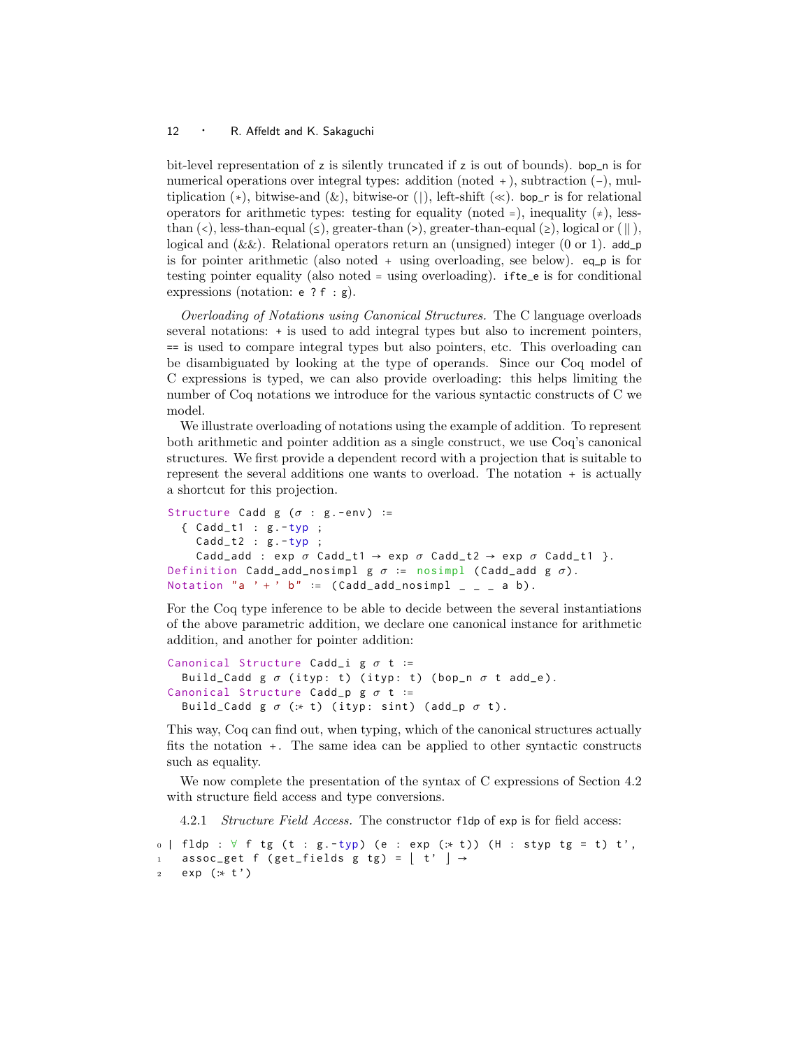bit-level representation of `z` is silently truncated if `z` is out of bounds). `bop_n` is for numerical operations over integral types: addition (noted `+`), subtraction (−), multiplication (∗), bitwise-and (&), bitwise-or (|), left-shift (≪). `bop_r` is for relational operators for arithmetic types: testing for equality (noted `=`), inequality (≠), less-than (<), less-than-equal (≤), greater-than (>), greater-than-equal (≥), logical or (||), logical and (&&). Relational operators return an (unsigned) integer (0 or 1). `add_p` is for pointer arithmetic (also noted `+` using overloading, see below). `eq_p` is for testing pointer equality (also noted `=` using overloading). `ifte_e` is for conditional expressions (notation: `e ? f : g`).

*Overloading of Notations using Canonical Structures.* The C language overloads several notations: `+` is used to add integral types but also to increment pointers, `==` is used to compare integral types but also pointers, etc. This overloading can be disambiguated by looking at the type of operands. Since our Coq model of C expressions is typed, we can also provide overloading: this helps limiting the number of Coq notations we introduce for the various syntactic constructs of C we model.

We illustrate overloading of notations using the example of addition. To represent both arithmetic and pointer addition as a single construct, we use Coq's canonical structures. We first provide a dependent record with a projection that is suitable to represent the several additions one wants to overload. The notation `+` is actually a shortcut for this projection.

```
Structure Cadd g (σ : g.-env) :=
  { Cadd_t1 : g.-typ ;
    Cadd_t2 : g.-typ ;
    Cadd_add : exp σ Cadd_t1 → exp σ Cadd_t2 → exp σ Cadd_t1 }.
Definition Cadd_add_nosimpl g σ := nosimpl (Cadd_add g σ).
Notation "a '+' b" := (Cadd_add_nosimpl _ _ _ a b).
```

For the Coq type inference to be able to decide between the several instantiations of the above parametric addition, we declare one canonical instance for arithmetic addition, and another for pointer addition:

```
Canonical Structure Cadd_i g σ t :=
  Build_Cadd g σ (ityp: t) (ityp: t) (bop_n σ t add_e).
Canonical Structure Cadd_p g σ t :=
  Build_Cadd g σ (:* t) (ityp: sint) (add_p σ t).
```

This way, Coq can find out, when typing, which of the canonical structures actually fits the notation `+`. The same idea can be applied to other syntactic constructs such as equality.

We now complete the presentation of the syntax of C expressions of Section 4.2 with structure field access and type conversions.

4.2.1 *Structure Field Access.* The constructor `fldp` of `exp` is for field access:

```
0 | fldp : ∀ f tg (t : g.-typ) (e : exp (:* t)) (H : styp tg = t) t',
1   assoc_get f (get_fields g tg) = ⌊ t' ⌋ →
2   exp (:* t')
```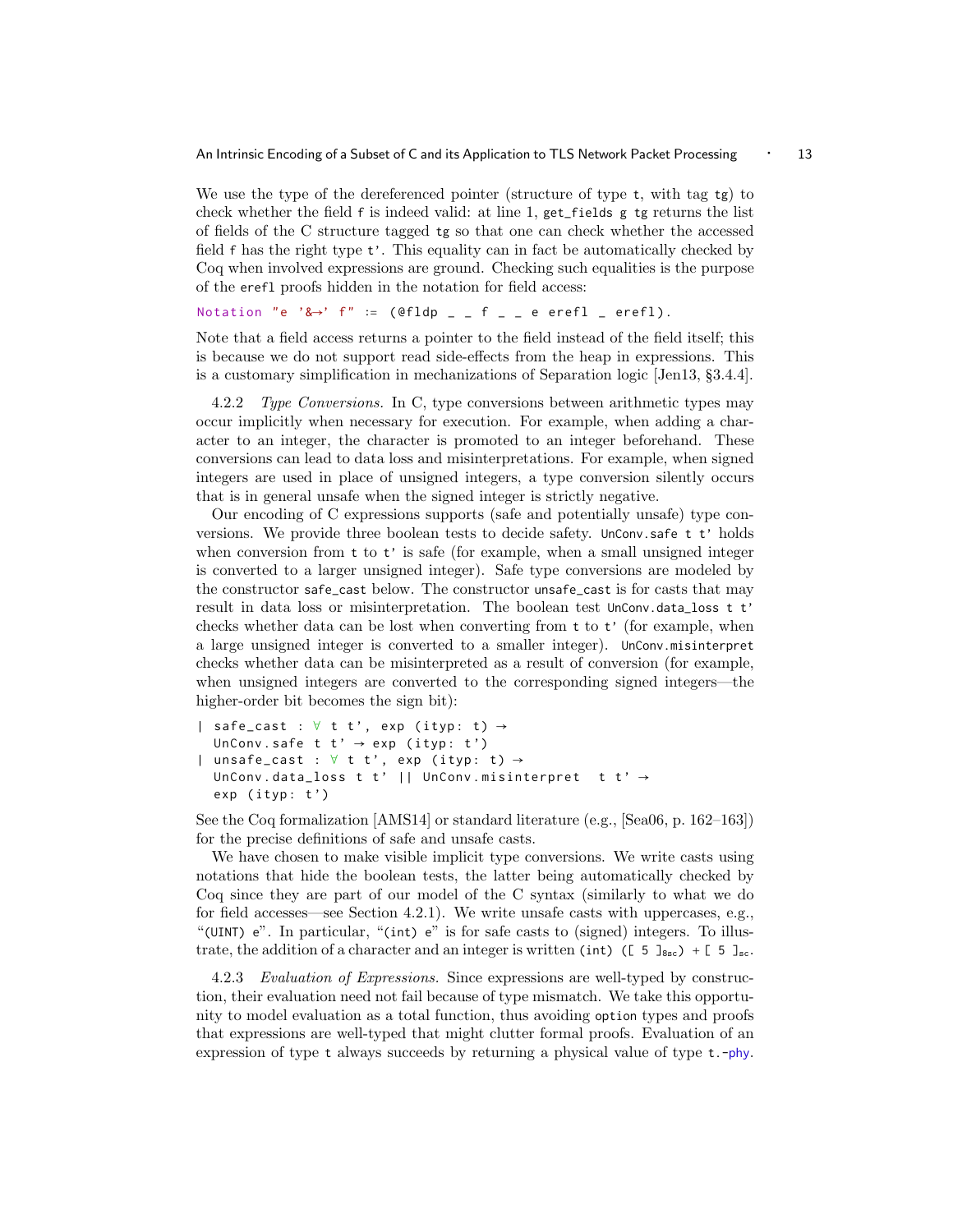We use the type of the dereferenced pointer (structure of type `t`, with tag `tg`) to check whether the field `f` is indeed valid: at line 1, `get_fields g tg` returns the list of fields of the C structure tagged `tg` so that one can check whether the accessed field `f` has the right type `t'`. This equality can in fact be automatically checked by Coq when involved expressions are ground. Checking such equalities is the purpose of the `erefl` proofs hidden in the notation for field access:

```
Notation "e '&→' f" := (@fldp _ _ f _ _ e erefl _ erefl).
```

Note that a field access returns a pointer to the field instead of the field itself; this is because we do not support read side-effects from the heap in expressions. This is a customary simplification in mechanizations of Separation logic [Jen13, §3.4.4].

4.2.2 *Type Conversions.* In C, type conversions between arithmetic types may occur implicitly when necessary for execution. For example, when adding a character to an integer, the character is promoted to an integer beforehand. These conversions can lead to data loss and misinterpretations. For example, when signed integers are used in place of unsigned integers, a type conversion silently occurs that is in general unsafe when the signed integer is strictly negative.

Our encoding of C expressions supports (safe and potentially unsafe) type conversions. We provide three boolean tests to decide safety. `UnConv.safe t t'` holds when conversion from `t` to `t'` is safe (for example, when a small unsigned integer is converted to a larger unsigned integer). Safe type conversions are modeled by the constructor `safe_cast` below. The constructor `unsafe_cast` is for casts that may result in data loss or misinterpretation. The boolean test `UnConv.data_loss t t'` checks whether data can be lost when converting from `t` to `t'` (for example, when a large unsigned integer is converted to a smaller integer). `UnConv.misinterpret` checks whether data can be misinterpreted as a result of conversion (for example, when unsigned integers are converted to the corresponding signed integers—the higher-order bit becomes the sign bit):

```
| safe_cast : ∀ t t', exp (ityp: t) →
  UnConv.safe t t' → exp (ityp: t')
| unsafe_cast : ∀ t t', exp (ityp: t) →
  UnConv.data_loss t t' || UnConv.misinterpret  t t' →
  exp (ityp: t')
```

See the Coq formalization [AMS14] or standard literature (e.g., [Sea06, p. 162–163]) for the precise definitions of safe and unsafe casts.

We have chosen to make visible implicit type conversions. We write casts using notations that hide the boolean tests, the latter being automatically checked by Coq since they are part of our model of the C syntax (similarly to what we do for field accesses—see Section 4.2.1). We write unsafe casts with uppercases, e.g., "`(UINT) e`". In particular, "`(int) e`" is for safe casts to (signed) integers. To illustrate, the addition of a character and an integer is written `(int) ([ 5 ]`$_{8sc}$`) + [ 5 ]`$_{sc}$.

4.2.3 *Evaluation of Expressions.* Since expressions are well-typed by construction, their evaluation need not fail because of type mismatch. We take this opportunity to model evaluation as a total function, thus avoiding `option` types and proofs that expressions are well-typed that might clutter formal proofs. Evaluation of an expression of type `t` always succeeds by returning a physical value of type `t.-phy`.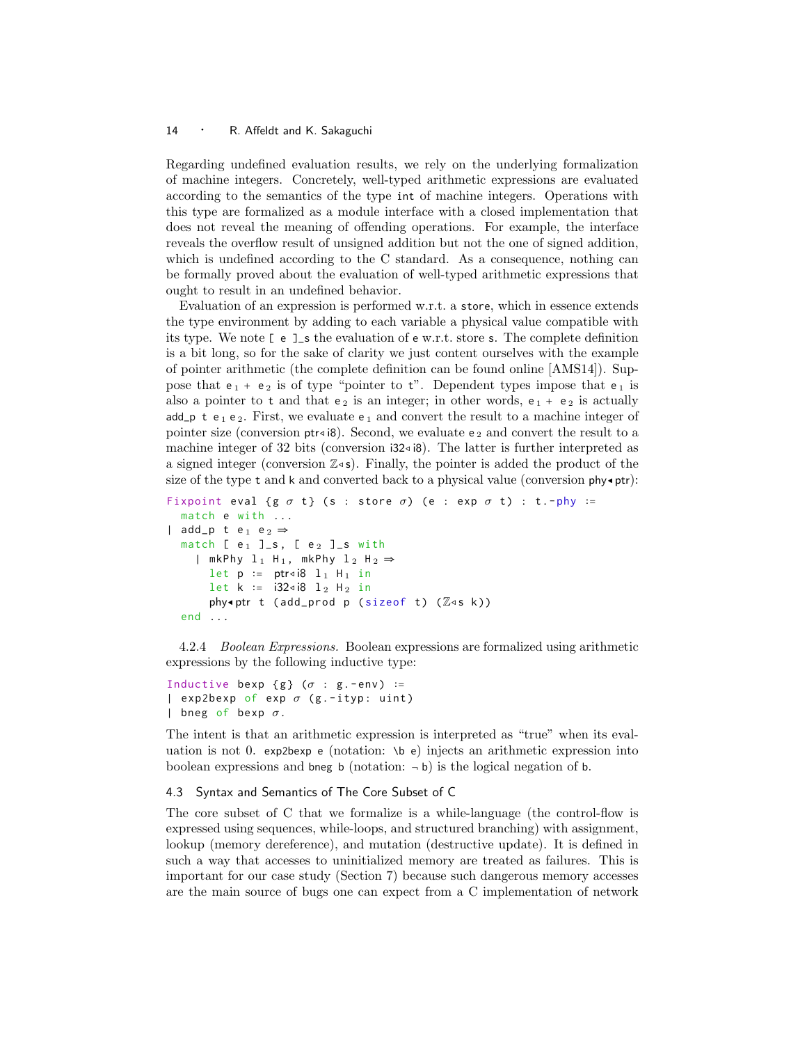Regarding undefined evaluation results, we rely on the underlying formalization of machine integers. Concretely, well-typed arithmetic expressions are evaluated according to the semantics of the type `int` of machine integers. Operations with this type are formalized as a module interface with a closed implementation that does not reveal the meaning of offending operations. For example, the interface reveals the overflow result of unsigned addition but not the one of signed addition, which is undefined according to the C standard. As a consequence, nothing can be formally proved about the evaluation of well-typed arithmetic expressions that ought to result in an undefined behavior.

Evaluation of an expression is performed w.r.t. a `store`, which in essence extends the type environment by adding to each variable a physical value compatible with its type. We note `[ e ]_s` the evaluation of `e` w.r.t. store `s`. The complete definition is a bit long, so for the sake of clarity we just content ourselves with the example of pointer arithmetic (the complete definition can be found online [AMS14]). Suppose that $e_1$ + $e_2$ is of type "pointer to t". Dependent types impose that $e_1$ is also a pointer to t and that $e_2$ is an integer; in other words, $e_1$ + $e_2$ is actually `add_p t` $e_1$ $e_2$. First, we evaluate $e_1$ and convert the result to a machine integer of pointer size (conversion `ptr◃i8`). Second, we evaluate $e_2$ and convert the result to a machine integer of 32 bits (conversion `i32◃i8`). The latter is further interpreted as a signed integer (conversion `ℤ◃s`). Finally, the pointer is added the product of the size of the type `t` and `k` and converted back to a physical value (conversion `phy◂ptr`):

```
Fixpoint eval {g σ t} (s : store σ) (e : exp σ t) : t.-phy :=
  match e with ...
| add_p t e₁ e₂ ⇒
  match [ e₁ ]_s, [ e₂ ]_s with
    | mkPhy l₁ H₁, mkPhy l₂ H₂ ⇒
      let p := ptr◃i8 l₁ H₁ in
      let k := i32◃i8 l₂ H₂ in
      phy◂ptr t (add_prod p (sizeof t) (ℤ◃s k))
  end ...
```

4.2.4 *Boolean Expressions.* Boolean expressions are formalized using arithmetic expressions by the following inductive type:

```
Inductive bexp {g} (σ : g.-env) :=
| exp2bexp of exp σ (g.-ityp: uint)
| bneg of bexp σ.
```

The intent is that an arithmetic expression is interpreted as "true" when its evaluation is not 0. `exp2bexp e` (notation: `\b e`) injects an arithmetic expression into boolean expressions and `bneg b` (notation: `¬ b`) is the logical negation of `b`.

## 4.3 Syntax and Semantics of The Core Subset of C

The core subset of C that we formalize is a while-language (the control-flow is expressed using sequences, while-loops, and structured branching) with assignment, lookup (memory dereference), and mutation (destructive update). It is defined in such a way that accesses to uninitialized memory are treated as failures. This is important for our case study (Section 7) because such dangerous memory accesses are the main source of bugs one can expect from a C implementation of network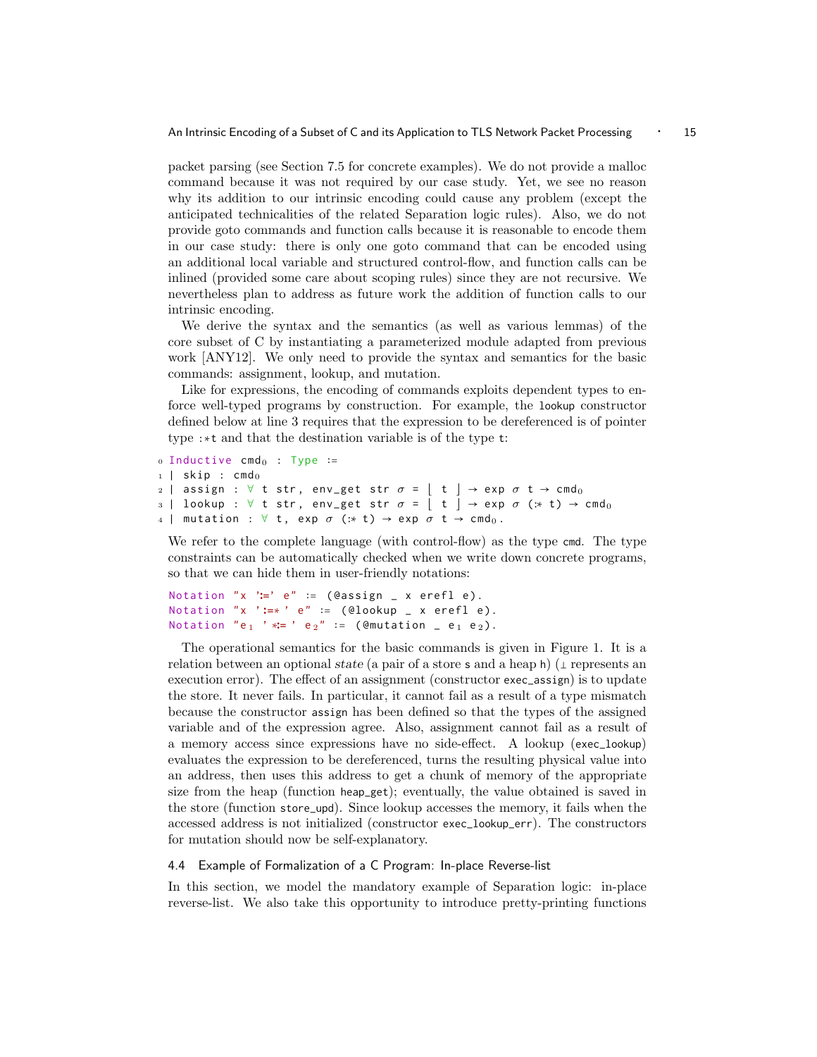packet parsing (see Section 7.5 for concrete examples). We do not provide a malloc command because it was not required by our case study. Yet, we see no reason why its addition to our intrinsic encoding could cause any problem (except the anticipated technicalities of the related Separation logic rules). Also, we do not provide goto commands and function calls because it is reasonable to encode them in our case study: there is only one goto command that can be encoded using an additional local variable and structured control-flow, and function calls can be inlined (provided some care about scoping rules) since they are not recursive. We nevertheless plan to address as future work the addition of function calls to our intrinsic encoding.

We derive the syntax and the semantics (as well as various lemmas) of the core subset of C by instantiating a parameterized module adapted from previous work [ANY12]. We only need to provide the syntax and semantics for the basic commands: assignment, lookup, and mutation.

Like for expressions, the encoding of commands exploits dependent types to enforce well-typed programs by construction. For example, the `lookup` constructor defined below at line 3 requires that the expression to be dereferenced is of pointer type `:*t` and that the destination variable is of the type `t`:

```
0 Inductive cmd0 : Type :=
1 | skip : cmd0
2 | assign : ∀ t str, env_get str σ = ⌊ t ⌋ → exp σ t → cmd0
3 | lookup : ∀ t str, env_get str σ = ⌊ t ⌋ → exp σ (:* t) → cmd0
4 | mutation : ∀ t, exp σ (:* t) → exp σ t → cmd0.
```

We refer to the complete language (with control-flow) as the type `cmd`. The type constraints can be automatically checked when we write down concrete programs, so that we can hide them in user-friendly notations:

```
Notation "x ':=' e" := (@assign _ x erefl e).
Notation "x ':=* ' e" := (@lookup _ x erefl e).
Notation "e1 ' *= ' e2" := (@mutation _ e1 e2).
```

The operational semantics for the basic commands is given in Figure 1. It is a relation between an optional *state* (a pair of a store `s` and a heap `h`) (⊥ represents an execution error). The effect of an assignment (constructor `exec_assign`) is to update the store. It never fails. In particular, it cannot fail as a result of a type mismatch because the constructor `assign` has been defined so that the types of the assigned variable and of the expression agree. Also, assignment cannot fail as a result of a memory access since expressions have no side-effect. A lookup (`exec_lookup`) evaluates the expression to be dereferenced, turns the resulting physical value into an address, then uses this address to get a chunk of memory of the appropriate size from the heap (function `heap_get`); eventually, the value obtained is saved in the store (function `store_upd`). Since lookup accesses the memory, it fails when the accessed address is not initialized (constructor `exec_lookup_err`). The constructors for mutation should now be self-explanatory.

## 4.4 Example of Formalization of a C Program: In-place Reverse-list

In this section, we model the mandatory example of Separation logic: in-place reverse-list. We also take this opportunity to introduce pretty-printing functions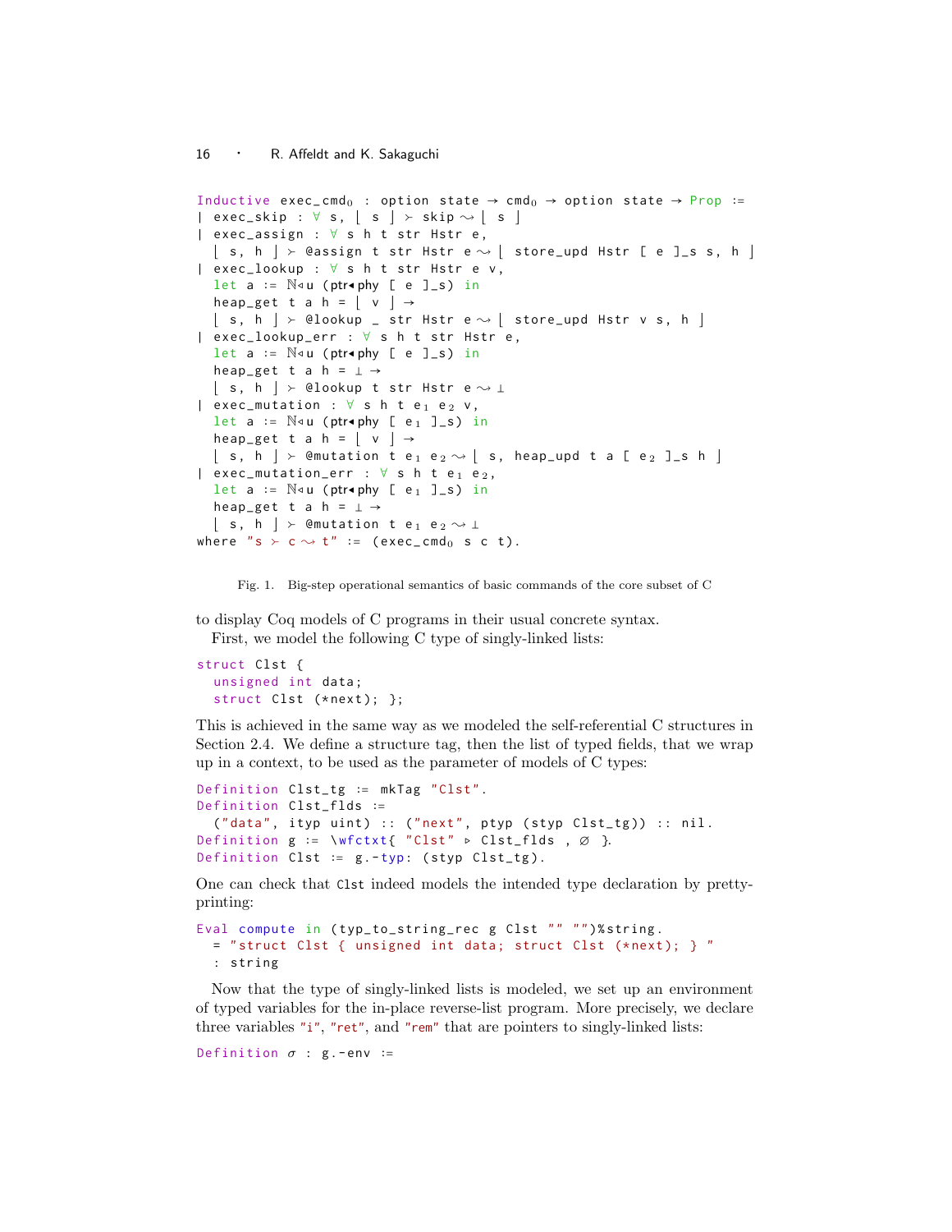```
Inductive exec_cmd₀ : option state → cmd₀ → option state → Prop :=
| exec_skip : ∀ s, ⌊ s ⌋ ≻ skip ⇝ ⌊ s ⌋
| exec_assign : ∀ s h t str Hstr e,
  ⌊ s, h ⌋ ≻ @assign t str Hstr e ⇝ ⌊ store_upd Hstr [ e ]_s s, h ⌋
| exec_lookup : ∀ s h t str Hstr e v,
  let a := ℕ◃u (ptr◂phy [ e ]_s) in
  heap_get t a h = ⌊ v ⌋ →
  ⌊ s, h ⌋ ≻ @lookup _ str Hstr e ⇝ ⌊ store_upd Hstr v s, h ⌋
| exec_lookup_err : ∀ s h t str Hstr e,
  let a := ℕ◃u (ptr◂phy [ e ]_s) in
  heap_get t a h = ⊥ →
  ⌊ s, h ⌋ ≻ @lookup t str Hstr e ⇝ ⊥
| exec_mutation : ∀ s h t e₁ e₂ v,
  let a := ℕ◃u (ptr◂phy [ e₁ ]_s) in
  heap_get t a h = ⌊ v ⌋ →
  ⌊ s, h ⌋ ≻ @mutation t e₁ e₂ ⇝ ⌊ s, heap_upd t a [ e₂ ]_s h ⌋
| exec_mutation_err : ∀ s h t e₁ e₂,
  let a := ℕ◃u (ptr◂phy [ e₁ ]_s) in
  heap_get t a h = ⊥ →
  ⌊ s, h ⌋ ≻ @mutation t e₁ e₂ ⇝ ⊥
where "s ≻ c ⇝ t" := (exec_cmd₀ s c t).
```

Fig. 1. Big-step operational semantics of basic commands of the core subset of C

to display Coq models of C programs in their usual concrete syntax.

First, we model the following C type of singly-linked lists:

```
struct Clst {
  unsigned int data;
  struct Clst (*next); };
```

This is achieved in the same way as we modeled the self-referential C structures in Section 2.4. We define a structure tag, then the list of typed fields, that we wrap up in a context, to be used as the parameter of models of C types:

```
Definition Clst_tg := mkTag "Clst".
Definition Clst_flds :=
  ("data", ityp uint) :: ("next", ptyp (styp Clst_tg)) :: nil.
Definition g := \wfctxt{ "Clst" ▹ Clst_flds , ∅ }.
Definition Clst := g.-typ: (styp Clst_tg).
```

One can check that `Clst` indeed models the intended type declaration by pretty-printing:

```
Eval compute in (typ_to_string_rec g Clst "" "")%string.
  = "struct Clst { unsigned int data; struct Clst (*next); } "
  : string
```

Now that the type of singly-linked lists is modeled, we set up an environment of typed variables for the in-place reverse-list program. More precisely, we declare three variables `"i"`, `"ret"`, and `"rem"` that are pointers to singly-linked lists:

```
Definition σ : g.-env :=
```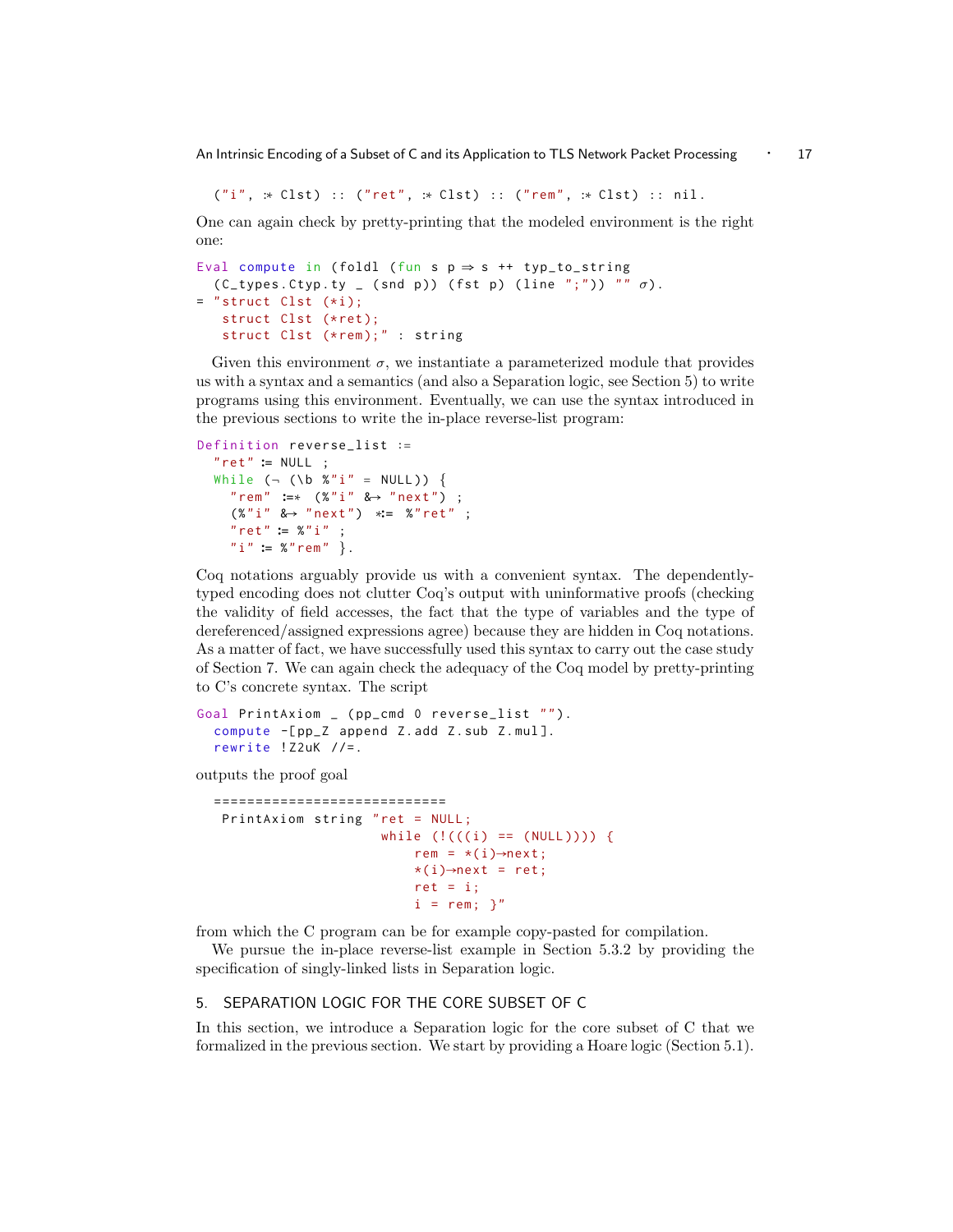```
("i", :* Clst) :: ("ret", :* Clst) :: ("rem", :* Clst) :: nil.
```

One can again check by pretty-printing that the modeled environment is the right one:

```
Eval compute in (foldl (fun s p ⇒ s ++ typ_to_string
  (C_types.Ctyp.ty _ (snd p)) (fst p) (line ";")) "" σ).
= "struct Clst (*i);
   struct Clst (*ret);
   struct Clst (*rem);" : string
```

Given this environment $\sigma$, we instantiate a parameterized module that provides us with a syntax and a semantics (and also a Separation logic, see Section 5) to write programs using this environment. Eventually, we can use the syntax introduced in the previous sections to write the in-place reverse-list program:

```
Definition reverse_list :=
  "ret" := NULL ;
  While (¬ (\b %"i" = NULL)) {
    "rem" :=* (%"i" &→ "next") ;
    (%"i" &→ "next") *:= %"ret" ;
    "ret" := %"i" ;
    "i" := %"rem" }.
```

Coq notations arguably provide us with a convenient syntax. The dependently-typed encoding does not clutter Coq's output with uninformative proofs (checking the validity of field accesses, the fact that the type of variables and the type of dereferenced/assigned expressions agree) because they are hidden in Coq notations. As a matter of fact, we have successfully used this syntax to carry out the case study of Section 7. We can again check the adequacy of the Coq model by pretty-printing to C's concrete syntax. The script

```
Goal PrintAxiom _ (pp_cmd 0 reverse_list "").
  compute -[pp_Z append Z.add Z.sub Z.mul].
  rewrite !Z2uK //=.
```

outputs the proof goal

```
  ============================
   PrintAxiom string "ret = NULL;
                      while (!(((i) == (NULL)))) {
                          rem = *(i)→next;
                          *(i)→next = ret;
                          ret = i;
                          i = rem; }"
```

from which the C program can be for example copy-pasted for compilation.

We pursue the in-place reverse-list example in Section 5.3.2 by providing the specification of singly-linked lists in Separation logic.

## 5. SEPARATION LOGIC FOR THE CORE SUBSET OF C

In this section, we introduce a Separation logic for the core subset of C that we formalized in the previous section. We start by providing a Hoare logic (Section 5.1).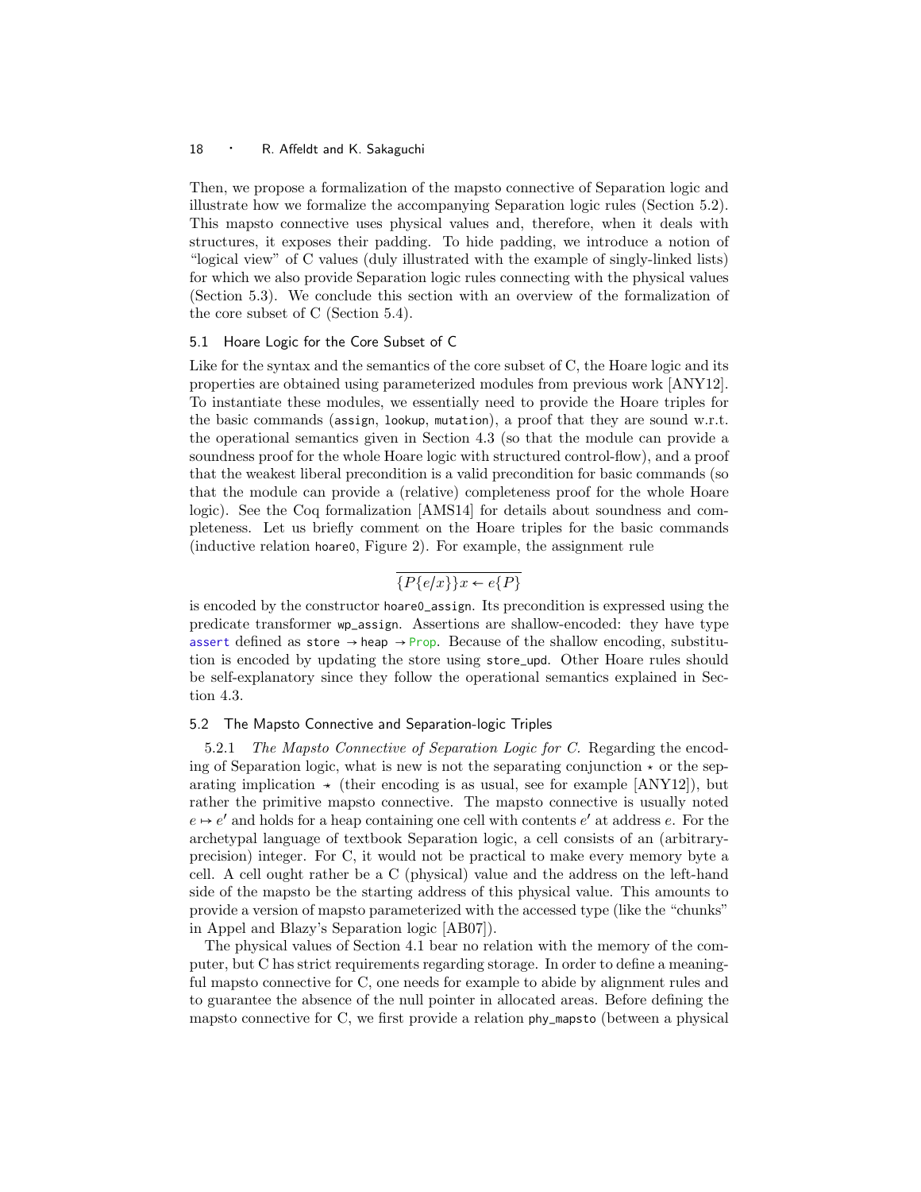Then, we propose a formalization of the mapsto connective of Separation logic and illustrate how we formalize the accompanying Separation logic rules (Section 5.2). This mapsto connective uses physical values and, therefore, when it deals with structures, it exposes their padding. To hide padding, we introduce a notion of "logical view" of C values (duly illustrated with the example of singly-linked lists) for which we also provide Separation logic rules connecting with the physical values (Section 5.3). We conclude this section with an overview of the formalization of the core subset of C (Section 5.4).

## 5.1 Hoare Logic for the Core Subset of C

Like for the syntax and the semantics of the core subset of C, the Hoare logic and its properties are obtained using parameterized modules from previous work [ANY12]. To instantiate these modules, we essentially need to provide the Hoare triples for the basic commands (`assign`, `lookup`, `mutation`), a proof that they are sound w.r.t. the operational semantics given in Section 4.3 (so that the module can provide a soundness proof for the whole Hoare logic with structured control-flow), and a proof that the weakest liberal precondition is a valid precondition for basic commands (so that the module can provide a (relative) completeness proof for the whole Hoare logic). See the Coq formalization [AMS14] for details about soundness and completeness. Let us briefly comment on the Hoare triples for the basic commands (inductive relation `hoare0`, Figure 2). For example, the assignment rule

$$\overline{\{P\{e/x\}\}x \leftarrow e\{P\}}$$

is encoded by the constructor `hoare0_assign`. Its precondition is expressed using the predicate transformer `wp_assign`. Assertions are shallow-encoded: they have type `assert` defined as `store → heap → Prop`. Because of the shallow encoding, substitution is encoded by updating the store using `store_upd`. Other Hoare rules should be self-explanatory since they follow the operational semantics explained in Section 4.3.

## 5.2 The Mapsto Connective and Separation-logic Triples

5.2.1 *The Mapsto Connective of Separation Logic for C.* Regarding the encoding of Separation logic, what is new is not the separating conjunction $\star$ or the separating implication $-\!\!\star$ (their encoding is as usual, see for example [ANY12]), but rather the primitive mapsto connective. The mapsto connective is usually noted $e \mapsto e'$ and holds for a heap containing one cell with contents $e'$ at address $e$. For the archetypal language of textbook Separation logic, a cell consists of an (arbitrary-precision) integer. For C, it would not be practical to make every memory byte a cell. A cell ought rather be a C (physical) value and the address on the left-hand side of the mapsto be the starting address of this physical value. This amounts to provide a version of mapsto parameterized with the accessed type (like the "chunks" in Appel and Blazy's Separation logic [AB07]).

The physical values of Section 4.1 bear no relation with the memory of the computer, but C has strict requirements regarding storage. In order to define a meaningful mapsto connective for C, one needs for example to abide by alignment rules and to guarantee the absence of the null pointer in allocated areas. Before defining the mapsto connective for C, we first provide a relation `phy_mapsto` (between a physical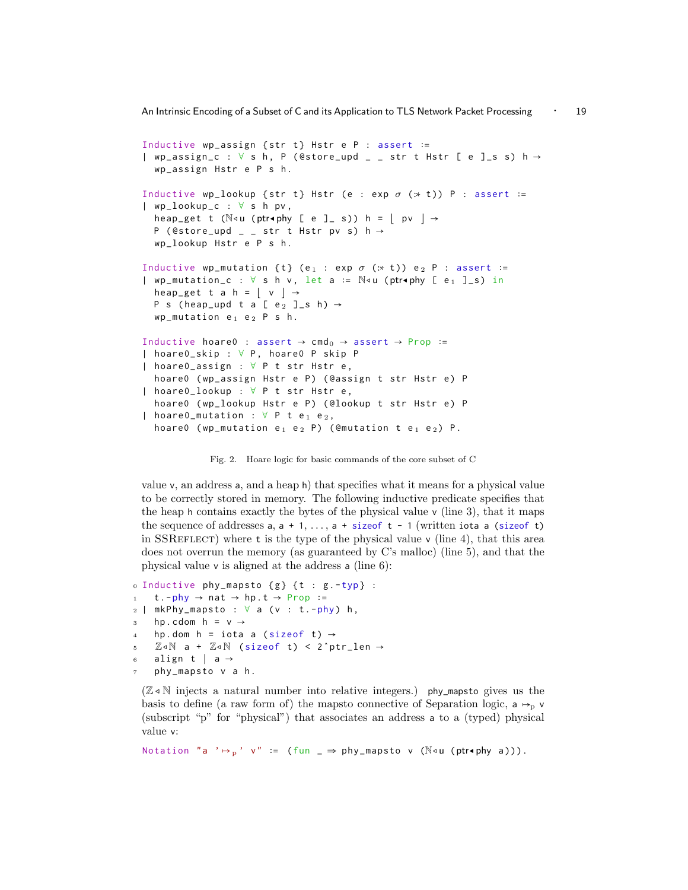```
Inductive wp_assign {str t} Hstr e P : assert :=
| wp_assign_c : ∀ s h, P (@store_upd _ _ str t Hstr [ e ]_s s) h →
  wp_assign Hstr e P s h.

Inductive wp_lookup {str t} Hstr (e : exp σ (:* t)) P : assert :=
| wp_lookup_c : ∀ s h pv,
  heap_get t (ℕ◂u (ptr◂phy [ e ]_ s)) h = ⌊ pv ⌋ →
  P (@store_upd _ _ str t Hstr pv s) h →
  wp_lookup Hstr e P s h.

Inductive wp_mutation {t} (e₁ : exp σ (:* t)) e₂ P : assert :=
| wp_mutation_c : ∀ s h v, let a := ℕ◂u (ptr◂phy [ e₁ ]_s) in
  heap_get t a h = ⌊ v ⌋ →
  P s (heap_upd t a [ e₂ ]_s h) →
  wp_mutation e₁ e₂ P s h.

Inductive hoare0 : assert → cmd₀ → assert → Prop :=
| hoare0_skip : ∀ P, hoare0 P skip P
| hoare0_assign : ∀ P t str Hstr e,
  hoare0 (wp_assign Hstr e P) (@assign t str Hstr e) P
| hoare0_lookup : ∀ P t str Hstr e,
  hoare0 (wp_lookup Hstr e P) (@lookup t str Hstr e) P
| hoare0_mutation : ∀ P t e₁ e₂,
  hoare0 (wp_mutation e₁ e₂ P) (@mutation t e₁ e₂) P.
```

Fig. 2. Hoare logic for basic commands of the core subset of C

value v, an address a, and a heap h) that specifies what it means for a physical value to be correctly stored in memory. The following inductive predicate specifies that the heap h contains exactly the bytes of the physical value v (line 3), that it maps the sequence of addresses a, a + 1, ..., a + sizeof t - 1 (written iota a (sizeof t) in SSReflect) where t is the type of the physical value v (line 4), that this area does not overrun the memory (as guaranteed by C's malloc) (line 5), and that the physical value v is aligned at the address a (line 6):

```
0 Inductive phy_mapsto {g} {t : g.-typ} :
1   t.-phy → nat → hp.t → Prop :=
2 | mkPhy_mapsto : ∀ a (v : t.-phy) h,
3   hp.cdom h = v →
4   hp.dom h = iota a (sizeof t) →
5   ℤ◂ℕ a + ℤ◂ℕ (sizeof t) < 2^ptr_len →
6   align t | a →
7   phy_mapsto v a h.
```

(ℤ◂ℕ injects a natural number into relative integers.) phy_mapsto gives us the basis to define (a raw form of) the mapsto connective of Separation logic, $a \mapsto_p v$ (subscript "p" for "physical") that associates an address a to a (typed) physical value v:

```
Notation "a '↦ₚ' v" := (fun _ ⇒ phy_mapsto v (ℕ◂u (ptr◂phy a))).
```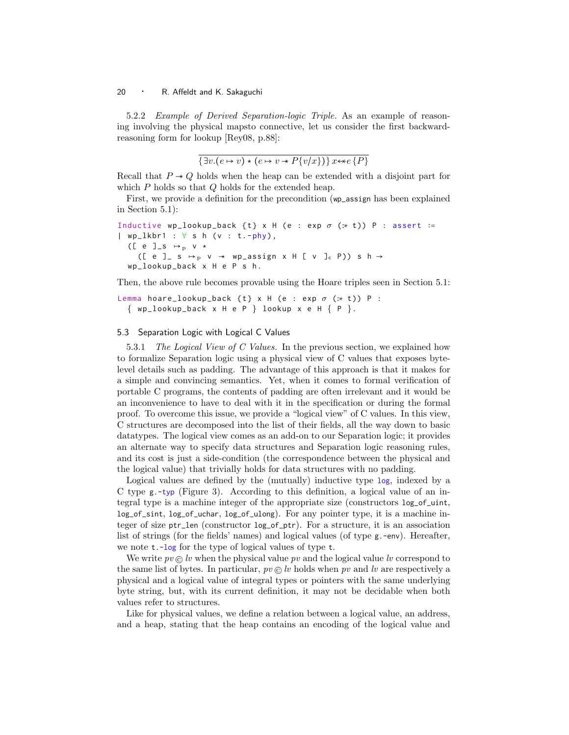5.2.2 *Example of Derived Separation-logic Triple.* As an example of reasoning involving the physical mapsto connective, let us consider the first backward-reasoning form for lookup [Rey08, p.88]:

$$\overline{\{\exists v.(e \mapsto v) \star (e \mapsto v \mathrel{-\!\!\star} P\{v/x\})\}\, x {\leftarrow\!\!*} e\, \{P\}}$$

Recall that $P \mathrel{-\!\!\star} Q$ holds when the heap can be extended with a disjoint part for which $P$ holds so that $Q$ holds for the extended heap.

First, we provide a definition for the precondition (wp_assign has been explained in Section 5.1):

```
Inductive wp_lookup_back {t} x H (e : exp σ (:* t)) P : assert :=
| wp_lkbr1 : ∀ s h (v : t.-phy),
  ([ e ]_s ↦p v ⋆
    ([ e ]_ s ↦p v -⋆ wp_assign x H [ v ]c P)) s h →
  wp_lookup_back x H e P s h.
```

Then, the above rule becomes provable using the Hoare triples seen in Section 5.1:

```
Lemma hoare_lookup_back {t} x H (e : exp σ (:* t)) P :
  { wp_lookup_back x H e P } lookup x e H { P }.
```

## 5.3 Separation Logic with Logical C Values

5.3.1 *The Logical View of C Values.* In the previous section, we explained how to formalize Separation logic using a physical view of C values that exposes byte-level details such as padding. The advantage of this approach is that it makes for a simple and convincing semantics. Yet, when it comes to formal verification of portable C programs, the contents of padding are often irrelevant and it would be an inconvenience to have to deal with it in the specification or during the formal proof. To overcome this issue, we provide a "logical view" of C values. In this view, C structures are decomposed into the list of their fields, all the way down to basic datatypes. The logical view comes as an add-on to our Separation logic; it provides an alternate way to specify data structures and Separation logic reasoning rules, and its cost is just a side-condition (the correspondence between the physical and the logical value) that trivially holds for data structures with no padding.

Logical values are defined by the (mutually) inductive type log, indexed by a C type g.-typ (Figure 3). According to this definition, a logical value of an integral type is a machine integer of the appropriate size (constructors log_of_uint, log_of_sint, log_of_uchar, log_of_ulong). For any pointer type, it is a machine integer of size ptr_len (constructor log_of_ptr). For a structure, it is an association list of strings (for the fields' names) and logical values (of type g.-env). Hereafter, we note t.-log for the type of logical values of type t.

We write $pv \circledcirc lv$ when the physical value $pv$ and the logical value $lv$ correspond to the same list of bytes. In particular, $pv \circledcirc lv$ holds when $pv$ and $lv$ are respectively a physical and a logical value of integral types or pointers with the same underlying byte string, but, with its current definition, it may not be decidable when both values refer to structures.

Like for physical values, we define a relation between a logical value, an address, and a heap, stating that the heap contains an encoding of the logical value and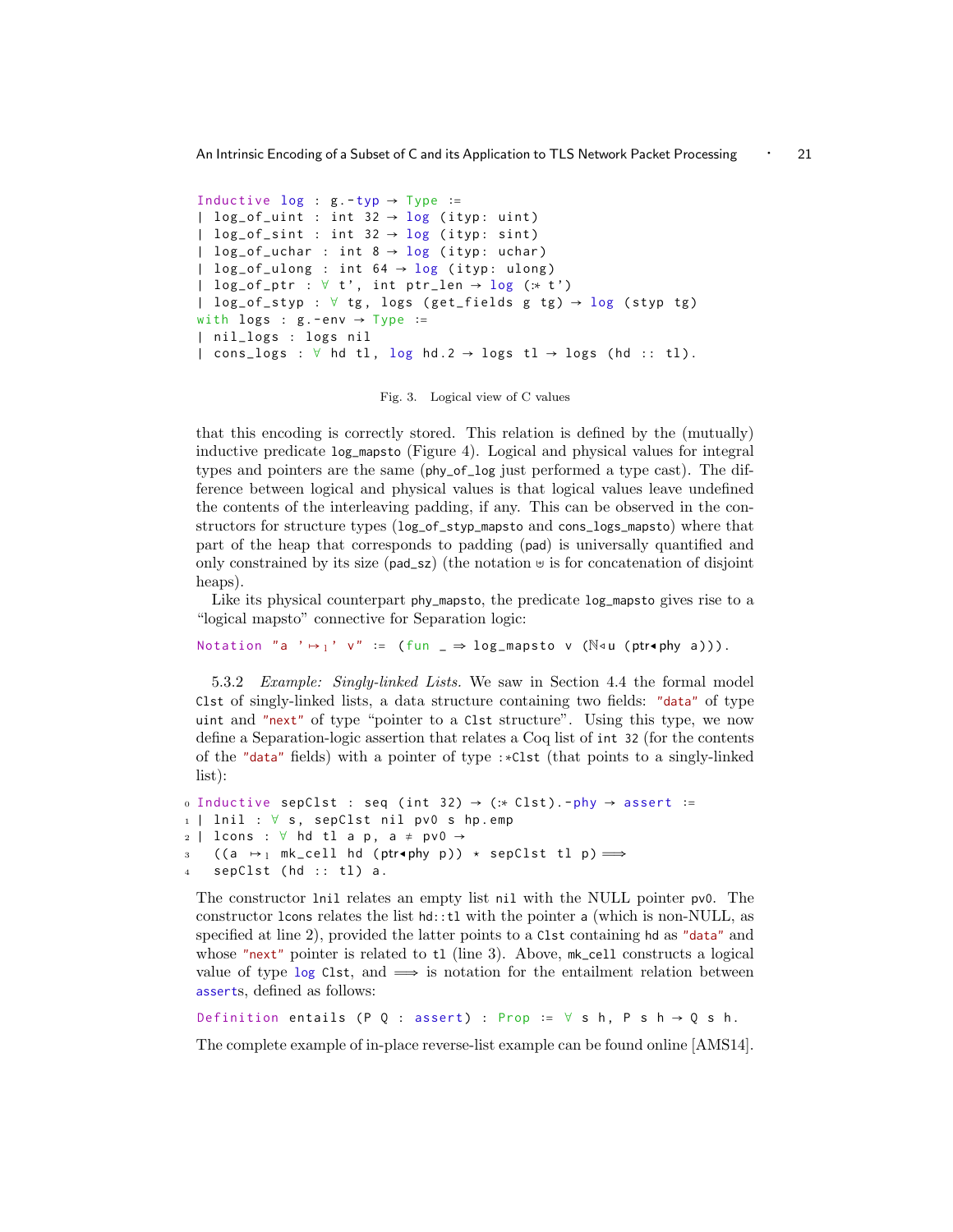```
Inductive log : g.-typ → Type :=
| log_of_uint : int 32 → log (ityp: uint)
| log_of_sint : int 32 → log (ityp: sint)
| log_of_uchar : int 8 → log (ityp: uchar)
| log_of_ulong : int 64 → log (ityp: ulong)
| log_of_ptr : ∀ t', int ptr_len → log (:* t')
| log_of_styp : ∀ tg, logs (get_fields g tg) → log (styp tg)
with logs : g.-env → Type :=
| nil_logs : logs nil
| cons_logs : ∀ hd tl, log hd.2 → logs tl → logs (hd :: tl).
```

Fig. 3. Logical view of C values

that this encoding is correctly stored. This relation is defined by the (mutually) inductive predicate `log_mapsto` (Figure 4). Logical and physical values for integral types and pointers are the same (`phy_of_log` just performed a type cast). The difference between logical and physical values is that logical values leave undefined the contents of the interleaving padding, if any. This can be observed in the constructors for structure types (`log_of_styp_mapsto` and `cons_logs_mapsto`) where that part of the heap that corresponds to padding (`pad`) is universally quantified and only constrained by its size (`pad_sz`) (the notation ⊎ is for concatenation of disjoint heaps).

Like its physical counterpart `phy_mapsto`, the predicate `log_mapsto` gives rise to a "logical mapsto" connective for Separation logic:

```
Notation "a '↦l' v" := (fun _ ⇒ log_mapsto v (ℕ◃u (ptr◂phy a))).
```

5.3.2 *Example: Singly-linked Lists.* We saw in Section 4.4 the formal model `Clst` of singly-linked lists, a data structure containing two fields: `"data"` of type `uint` and `"next"` of type "pointer to a `Clst` structure". Using this type, we now define a Separation-logic assertion that relates a Coq list of `int 32` (for the contents of the `"data"` fields) with a pointer of type `:*Clst` (that points to a singly-linked list):

```
0 Inductive sepClst : seq (int 32) → (:* Clst).-phy → assert :=
1 | lnil : ∀ s, sepClst nil pv0 s hp.emp
2 | lcons : ∀ hd tl a p, a ≠ pv0 →
3   ((a ↦l mk_cell hd (ptr◂phy p)) ⋆ sepClst tl p) ⟹
4   sepClst (hd :: tl) a.
```

The constructor `lnil` relates an empty list `nil` with the NULL pointer `pv0`. The constructor `lcons` relates the list `hd::tl` with the pointer `a` (which is non-NULL, as specified at line 2), provided the latter points to a `Clst` containing `hd` as `"data"` and whose `"next"` pointer is related to `tl` (line 3). Above, `mk_cell` constructs a logical value of type `log Clst`, and ⟹ is notation for the entailment relation between `assert`s, defined as follows:

```
Definition entails (P Q : assert) : Prop := ∀ s h, P s h → Q s h.
```

The complete example of in-place reverse-list example can be found online [AMS14].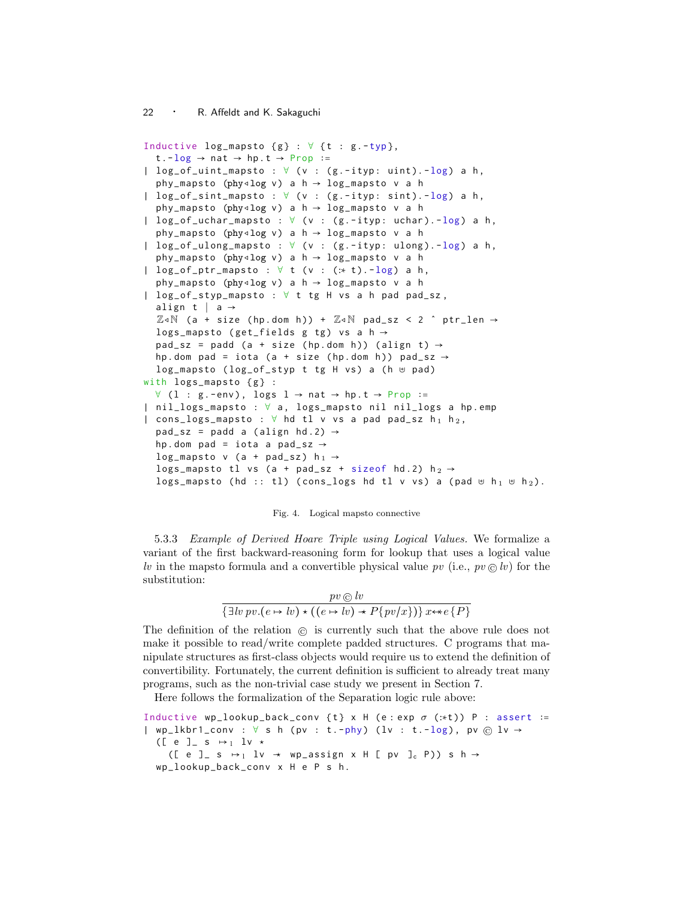```
Inductive log_mapsto {g} : ∀ {t : g.-typ},
  t.-log → nat → hp.t → Prop :=
| log_of_uint_mapsto : ∀ (v : (g.-ityp: uint).-log) a h,
  phy_mapsto (phy◁log v) a h → log_mapsto v a h
| log_of_sint_mapsto : ∀ (v : (g.-ityp: sint).-log) a h,
  phy_mapsto (phy◁log v) a h → log_mapsto v a h
| log_of_uchar_mapsto : ∀ (v : (g.-ityp: uchar).-log) a h,
  phy_mapsto (phy◁log v) a h → log_mapsto v a h
| log_of_ulong_mapsto : ∀ (v : (g.-ityp: ulong).-log) a h,
  phy_mapsto (phy◁log v) a h → log_mapsto v a h
| log_of_ptr_mapsto : ∀ t (v : (:* t).-log) a h,
  phy_mapsto (phy◁log v) a h → log_mapsto v a h
| log_of_styp_mapsto : ∀ t tg H vs a h pad pad_sz,
  align t | a →
  ℤ◁ℕ (a + size (hp.dom h)) + ℤ◁ℕ pad_sz < 2 ^ ptr_len →
  logs_mapsto (get_fields g tg) vs a h →
  pad_sz = padd (a + size (hp.dom h)) (align t) →
  hp.dom pad = iota (a + size (hp.dom h)) pad_sz →
  log_mapsto (log_of_styp t tg H vs) a (h ⊎ pad)
with logs_mapsto {g} :
  ∀ (l : g.-env), logs l → nat → hp.t → Prop :=
| nil_logs_mapsto : ∀ a, logs_mapsto nil nil_logs a hp.emp
| cons_logs_mapsto : ∀ hd tl v vs a pad pad_sz h₁ h₂,
  pad_sz = padd a (align hd.2) →
  hp.dom pad = iota a pad_sz →
  log_mapsto v (a + pad_sz) h₁ →
  logs_mapsto tl vs (a + pad_sz + sizeof hd.2) h₂ →
  logs_mapsto (hd :: tl) (cons_logs hd tl v vs) a (pad ⊎ h₁ ⊎ h₂).
```

Fig. 4. Logical mapsto connective

5.3.3 *Example of Derived Hoare Triple using Logical Values.* We formalize a variant of the first backward-reasoning form for lookup that uses a logical value $lv$ in the mapsto formula and a convertible physical value $pv$ (i.e., $pv \circledcirc lv$) for the substitution:

$$\frac{pv \circledcirc lv}{\{\exists lv\, pv.(e \mapsto lv) \star ((e \mapsto lv) \twoheadrightarrow P\{pv/x\})\}\, x \leftarrow\!\!* e\, \{P\}}$$

The definition of the relation $\circledcirc$ is currently such that the above rule does not make it possible to read/write complete padded structures. C programs that manipulate structures as first-class objects would require us to extend the definition of convertibility. Fortunately, the current definition is sufficient to already treat many programs, such as the non-trivial case study we present in Section 7.

Here follows the formalization of the Separation logic rule above:

```
Inductive wp_lookup_back_conv {t} x H (e : exp σ (:*t)) P : assert :=
| wp_lkbr1_conv : ∀ s h (pv : t.-phy) (lv : t.-log), pv © lv →
  ([ e ]_ s ↦₁ lv ⋆
    ([ e ]_ s ↦₁ lv -⋆ wp_assign x H [ pv ]c P)) s h →
  wp_lookup_back_conv x H e P s h.
```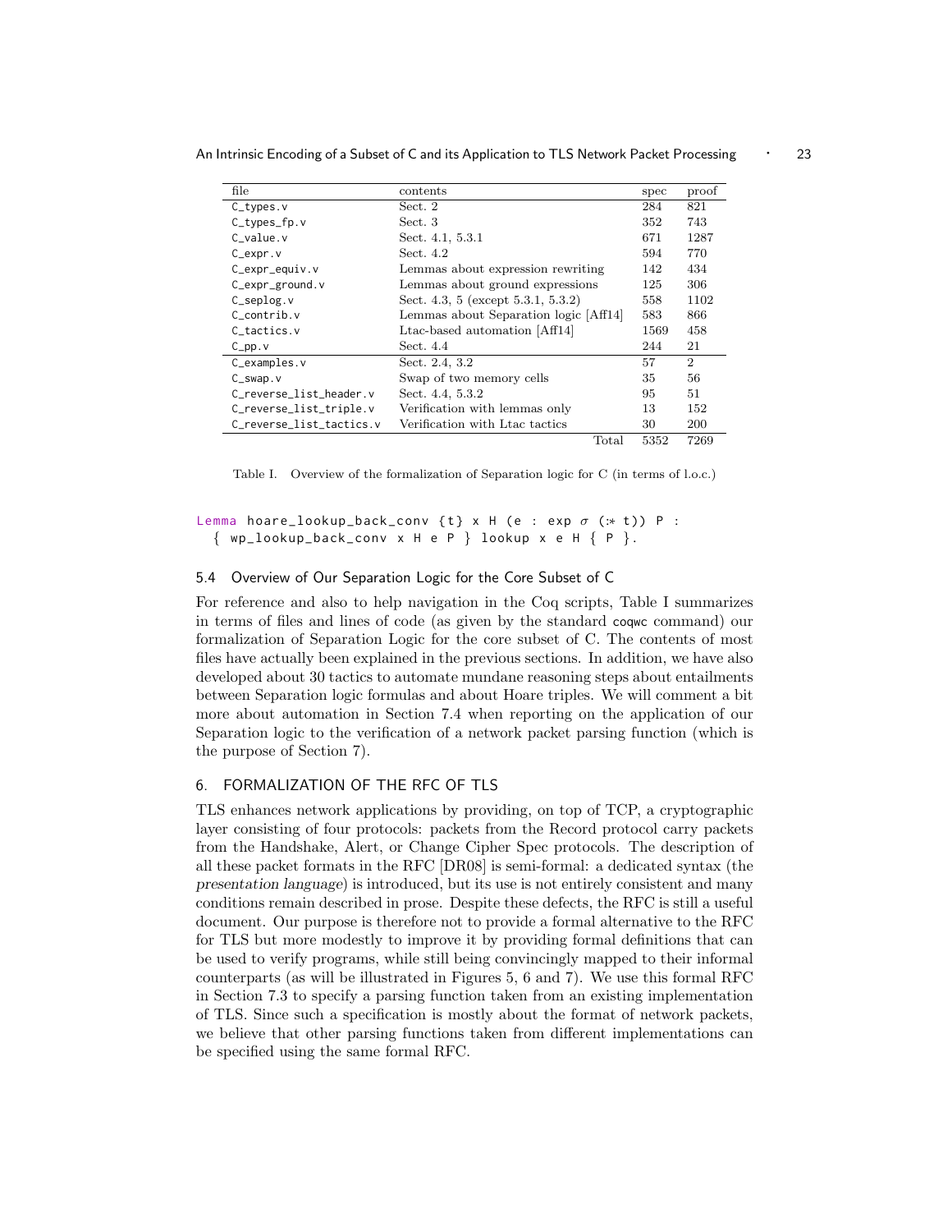| file | contents | spec | proof |
|---|---|---|---|
| C_types.v | Sect. 2 | 284 | 821 |
| C_types_fp.v | Sect. 3 | 352 | 743 |
| C_value.v | Sect. 4.1, 5.3.1 | 671 | 1287 |
| C_expr.v | Sect. 4.2 | 594 | 770 |
| C_expr_equiv.v | Lemmas about expression rewriting | 142 | 434 |
| C_expr_ground.v | Lemmas about ground expressions | 125 | 306 |
| C_seplog.v | Sect. 4.3, 5 (except 5.3.1, 5.3.2) | 558 | 1102 |
| C_contrib.v | Lemmas about Separation logic [Aff14] | 583 | 866 |
| C_tactics.v | Ltac-based automation [Aff14] | 1569 | 458 |
| C_pp.v | Sect. 4.4 | 244 | 21 |
| C_examples.v | Sect. 2.4, 3.2 | 57 | 2 |
| C_swap.v | Swap of two memory cells | 35 | 56 |
| C_reverse_list_header.v | Sect. 4.4, 5.3.2 | 95 | 51 |
| C_reverse_list_triple.v | Verification with lemmas only | 13 | 152 |
| C_reverse_list_tactics.v | Verification with Ltac tactics | 30 | 200 |
| | Total | 5352 | 7269 |

Table I. Overview of the formalization of Separation logic for C (in terms of l.o.c.)

```
Lemma hoare_lookup_back_conv {t} x H (e : exp σ (:* t)) P :
  { wp_lookup_back_conv x H e P } lookup x e H { P }.
```

### 5.4 Overview of Our Separation Logic for the Core Subset of C

For reference and also to help navigation in the Coq scripts, Table I summarizes in terms of files and lines of code (as given by the standard coqwc command) our formalization of Separation Logic for the core subset of C. The contents of most files have actually been explained in the previous sections. In addition, we have also developed about 30 tactics to automate mundane reasoning steps about entailments between Separation logic formulas and about Hoare triples. We will comment a bit more about automation in Section 7.4 when reporting on the application of our Separation logic to the verification of a network packet parsing function (which is the purpose of Section 7).

## 6. FORMALIZATION OF THE RFC OF TLS

TLS enhances network applications by providing, on top of TCP, a cryptographic layer consisting of four protocols: packets from the Record protocol carry packets from the Handshake, Alert, or Change Cipher Spec protocols. The description of all these packet formats in the RFC [DR08] is semi-formal: a dedicated syntax (the *presentation language*) is introduced, but its use is not entirely consistent and many conditions remain described in prose. Despite these defects, the RFC is still a useful document. Our purpose is therefore not to provide a formal alternative to the RFC for TLS but more modestly to improve it by providing formal definitions that can be used to verify programs, while still being convincingly mapped to their informal counterparts (as will be illustrated in Figures 5, 6 and 7). We use this formal RFC in Section 7.3 to specify a parsing function taken from an existing implementation of TLS. Since such a specification is mostly about the format of network packets, we believe that other parsing functions taken from different implementations can be specified using the same formal RFC.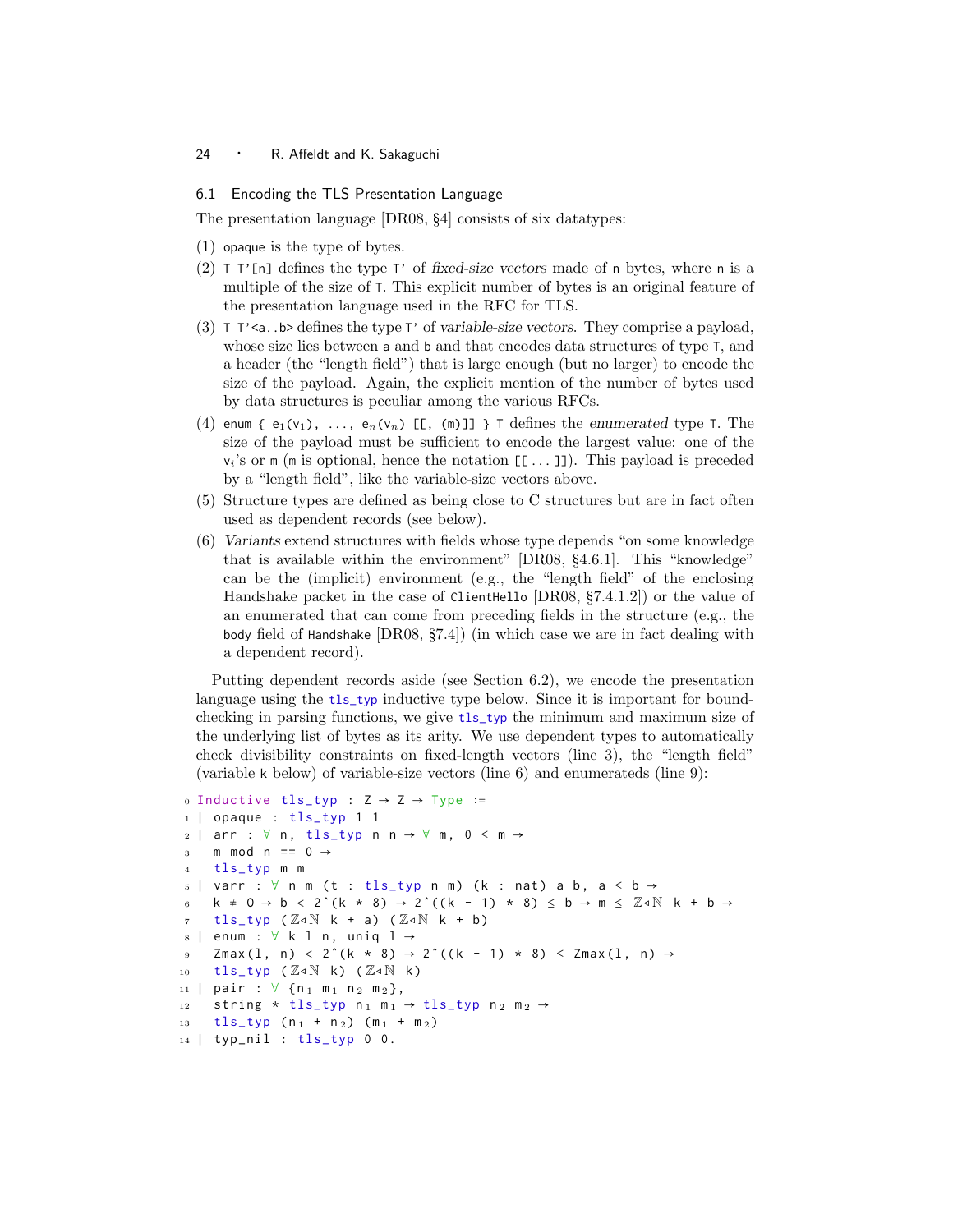## 6.1 Encoding the TLS Presentation Language

The presentation language [DR08, §4] consists of six datatypes:

1. `opaque` is the type of bytes.
2. `T T'[n]` defines the type `T'` of *fixed-size vectors* made of `n` bytes, where `n` is a multiple of the size of `T`. This explicit number of bytes is an original feature of the presentation language used in the RFC for TLS.
3. `T T'<a..b>` defines the type `T'` of *variable-size vectors*. They comprise a payload, whose size lies between `a` and `b` and that encodes data structures of type `T`, and a header (the "length field") that is large enough (but no larger) to encode the size of the payload. Again, the explicit mention of the number of bytes used by data structures is peculiar among the various RFCs.
4. `enum { e1(v1), ..., en(vn) [[, (m)]] } T` defines the *enumerated* type `T`. The size of the payload must be sufficient to encode the largest value: one of the $v_i$'s or `m` (`m` is optional, hence the notation `[[...]]`). This payload is preceded by a "length field", like the variable-size vectors above.
5. Structure types are defined as being close to C structures but are in fact often used as dependent records (see below).
6. *Variants* extend structures with fields whose type depends "on some knowledge that is available within the environment" [DR08, §4.6.1]. This "knowledge" can be the (implicit) environment (e.g., the "length field" of the enclosing Handshake packet in the case of `ClientHello` [DR08, §7.4.1.2]) or the value of an enumerated that can come from preceding fields in the structure (e.g., the `body` field of `Handshake` [DR08, §7.4]) (in which case we are in fact dealing with a dependent record).

Putting dependent records aside (see Section 6.2), we encode the presentation language using the `tls_typ` inductive type below. Since it is important for bound-checking in parsing functions, we give `tls_typ` the minimum and maximum size of the underlying list of bytes as its arity. We use dependent types to automatically check divisibility constraints on fixed-length vectors (line 3), the "length field" (variable `k` below) of variable-size vectors (line 6) and enumerateds (line 9):

```
0  Inductive tls_typ : Z → Z → Type :=
1  | opaque : tls_typ 1 1
2  | arr : ∀ n, tls_typ n n → ∀ m, 0 ≤ m →
3    m mod n == 0 →
4    tls_typ m m
5  | varr : ∀ n m (t : tls_typ n m) (k : nat) a b, a ≤ b →
6    k ≠ 0 → b < 2^(k * 8) → 2^((k - 1) * 8) ≤ b → m ≤ Z◁N k + b →
7    tls_typ (Z◁N k + a) (Z◁N k + b)
8  | enum : ∀ k l n, uniq l →
9    Zmax(l, n) < 2^(k * 8) → 2^((k - 1) * 8) ≤ Zmax(l, n) →
10   tls_typ (Z◁N k) (Z◁N k)
11 | pair : ∀ {n1 m1 n2 m2},
12   string * tls_typ n1 m1 → tls_typ n2 m2 →
13   tls_typ (n1 + n2) (m1 + m2)
14 | typ_nil : tls_typ 0 0.
```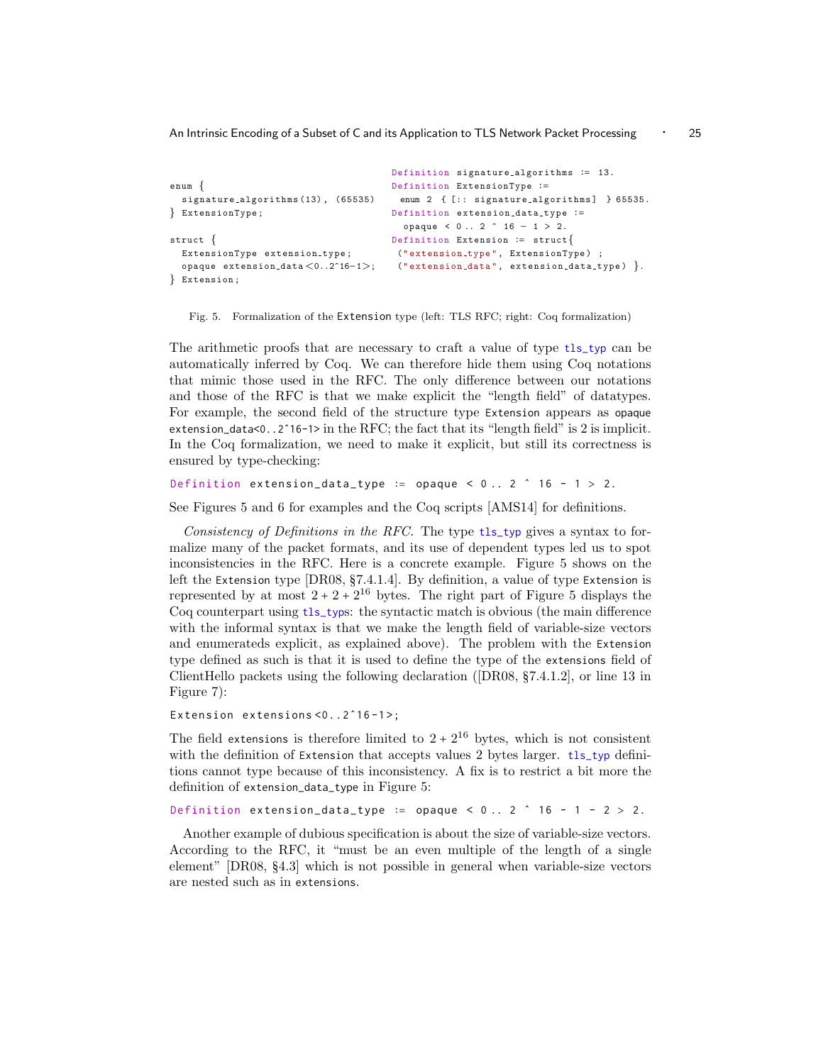```
enum {
  signature_algorithms(13), (65535)
} ExtensionType;

struct {
  ExtensionType extension_type;
  opaque extension_data<0..2^16-1>;
} Extension;
```

```
Definition signature_algorithms := 13.
Definition ExtensionType :=
  enum 2 { [:: signature_algorithms] } 65535.
Definition extension_data_type :=
   opaque < 0 .. 2 ^ 16 - 1 > 2.
Definition Extension := struct{
  ("extension_type", ExtensionType) ;
  ("extension_data", extension_data_type) }.
```

Fig. 5. Formalization of the Extension type (left: TLS RFC; right: Coq formalization)

The arithmetic proofs that are necessary to craft a value of type `tls_typ` can be automatically inferred by Coq. We can therefore hide them using Coq notations that mimic those used in the RFC. The only difference between our notations and those of the RFC is that we make explicit the "length field" of datatypes. For example, the second field of the structure type `Extension` appears as `opaque extension_data<0..2^16-1>` in the RFC; the fact that its "length field" is 2 is implicit. In the Coq formalization, we need to make it explicit, but still its correctness is ensured by type-checking:

```
Definition extension_data_type := opaque < 0 .. 2 ^ 16 - 1 > 2.
```

See Figures 5 and 6 for examples and the Coq scripts [AMS14] for definitions.

*Consistency of Definitions in the RFC.* The type `tls_typ` gives a syntax to formalize many of the packet formats, and its use of dependent types led us to spot inconsistencies in the RFC. Here is a concrete example. Figure 5 shows on the left the `Extension` type [DR08, §7.4.1.4]. By definition, a value of type `Extension` is represented by at most $2 + 2 + 2^{16}$ bytes. The right part of Figure 5 displays the Coq counterpart using `tls_typ`s: the syntactic match is obvious (the main difference with the informal syntax is that we make the length field of variable-size vectors and enumerateds explicit, as explained above). The problem with the `Extension` type defined as such is that it is used to define the type of the `extensions` field of ClientHello packets using the following declaration ([DR08, §7.4.1.2], or line 13 in Figure 7):

```
Extension extensions<0..2^16-1>;
```

The field `extensions` is therefore limited to $2 + 2^{16}$ bytes, which is not consistent with the definition of `Extension` that accepts values 2 bytes larger. `tls_typ` definitions cannot type because of this inconsistency. A fix is to restrict a bit more the definition of `extension_data_type` in Figure 5:

```
Definition extension_data_type := opaque < 0 .. 2 ^ 16 - 1 - 2 > 2.
```

Another example of dubious specification is about the size of variable-size vectors. According to the RFC, it "must be an even multiple of the length of a single element" [DR08, §4.3] which is not possible in general when variable-size vectors are nested such as in `extensions`.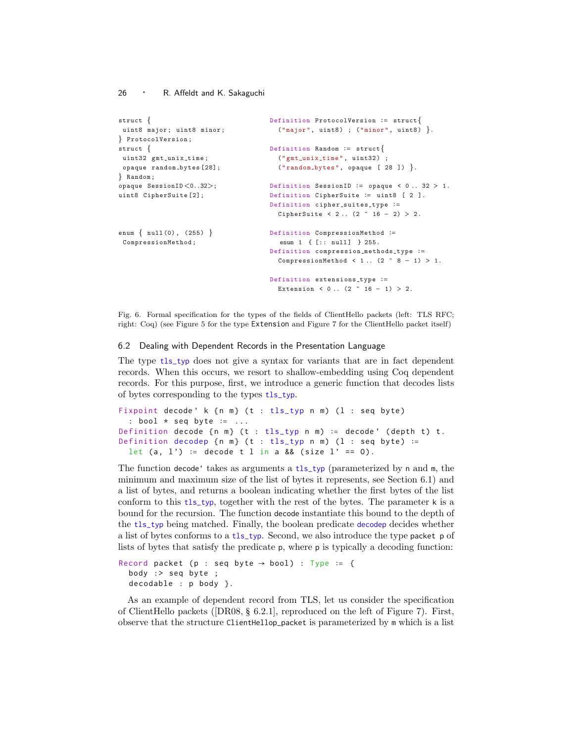The figure shows TLS RFC declarations (left) alongside Coq definitions (right):

```
struct {                                Definition ProtocolVersion := struct{
 uint8 major; uint8 minor;                ("major", uint8) ; ("minor", uint8) }.
} ProtocolVersion;
struct {                                Definition Random := struct{
 uint32 gmt_unix_time;                    ("gmt_unix_time", uint32) ;
 opaque random_bytes[28];                 ("random_bytes", opaque [ 28 ]) }.
} Random;
opaque SessionID<0..32>;                Definition SessionID := opaque < 0 .. 32 > 1.
uint8 CipherSuite[2];                   Definition CipherSuite := uint8 [ 2 ].
                                        Definition cipher_suites_type :=
                                          CipherSuite < 2 .. (2 ^ 16 - 2) > 2.

enum { null(0), (255) }                 Definition CompressionMethod :=
 CompressionMethod;                       enum 1 { [:: null] } 255.
                                        Definition compression_methods_type :=
                                          CompressionMethod < 1 .. (2 ^ 8 - 1) > 1.

                                        Definition extensions_type :=
                                          Extension < 0 .. (2 ^ 16 - 1) > 2.
```

Fig. 6. Formal specification for the types of the fields of ClientHello packets (left: TLS RFC; right: Coq) (see Figure 5 for the type Extension and Figure 7 for the ClientHello packet itself)

### 6.2 Dealing with Dependent Records in the Presentation Language

The type tls_typ does not give a syntax for variants that are in fact dependent records. When this occurs, we resort to shallow-embedding using Coq dependent records. For this purpose, first, we introduce a generic function that decodes lists of bytes corresponding to the types tls_typ.

```
Fixpoint decode' k {n m} (t : tls_typ n m) (l : seq byte)
  : bool * seq byte := ...
Definition decode {n m} (t : tls_typ n m) := decode' (depth t) t.
Definition decodep {n m} (t : tls_typ n m) (l : seq byte) :=
  let (a, l') := decode t l in a && (size l' == 0).
```

The function decode' takes as arguments a tls_typ (parameterized by n and m, the minimum and maximum size of the list of bytes it represents, see Section 6.1) and a list of bytes, and returns a boolean indicating whether the first bytes of the list conform to this tls_typ, together with the rest of the bytes. The parameter k is a bound for the recursion. The function decode instantiate this bound to the depth of the tls_typ being matched. Finally, the boolean predicate decodep decides whether a list of bytes conforms to a tls_typ. Second, we also introduce the type packet p of lists of bytes that satisfy the predicate p, where p is typically a decoding function:

```
Record packet (p : seq byte → bool) : Type := {
  body :> seq byte ;
  decodable : p body }.
```

As an example of dependent record from TLS, let us consider the specification of ClientHello packets ([DR08, § 6.2.1], reproduced on the left of Figure 7). First, observe that the structure ClientHellop_packet is parameterized by m which is a list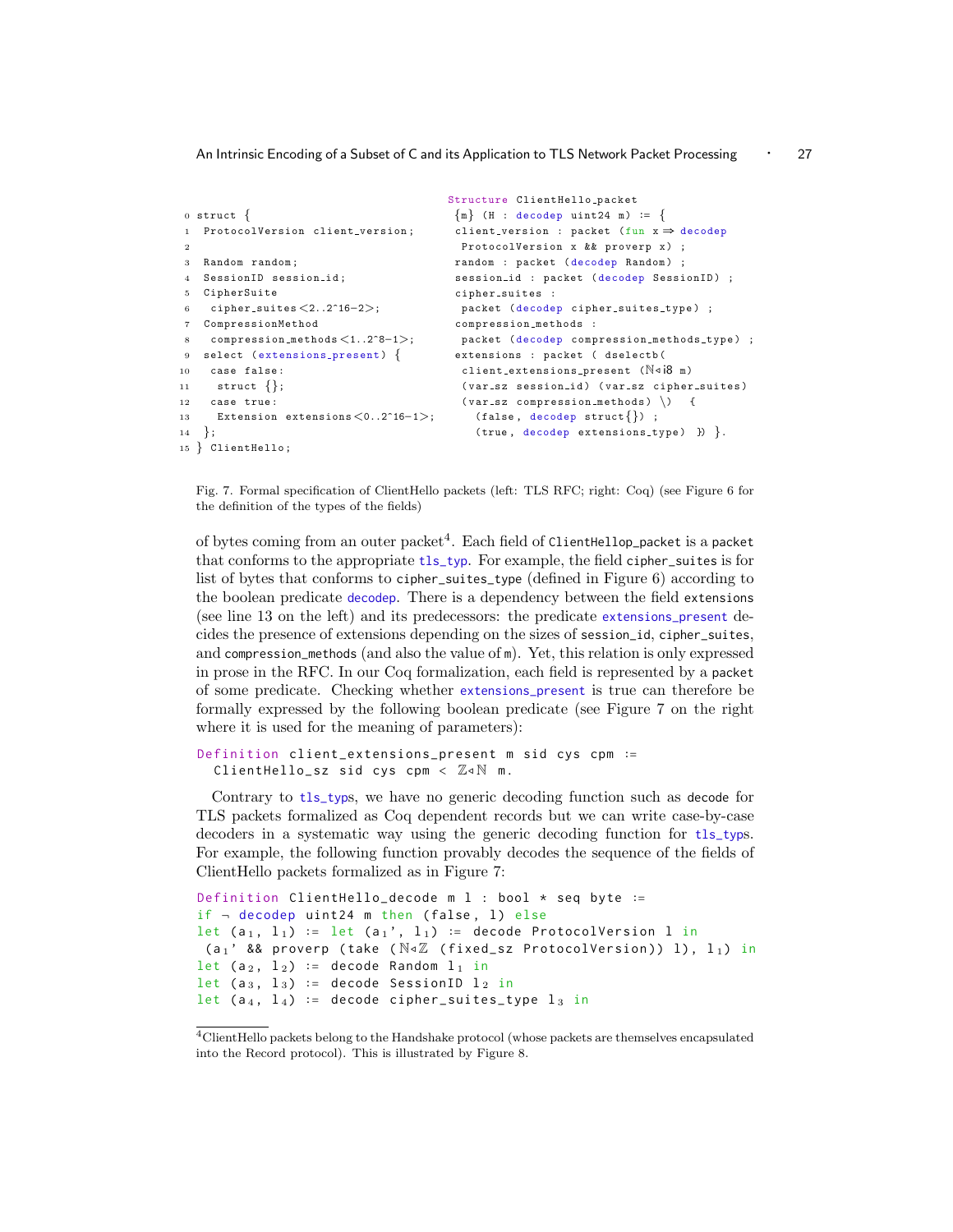```
0 struct {
1  ProtocolVersion client_version;
2
3  Random random;
4  SessionID session_id;
5  CipherSuite
6   cipher_suites<2..2^16-2>;
7  CompressionMethod
8   compression_methods<1..2^8-1>;
9  select (extensions_present) {
10  case false:
11   struct {};
12  case true:
13   Extension extensions<0..2^16-1>;
14 };
15 } ClientHello;
```

```
Structure ClientHello_packet
 {m} (H : decodep uint24 m) := {
 client_version : packet (fun x ⇒ decodep
  ProtocolVersion x && proverp x) ;
 random : packet (decodep Random) ;
 session_id : packet (decodep SessionID) ;
 cipher_suites :
  packet (decodep cipher_suites_type) ;
 compression_methods :
  packet (decodep compression_methods_type) ;
 extensions : packet ( dselectb(
  client_extensions_present (ℕ◃i8 m)
  (var_sz session_id) (var_sz cipher_suites)
  (var_sz compression_methods) \)  {
    (false, decodep struct{}) ;
    (true, decodep extensions_type)  }) }.
```

Fig. 7. Formal specification of ClientHello packets (left: TLS RFC; right: Coq) (see Figure 6 for the definition of the types of the fields)

of bytes coming from an outer packet[4]. Each field of `ClientHellop_packet` is a `packet` that conforms to the appropriate `tls_typ`. For example, the field `cipher_suites` is for list of bytes that conforms to `cipher_suites_type` (defined in Figure 6) according to the boolean predicate `decodep`. There is a dependency between the field `extensions` (see line 13 on the left) and its predecessors: the predicate `extensions_present` decides the presence of extensions depending on the sizes of `session_id`, `cipher_suites`, and `compression_methods` (and also the value of `m`). Yet, this relation is only expressed in prose in the RFC. In our Coq formalization, each field is represented by a `packet` of some predicate. Checking whether `extensions_present` is true can therefore be formally expressed by the following boolean predicate (see Figure 7 on the right where it is used for the meaning of parameters):

```
Definition client_extensions_present m sid cys cpm :=
  ClientHello_sz sid cys cpm < ℤ◃ℕ m.
```

Contrary to `tls_typ`s, we have no generic decoding function such as `decode` for TLS packets formalized as Coq dependent records but we can write case-by-case decoders in a systematic way using the generic decoding function for `tls_typ`s. For example, the following function provably decodes the sequence of the fields of ClientHello packets formalized as in Figure 7:

```
Definition ClientHello_decode m l : bool * seq byte :=
if ¬ decodep uint24 m then (false, l) else
let (a₁, l₁) := let (a₁', l₁) := decode ProtocolVersion l in
 (a₁' && proverp (take (ℕ◃ℤ (fixed_sz ProtocolVersion)) l), l₁) in
let (a₂, l₂) := decode Random l₁ in
let (a₃, l₃) := decode SessionID l₂ in
let (a₄, l₄) := decode cipher_suites_type l₃ in
```

[4] ClientHello packets belong to the Handshake protocol (whose packets are themselves encapsulated into the Record protocol). This is illustrated by Figure 8.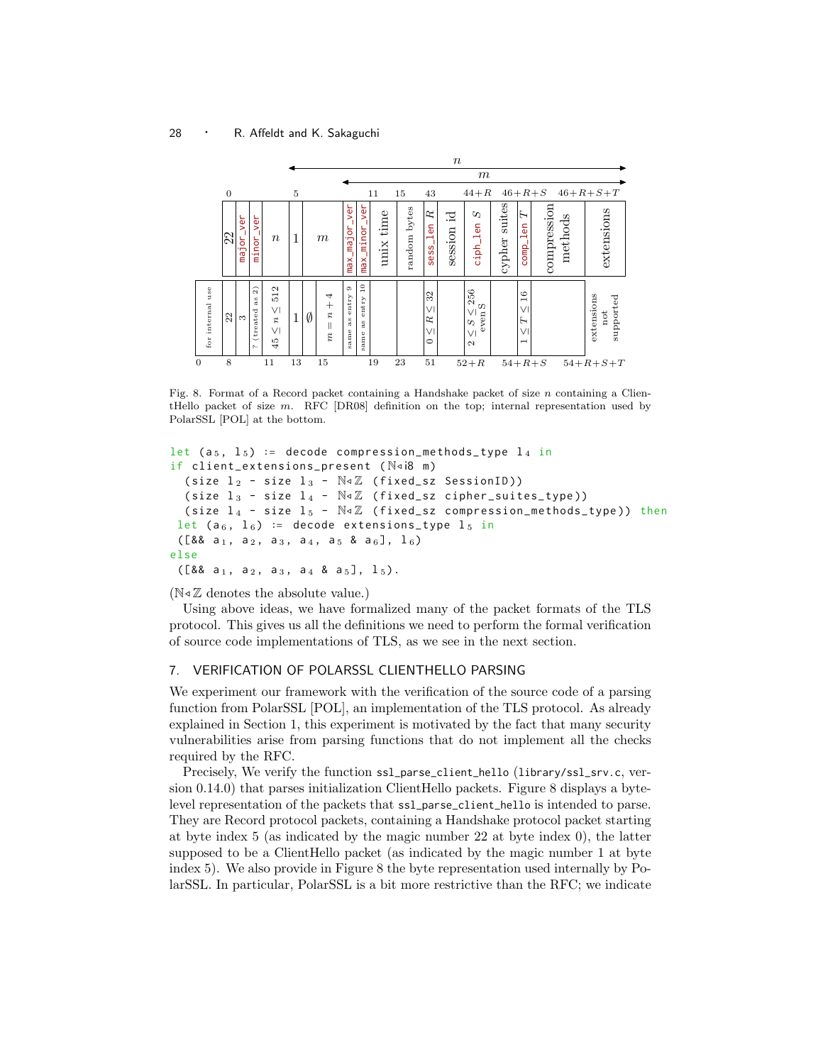| | 22 | major_ver | minor_ver | $n$ | 1 | $m$ | max_major_ver | max_minor_ver | unix time | random bytes | sess_len $R$ | session id | ciph_len $S$ | cypher suites | comp_len $T$ | compression methods | extensions |
|---|---|---|---|---|---|---|---|---|---|---|---|---|---|---|---|---|---|
| RFC offsets | 0 | | | | 5 | | | | 11 | 15 | 43 | | $44{+}R$ | | $46{+}R{+}S$ | | $46{+}R{+}S{+}T$ |
| for internal use | 22 | 3 | ? (treated as 2) | $45 \le n \le 512$ | 1 | $\emptyset$ / $m = n + 4$ | same as entry 9 | same as entry 10 | | | $0 \le R \le 32$ | | $2 \le S \le 256$ even S | | $1 \le T \le 16$ | | extensions not supported |
| PolarSSL offsets | 0 / 8 | | | 11 | 13 | 15 | | | 19 | 23 | 51 | | $52{+}R$ | | $54{+}R{+}S$ | | $54{+}R{+}S{+}T$ |

Fig. 8. Format of a Record packet containing a Handshake packet of size $n$ containing a ClientHello packet of size $m$. RFC [DR08] definition on the top; internal representation used by PolarSSL [POL] at the bottom.

```
let (a₅, l₅) := decode compression_methods_type l₄ in
if client_extensions_present (ℕ◃i8 m)
  (size l₂ - size l₃ - ℕ◃ℤ (fixed_sz SessionID))
  (size l₃ - size l₄ - ℕ◃ℤ (fixed_sz cipher_suites_type))
  (size l₄ - size l₅ - ℕ◃ℤ (fixed_sz compression_methods_type)) then
 let (a₆, l₆) := decode extensions_type l₅ in
 ([&& a₁, a₂, a₃, a₄, a₅ & a₆], l₆)
else
 ([&& a₁, a₂, a₃, a₄ & a₅], l₅).
```

(ℕ◃ℤ denotes the absolute value.)

Using above ideas, we have formalized many of the packet formats of the TLS protocol. This gives us all the definitions we need to perform the formal verification of source code implementations of TLS, as we see in the next section.

## 7. VERIFICATION OF POLARSSL CLIENTHELLO PARSING

We experiment our framework with the verification of the source code of a parsing function from PolarSSL [POL], an implementation of the TLS protocol. As already explained in Section 1, this experiment is motivated by the fact that many security vulnerabilities arise from parsing functions that do not implement all the checks required by the RFC.

Precisely, We verify the function `ssl_parse_client_hello` (`library/ssl_srv.c`, version 0.14.0) that parses initialization ClientHello packets. Figure 8 displays a byte-level representation of the packets that `ssl_parse_client_hello` is intended to parse. They are Record protocol packets, containing a Handshake protocol packet starting at byte index 5 (as indicated by the magic number 22 at byte index 0), the latter supposed to be a ClientHello packet (as indicated by the magic number 1 at byte index 5). We also provide in Figure 8 the byte representation used internally by PolarSSL. In particular, PolarSSL is a bit more restrictive than the RFC; we indicate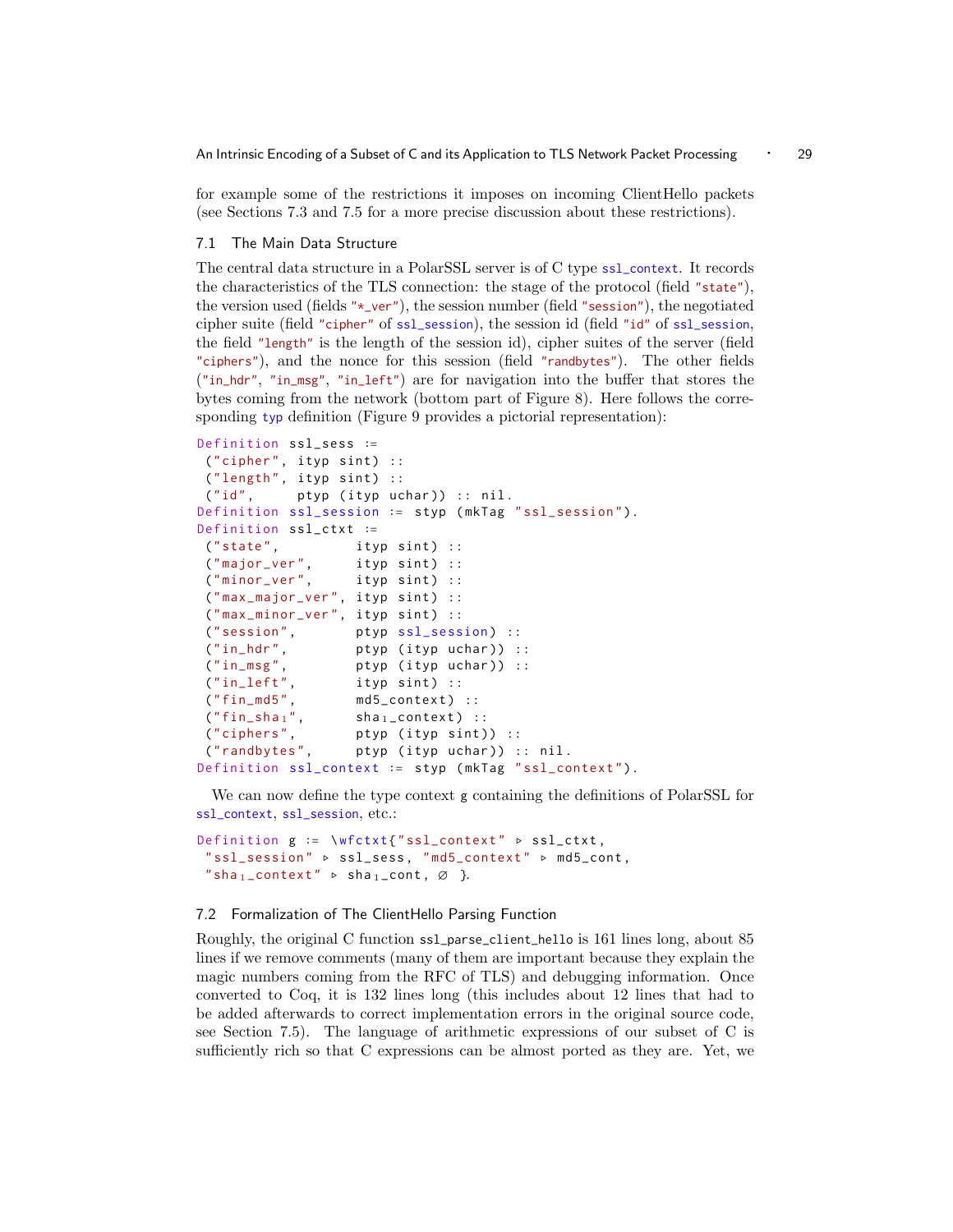for example some of the restrictions it imposes on incoming ClientHello packets (see Sections 7.3 and 7.5 for a more precise discussion about these restrictions).

### 7.1 The Main Data Structure

The central data structure in a PolarSSL server is of C type `ssl_context`. It records the characteristics of the TLS connection: the stage of the protocol (field `"state"`), the version used (fields `"*_ver"`), the session number (field `"session"`), the negotiated cipher suite (field `"cipher"` of `ssl_session`), the session id (field `"id"` of `ssl_session`, the field `"length"` is the length of the session id), cipher suites of the server (field `"ciphers"`), and the nonce for this session (field `"randbytes"`). The other fields (`"in_hdr"`, `"in_msg"`, `"in_left"`) are for navigation into the buffer that stores the bytes coming from the network (bottom part of Figure 8). Here follows the corresponding `typ` definition (Figure 9 provides a pictorial representation):

```
Definition ssl_sess :=
 ("cipher", ityp sint) ::
 ("length", ityp sint) ::
 ("id",     ptyp (ityp uchar)) :: nil.
Definition ssl_session := styp (mkTag "ssl_session").
Definition ssl_ctxt :=
 ("state",         ityp sint) ::
 ("major_ver",     ityp sint) ::
 ("minor_ver",     ityp sint) ::
 ("max_major_ver", ityp sint) ::
 ("max_minor_ver", ityp sint) ::
 ("session",       ptyp ssl_session) ::
 ("in_hdr",        ptyp (ityp uchar)) ::
 ("in_msg",        ptyp (ityp uchar)) ::
 ("in_left",       ityp sint) ::
 ("fin_md5",       md5_context) ::
 ("fin_sha1",      sha1_context) ::
 ("ciphers",       ptyp (ityp sint)) ::
 ("randbytes",     ptyp (ityp uchar)) :: nil.
Definition ssl_context := styp (mkTag "ssl_context").
```

We can now define the type context g containing the definitions of PolarSSL for `ssl_context`, `ssl_session`, etc.:

```
Definition g := \wfctxt{"ssl_context" ▹ ssl_ctxt,
 "ssl_session" ▹ ssl_sess, "md5_context" ▹ md5_cont,
 "sha1_context" ▹ sha1_cont, ∅ }.
```

### 7.2 Formalization of The ClientHello Parsing Function

Roughly, the original C function `ssl_parse_client_hello` is 161 lines long, about 85 lines if we remove comments (many of them are important because they explain the magic numbers coming from the RFC of TLS) and debugging information. Once converted to Coq, it is 132 lines long (this includes about 12 lines that had to be added afterwards to correct implementation errors in the original source code, see Section 7.5). The language of arithmetic expressions of our subset of C is sufficiently rich so that C expressions can be almost ported as they are. Yet, we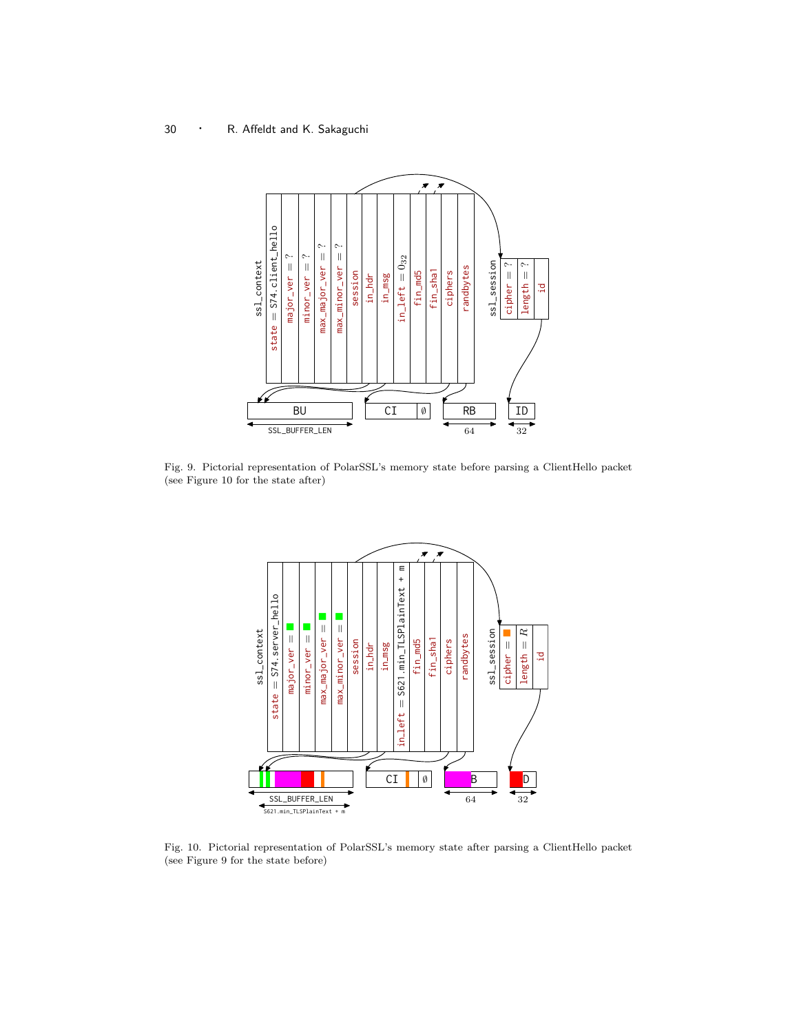Fig. 9. Pictorial representation of PolarSSL's memory state before parsing a ClientHello packet (see Figure 10 for the state after)

Fig. 10. Pictorial representation of PolarSSL's memory state after parsing a ClientHello packet (see Figure 9 for the state before)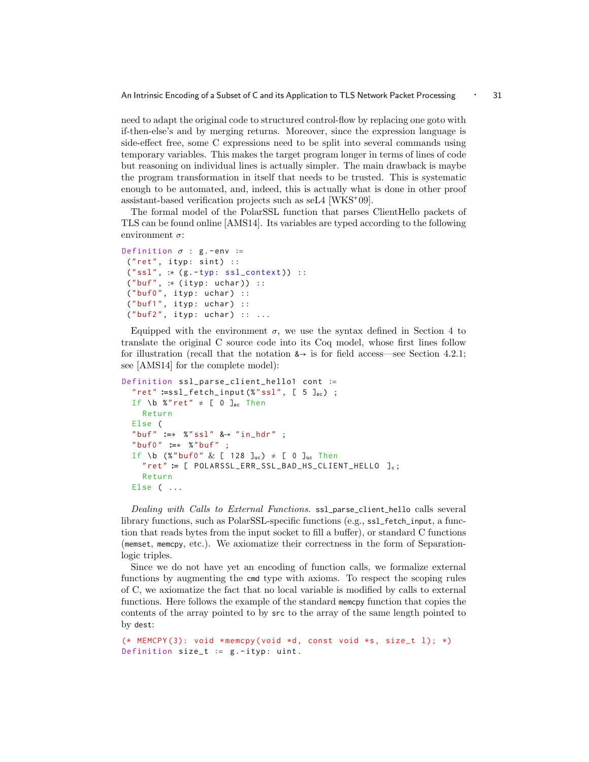need to adapt the original code to structured control-flow by replacing one goto with if-then-else's and by merging returns. Moreover, since the expression language is side-effect free, some C expressions need to be split into several commands using temporary variables. This makes the target program longer in terms of lines of code but reasoning on individual lines is actually simpler. The main drawback is maybe the program transformation in itself that needs to be trusted. This is systematic enough to be automated, and, indeed, this is actually what is done in other proof assistant-based verification projects such as seL4 [WKS⁺09].

The formal model of the PolarSSL function that parses ClientHello packets of TLS can be found online [AMS14]. Its variables are typed according to the following environment $\sigma$:

```
Definition σ : g.-env :=
 ("ret", ityp: sint) ::
 ("ssl", :* (g.-typ: ssl_context)) ::
 ("buf", :* (ityp: uchar)) ::
 ("buf0", ityp: uchar) ::
 ("buf1", ityp: uchar) ::
 ("buf2", ityp: uchar) :: ...
```

Equipped with the environment $\sigma$, we use the syntax defined in Section 4 to translate the original C source code into its Coq model, whose first lines follow for illustration (recall that the notation `&→` is for field access—see Section 4.2.1; see [AMS14] for the complete model):

```
Definition ssl_parse_client_hello1 cont :=
  "ret" :=ssl_fetch_input(%"ssl", [ 5 ]sc) ;
  If \b %"ret" ≠ [ 0 ]sc Then
    Return
  Else (
  "buf" :=* %"ssl" &→ "in_hdr" ;
  "buf0" :=* %"buf" ;
  If \b (%"buf0" & [ 128 ]uc) ≠ [ 0 ]uc Then
    "ret" := [ POLARSSL_ERR_SSL_BAD_HS_CLIENT_HELLO ]c;
    Return
  Else ( ...
```

*Dealing with Calls to External Functions.* `ssl_parse_client_hello` calls several library functions, such as PolarSSL-specific functions (e.g., `ssl_fetch_input`, a function that reads bytes from the input socket to fill a buffer), or standard C functions (`memset`, `memcpy`, etc.). We axiomatize their correctness in the form of Separation-logic triples.

Since we do not have yet an encoding of function calls, we formalize external functions by augmenting the `cmd` type with axioms. To respect the scoping rules of C, we axiomatize the fact that no local variable is modified by calls to external functions. Here follows the example of the standard `memcpy` function that copies the contents of the array pointed to by `src` to the array of the same length pointed to by `dest`:

```
(* MEMCPY(3): void *memcpy(void *d, const void *s, size_t l); *)
Definition size_t := g.-ityp: uint.
```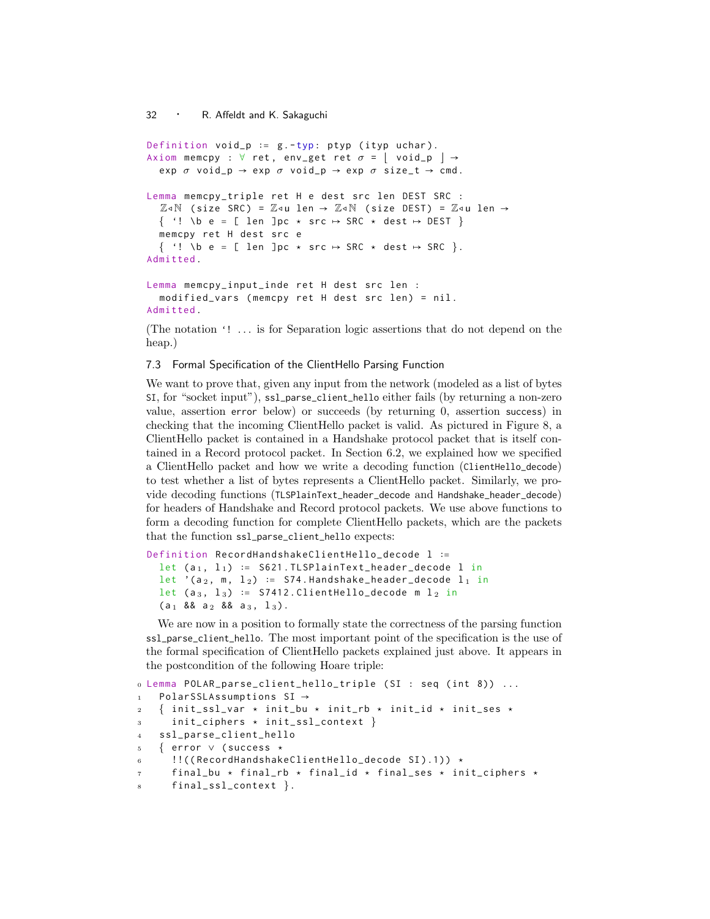```
Definition void_p := g.-typ: ptyp (ityp uchar).
Axiom memcpy : ∀ ret, env_get ret σ = ⌊ void_p ⌋ →
  exp σ void_p → exp σ void_p → exp σ size_t → cmd.

Lemma memcpy_triple ret H e dest src len DEST SRC :
  Z◁N (size SRC) = Z◁u len → Z◁N (size DEST) = Z◁u len →
  { `! \b e = [ len ]pc ⋆ src ↦ SRC ⋆ dest ↦ DEST }
  memcpy ret H dest src e
  { `! \b e = [ len ]pc ⋆ src ↦ SRC ⋆ dest ↦ SRC }.
Admitted.

Lemma memcpy_input_inde ret H dest src len :
  modified_vars (memcpy ret H dest src len) = nil.
Admitted.
```

(The notation `! ... is for Separation logic assertions that do not depend on the heap.)

### 7.3 Formal Specification of the ClientHello Parsing Function

We want to prove that, given any input from the network (modeled as a list of bytes `SI`, for "socket input"), `ssl_parse_client_hello` either fails (by returning a non-zero value, assertion `error` below) or succeeds (by returning 0, assertion `success`) in checking that the incoming ClientHello packet is valid. As pictured in Figure 8, a ClientHello packet is contained in a Handshake protocol packet that is itself contained in a Record protocol packet. In Section 6.2, we explained how we specified a ClientHello packet and how we write a decoding function (`ClientHello_decode`) to test whether a list of bytes represents a ClientHello packet. Similarly, we provide decoding functions (`TLSPlainText_header_decode` and `Handshake_header_decode`) for headers of Handshake and Record protocol packets. We use above functions to form a decoding function for complete ClientHello packets, which are the packets that the function `ssl_parse_client_hello` expects:

```
Definition RecordHandshakeClientHello_decode l :=
  let (a1, l1) := S621.TLSPlainText_header_decode l in
  let '(a2, m, l2) := S74.Handshake_header_decode l1 in
  let (a3, l3) := S7412.ClientHello_decode m l2 in
  (a1 && a2 && a3, l3).
```

We are now in a position to formally state the correctness of the parsing function `ssl_parse_client_hello`. The most important point of the specification is the use of the formal specification of ClientHello packets explained just above. It appears in the postcondition of the following Hoare triple:

```
0 Lemma POLAR_parse_client_hello_triple (SI : seq (int 8)) ...
1   PolarSSLAssumptions SI →
2   { init_ssl_var ⋆ init_bu ⋆ init_rb ⋆ init_id ⋆ init_ses ⋆
3     init_ciphers ⋆ init_ssl_context }
4   ssl_parse_client_hello
5   { error ∨ (success ⋆
6     !!((RecordHandshakeClientHello_decode SI).1)) ⋆
7     final_bu ⋆ final_rb ⋆ final_id ⋆ final_ses ⋆ init_ciphers ⋆
8     final_ssl_context }.
```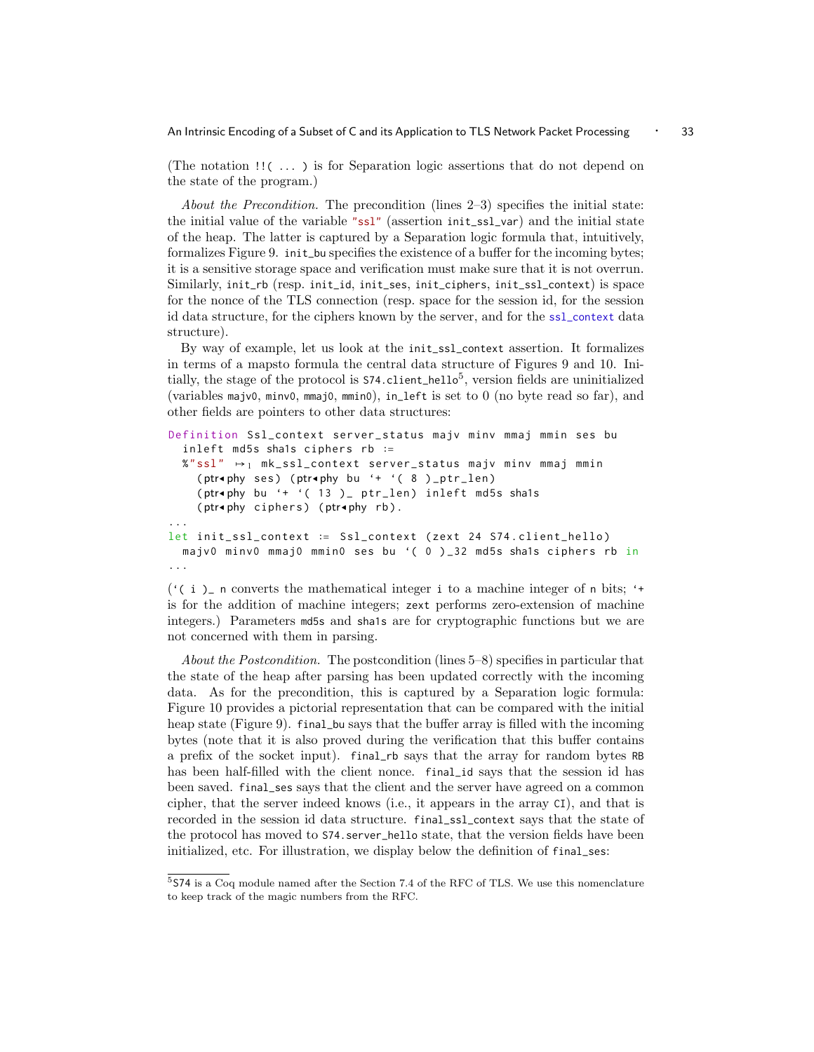(The notation `!!( ... )` is for Separation logic assertions that do not depend on the state of the program.)

*About the Precondition.* The precondition (lines 2–3) specifies the initial state: the initial value of the variable `"ssl"` (assertion `init_ssl_var`) and the initial state of the heap. The latter is captured by a Separation logic formula that, intuitively, formalizes Figure 9. `init_bu` specifies the existence of a buffer for the incoming bytes; it is a sensitive storage space and verification must make sure that it is not overrun. Similarly, `init_rb` (resp. `init_id`, `init_ses`, `init_ciphers`, `init_ssl_context`) is space for the nonce of the TLS connection (resp. space for the session id, for the session id data structure, for the ciphers known by the server, and for the `ssl_context` data structure).

By way of example, let us look at the `init_ssl_context` assertion. It formalizes in terms of a mapsto formula the central data structure of Figures 9 and 10. Initially, the stage of the protocol is `S74.client_hello`[5], version fields are uninitialized (variables `majv0`, `minv0`, `mmaj0`, `mmin0`), `in_left` is set to 0 (no byte read so far), and other fields are pointers to other data structures:

```
Definition Ssl_context server_status majv minv mmaj mmin ses bu
  inleft md5s sha1s ciphers rb :=
  %"ssl" ↦₁ mk_ssl_context server_status majv minv mmaj mmin
    (ptr◂phy ses) (ptr◂phy bu ‘+ ‘( 8 )_ptr_len)
    (ptr◂phy bu ‘+ ‘( 13 )_ ptr_len) inleft md5s sha1s
    (ptr◂phy ciphers) (ptr◂phy rb).
...
let init_ssl_context := Ssl_context (zext 24 S74.client_hello)
  majv0 minv0 mmaj0 mmin0 ses bu ‘( 0 )_32 md5s sha1s ciphers rb in
...
```

(`‘( i )_ n` converts the mathematical integer `i` to a machine integer of `n` bits; `‘+` is for the addition of machine integers; `zext` performs zero-extension of machine integers.) Parameters `md5s` and `sha1s` are for cryptographic functions but we are not concerned with them in parsing.

*About the Postcondition.* The postcondition (lines 5–8) specifies in particular that the state of the heap after parsing has been updated correctly with the incoming data. As for the precondition, this is captured by a Separation logic formula: Figure 10 provides a pictorial representation that can be compared with the initial heap state (Figure 9). `final_bu` says that the buffer array is filled with the incoming bytes (note that it is also proved during the verification that this buffer contains a prefix of the socket input). `final_rb` says that the array for random bytes `RB` has been half-filled with the client nonce. `final_id` says that the session id has been saved. `final_ses` says that the client and the server have agreed on a common cipher, that the server indeed knows (i.e., it appears in the array `CI`), and that is recorded in the session id data structure. `final_ssl_context` says that the state of the protocol has moved to `S74.server_hello` state, that the version fields have been initialized, etc. For illustration, we display below the definition of `final_ses`:

[5] `S74` is a Coq module named after the Section 7.4 of the RFC of TLS. We use this nomenclature to keep track of the magic numbers from the RFC.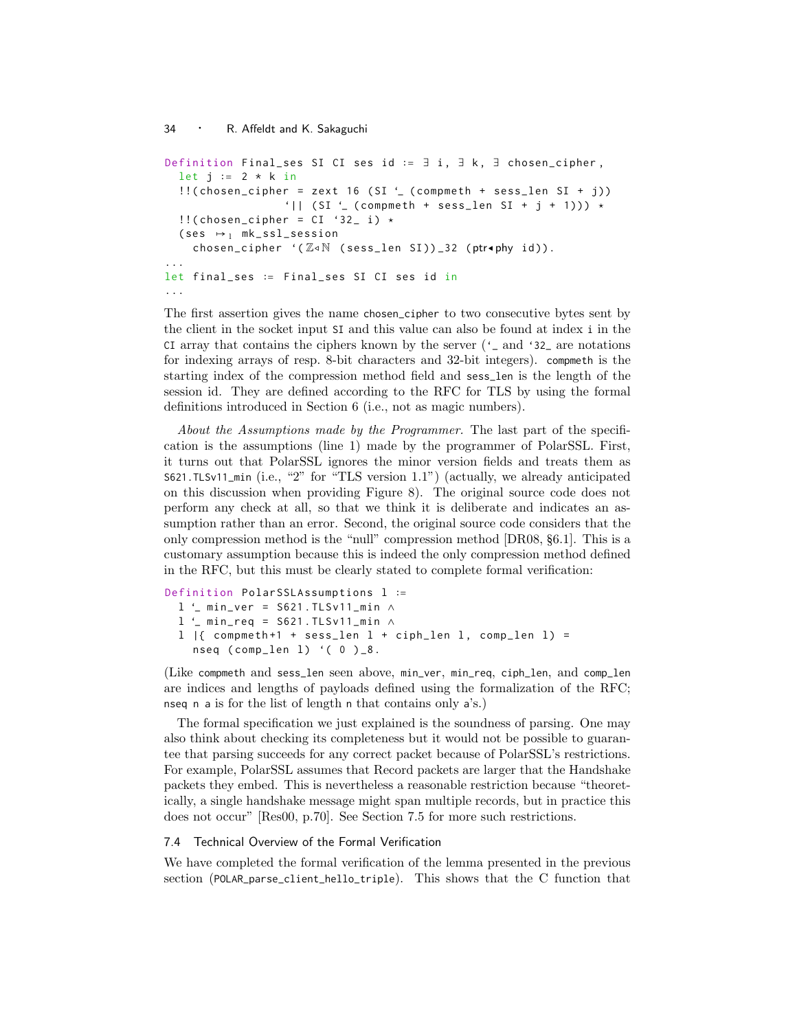```
Definition Final_ses SI CI ses id := ∃ i, ∃ k, ∃ chosen_cipher,
  let j := 2 * k in
  !!(chosen_cipher = zext 16 (SI `_ (compmeth + sess_len SI + j))
                 `|| (SI `_ (compmeth + sess_len SI + j + 1))) ⋆
  !!(chosen_cipher = CI `32_ i) ⋆
  (ses ↦₁ mk_ssl_session
    chosen_cipher `(ℤ◃ℕ (sess_len SI))_32 (ptr◂phy id)).
...
let final_ses := Final_ses SI CI ses id in
...
```

The first assertion gives the name `chosen_cipher` to two consecutive bytes sent by the client in the socket input `SI` and this value can also be found at index `i` in the `CI` array that contains the ciphers known by the server (`` `_ `` and `` `32_ `` are notations for indexing arrays of resp. 8-bit characters and 32-bit integers). `compmeth` is the starting index of the compression method field and `sess_len` is the length of the session id. They are defined according to the RFC for TLS by using the formal definitions introduced in Section 6 (i.e., not as magic numbers).

*About the Assumptions made by the Programmer.* The last part of the specification is the assumptions (line 1) made by the programmer of PolarSSL. First, it turns out that PolarSSL ignores the minor version fields and treats them as `S621.TLSv11_min` (i.e., "2" for "TLS version 1.1") (actually, we already anticipated on this discussion when providing Figure 8). The original source code does not perform any check at all, so that we think it is deliberate and indicates an assumption rather than an error. Second, the original source code considers that the only compression method is the "null" compression method [DR08, §6.1]. This is a customary assumption because this is indeed the only compression method defined in the RFC, but this must be clearly stated to complete formal verification:

```
Definition PolarSSLAssumptions l :=
  l `_ min_ver = S621.TLSv11_min ∧
  l `_ min_req = S621.TLSv11_min ∧
  l |{ compmeth+1 + sess_len l + ciph_len l, comp_len l) =
    nseq (comp_len l) `( 0 )_8.
```

(Like `compmeth` and `sess_len` seen above, `min_ver`, `min_req`, `ciph_len`, and `comp_len` are indices and lengths of payloads defined using the formalization of the RFC; `nseq n a` is for the list of length `n` that contains only `a`'s.)

The formal specification we just explained is the soundness of parsing. One may also think about checking its completeness but it would not be possible to guarantee that parsing succeeds for any correct packet because of PolarSSL's restrictions. For example, PolarSSL assumes that Record packets are larger that the Handshake packets they embed. This is nevertheless a reasonable restriction because "theoretically, a single handshake message might span multiple records, but in practice this does not occur" [Res00, p.70]. See Section 7.5 for more such restrictions.

### 7.4 Technical Overview of the Formal Verification

We have completed the formal verification of the lemma presented in the previous section (`POLAR_parse_client_hello_triple`). This shows that the C function that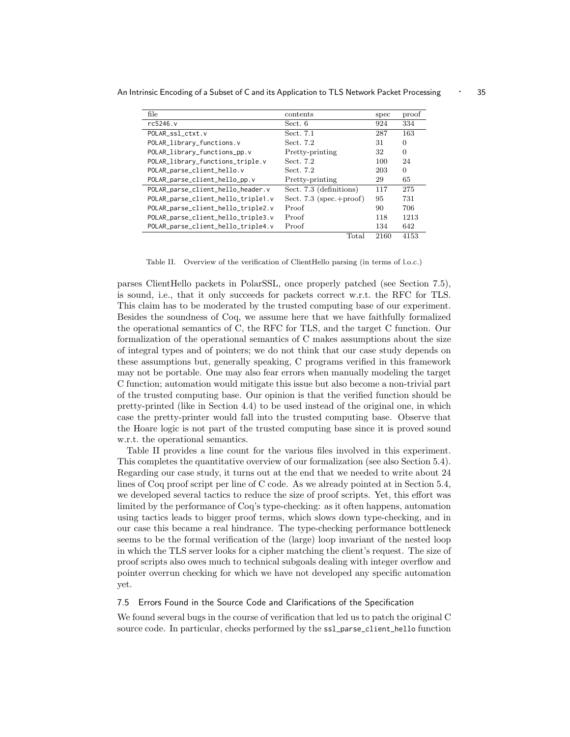| file | contents | spec | proof |
| --- | --- | --- | --- |
| rc5246.v | Sect. 6 | 924 | 334 |
| POLAR_ssl_ctxt.v | Sect. 7.1 | 287 | 163 |
| POLAR_library_functions.v | Sect. 7.2 | 31 | 0 |
| POLAR_library_functions_pp.v | Pretty-printing | 32 | 0 |
| POLAR_library_functions_triple.v | Sect. 7.2 | 100 | 24 |
| POLAR_parse_client_hello.v | Sect. 7.2 | 203 | 0 |
| POLAR_parse_client_hello_pp.v | Pretty-printing | 29 | 65 |
| POLAR_parse_client_hello_header.v | Sect. 7.3 (definitions) | 117 | 275 |
| POLAR_parse_client_hello_triple1.v | Sect. 7.3 (spec.+proof) | 95 | 731 |
| POLAR_parse_client_hello_triple2.v | Proof | 90 | 706 |
| POLAR_parse_client_hello_triple3.v | Proof | 118 | 1213 |
| POLAR_parse_client_hello_triple4.v | Proof | 134 | 642 |
| | Total | 2160 | 4153 |

Table II. Overview of the verification of ClientHello parsing (in terms of l.o.c.)

parses ClientHello packets in PolarSSL, once properly patched (see Section 7.5), is sound, i.e., that it only succeeds for packets correct w.r.t. the RFC for TLS. This claim has to be moderated by the trusted computing base of our experiment. Besides the soundness of Coq, we assume here that we have faithfully formalized the operational semantics of C, the RFC for TLS, and the target C function. Our formalization of the operational semantics of C makes assumptions about the size of integral types and of pointers; we do not think that our case study depends on these assumptions but, generally speaking, C programs verified in this framework may not be portable. One may also fear errors when manually modeling the target C function; automation would mitigate this issue but also become a non-trivial part of the trusted computing base. Our opinion is that the verified function should be pretty-printed (like in Section 4.4) to be used instead of the original one, in which case the pretty-printer would fall into the trusted computing base. Observe that the Hoare logic is not part of the trusted computing base since it is proved sound w.r.t. the operational semantics.

Table II provides a line count for the various files involved in this experiment. This completes the quantitative overview of our formalization (see also Section 5.4). Regarding our case study, it turns out at the end that we needed to write about 24 lines of Coq proof script per line of C code. As we already pointed at in Section 5.4, we developed several tactics to reduce the size of proof scripts. Yet, this effort was limited by the performance of Coq's type-checking: as it often happens, automation using tactics leads to bigger proof terms, which slows down type-checking, and in our case this became a real hindrance. The type-checking performance bottleneck seems to be the formal verification of the (large) loop invariant of the nested loop in which the TLS server looks for a cipher matching the client's request. The size of proof scripts also owes much to technical subgoals dealing with integer overflow and pointer overrun checking for which we have not developed any specific automation yet.

### 7.5 Errors Found in the Source Code and Clarifications of the Specification

We found several bugs in the course of verification that led us to patch the original C source code. In particular, checks performed by the `ssl_parse_client_hello` function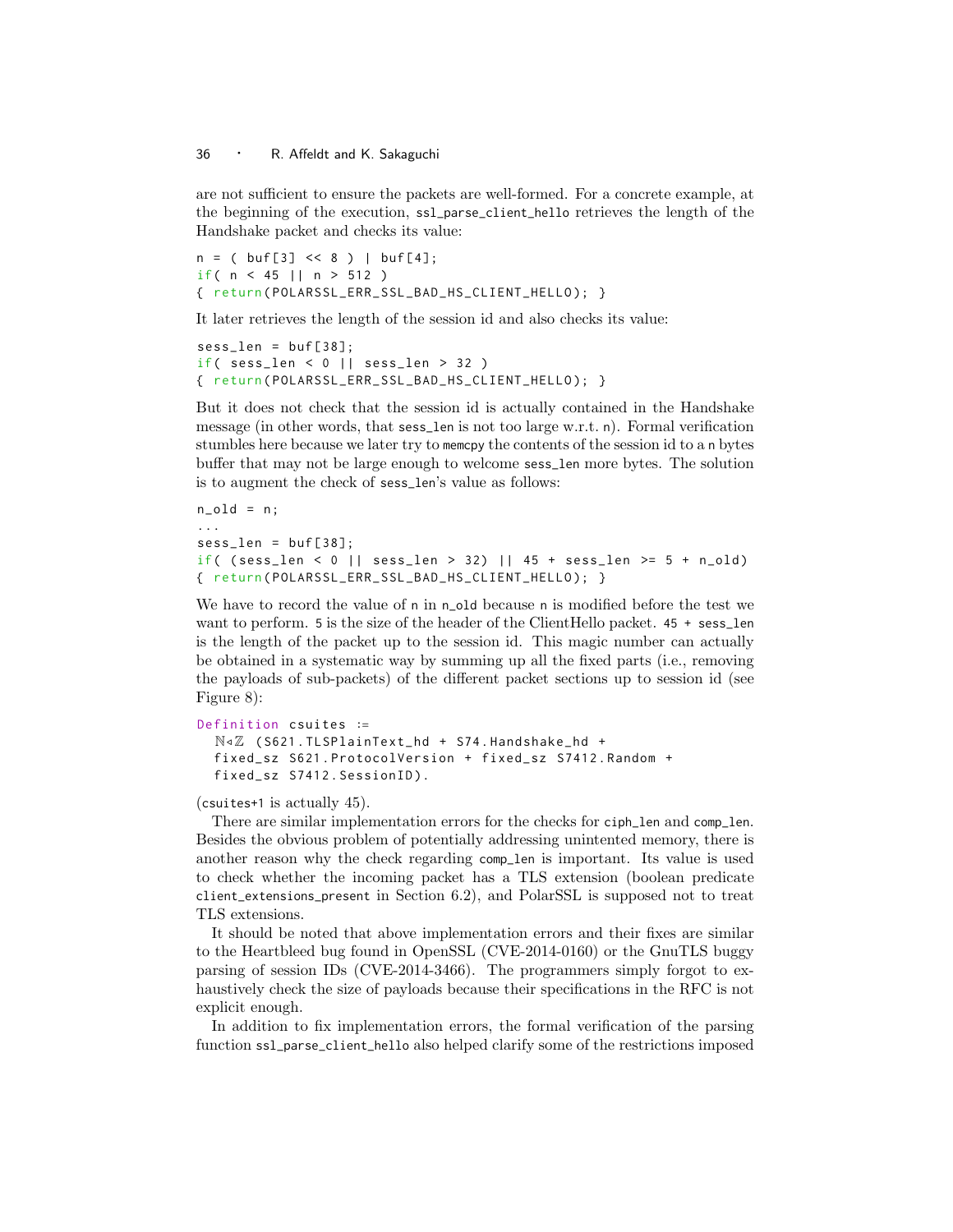are not sufficient to ensure the packets are well-formed. For a concrete example, at the beginning of the execution, ssl_parse_client_hello retrieves the length of the Handshake packet and checks its value:

```
n = ( buf[3] << 8 ) | buf[4];
if( n < 45 || n > 512 )
{ return(POLARSSL_ERR_SSL_BAD_HS_CLIENT_HELLO); }
```

It later retrieves the length of the session id and also checks its value:

```
sess_len = buf[38];
if( sess_len < 0 || sess_len > 32 )
{ return(POLARSSL_ERR_SSL_BAD_HS_CLIENT_HELLO); }
```

But it does not check that the session id is actually contained in the Handshake message (in other words, that sess_len is not too large w.r.t. n). Formal verification stumbles here because we later try to memcpy the contents of the session id to a n bytes buffer that may not be large enough to welcome sess_len more bytes. The solution is to augment the check of sess_len's value as follows:

```
n_old = n;
...
sess_len = buf[38];
if( (sess_len < 0 || sess_len > 32) || 45 + sess_len >= 5 + n_old)
{ return(POLARSSL_ERR_SSL_BAD_HS_CLIENT_HELLO); }
```

We have to record the value of n in n_old because n is modified before the test we want to perform. 5 is the size of the header of the ClientHello packet. 45 + sess_len is the length of the packet up to the session id. This magic number can actually be obtained in a systematic way by summing up all the fixed parts (i.e., removing the payloads of sub-packets) of the different packet sections up to session id (see Figure 8):

```
Definition csuites :=
  ℕ◃ℤ (S621.TLSPlainText_hd + S74.Handshake_hd +
  fixed_sz S621.ProtocolVersion + fixed_sz S7412.Random +
  fixed_sz S7412.SessionID).
```

(csuites+1 is actually 45).

There are similar implementation errors for the checks for ciph_len and comp_len. Besides the obvious problem of potentially addressing unintented memory, there is another reason why the check regarding comp_len is important. Its value is used to check whether the incoming packet has a TLS extension (boolean predicate client_extensions_present in Section 6.2), and PolarSSL is supposed not to treat TLS extensions.

It should be noted that above implementation errors and their fixes are similar to the Heartbleed bug found in OpenSSL (CVE-2014-0160) or the GnuTLS buggy parsing of session IDs (CVE-2014-3466). The programmers simply forgot to exhaustively check the size of payloads because their specifications in the RFC is not explicit enough.

In addition to fix implementation errors, the formal verification of the parsing function ssl_parse_client_hello also helped clarify some of the restrictions imposed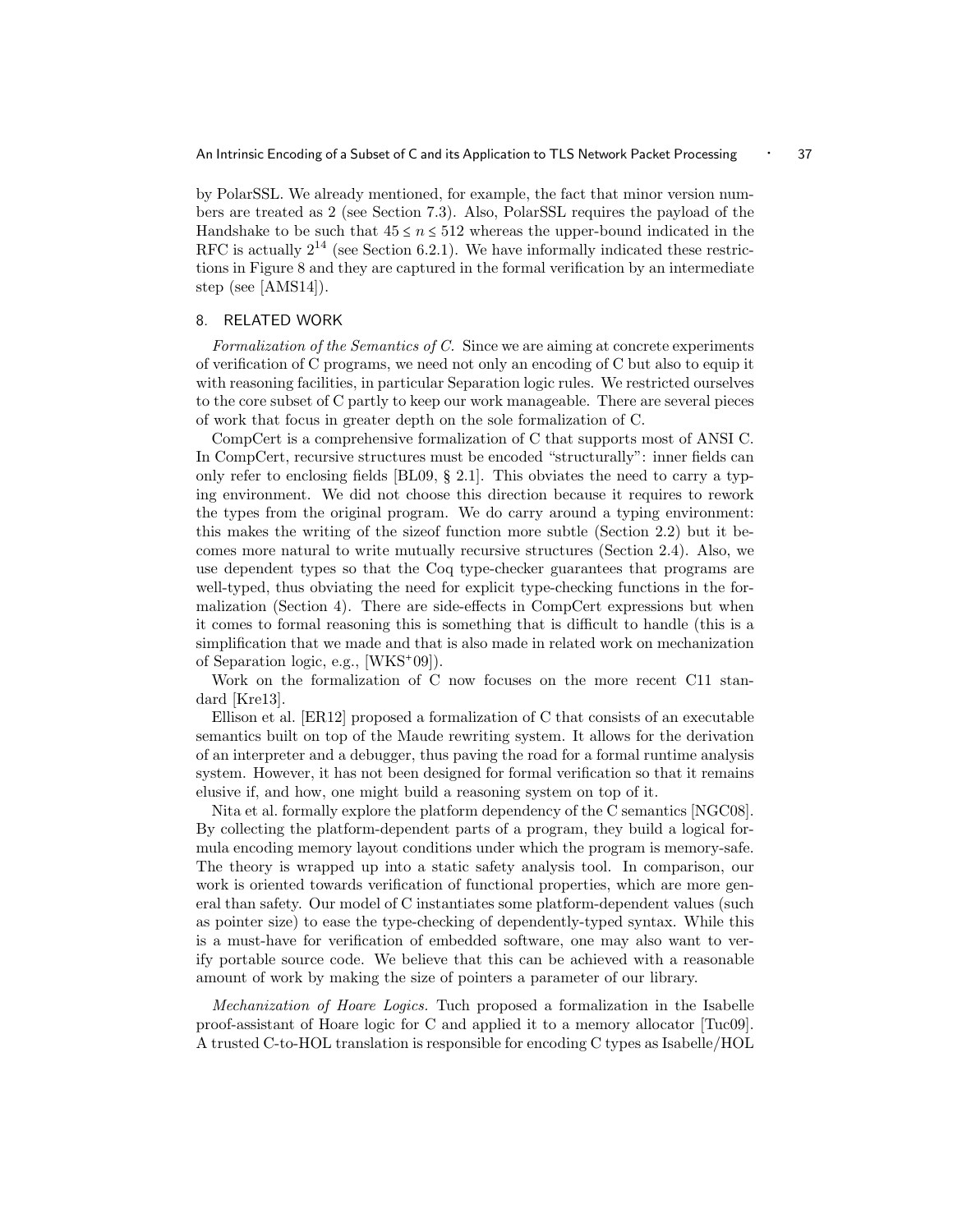by PolarSSL. We already mentioned, for example, the fact that minor version numbers are treated as 2 (see Section 7.3). Also, PolarSSL requires the payload of the Handshake to be such that $45 \leq n \leq 512$ whereas the upper-bound indicated in the RFC is actually $2^{14}$ (see Section 6.2.1). We have informally indicated these restrictions in Figure 8 and they are captured in the formal verification by an intermediate step (see [AMS14]).

## 8. RELATED WORK

*Formalization of the Semantics of C.* Since we are aiming at concrete experiments of verification of C programs, we need not only an encoding of C but also to equip it with reasoning facilities, in particular Separation logic rules. We restricted ourselves to the core subset of C partly to keep our work manageable. There are several pieces of work that focus in greater depth on the sole formalization of C.

CompCert is a comprehensive formalization of C that supports most of ANSI C. In CompCert, recursive structures must be encoded "structurally": inner fields can only refer to enclosing fields [BL09, § 2.1]. This obviates the need to carry a typing environment. We did not choose this direction because it requires to rework the types from the original program. We do carry around a typing environment: this makes the writing of the sizeof function more subtle (Section 2.2) but it becomes more natural to write mutually recursive structures (Section 2.4). Also, we use dependent types so that the Coq type-checker guarantees that programs are well-typed, thus obviating the need for explicit type-checking functions in the formalization (Section 4). There are side-effects in CompCert expressions but when it comes to formal reasoning this is something that is difficult to handle (this is a simplification that we made and that is also made in related work on mechanization of Separation logic, e.g., [WKS+09]).

Work on the formalization of C now focuses on the more recent C11 standard [Kre13].

Ellison et al. [ER12] proposed a formalization of C that consists of an executable semantics built on top of the Maude rewriting system. It allows for the derivation of an interpreter and a debugger, thus paving the road for a formal runtime analysis system. However, it has not been designed for formal verification so that it remains elusive if, and how, one might build a reasoning system on top of it.

Nita et al. formally explore the platform dependency of the C semantics [NGC08]. By collecting the platform-dependent parts of a program, they build a logical formula encoding memory layout conditions under which the program is memory-safe. The theory is wrapped up into a static safety analysis tool. In comparison, our work is oriented towards verification of functional properties, which are more general than safety. Our model of C instantiates some platform-dependent values (such as pointer size) to ease the type-checking of dependently-typed syntax. While this is a must-have for verification of embedded software, one may also want to verify portable source code. We believe that this can be achieved with a reasonable amount of work by making the size of pointers a parameter of our library.

*Mechanization of Hoare Logics.* Tuch proposed a formalization in the Isabelle proof-assistant of Hoare logic for C and applied it to a memory allocator [Tuc09]. A trusted C-to-HOL translation is responsible for encoding C types as Isabelle/HOL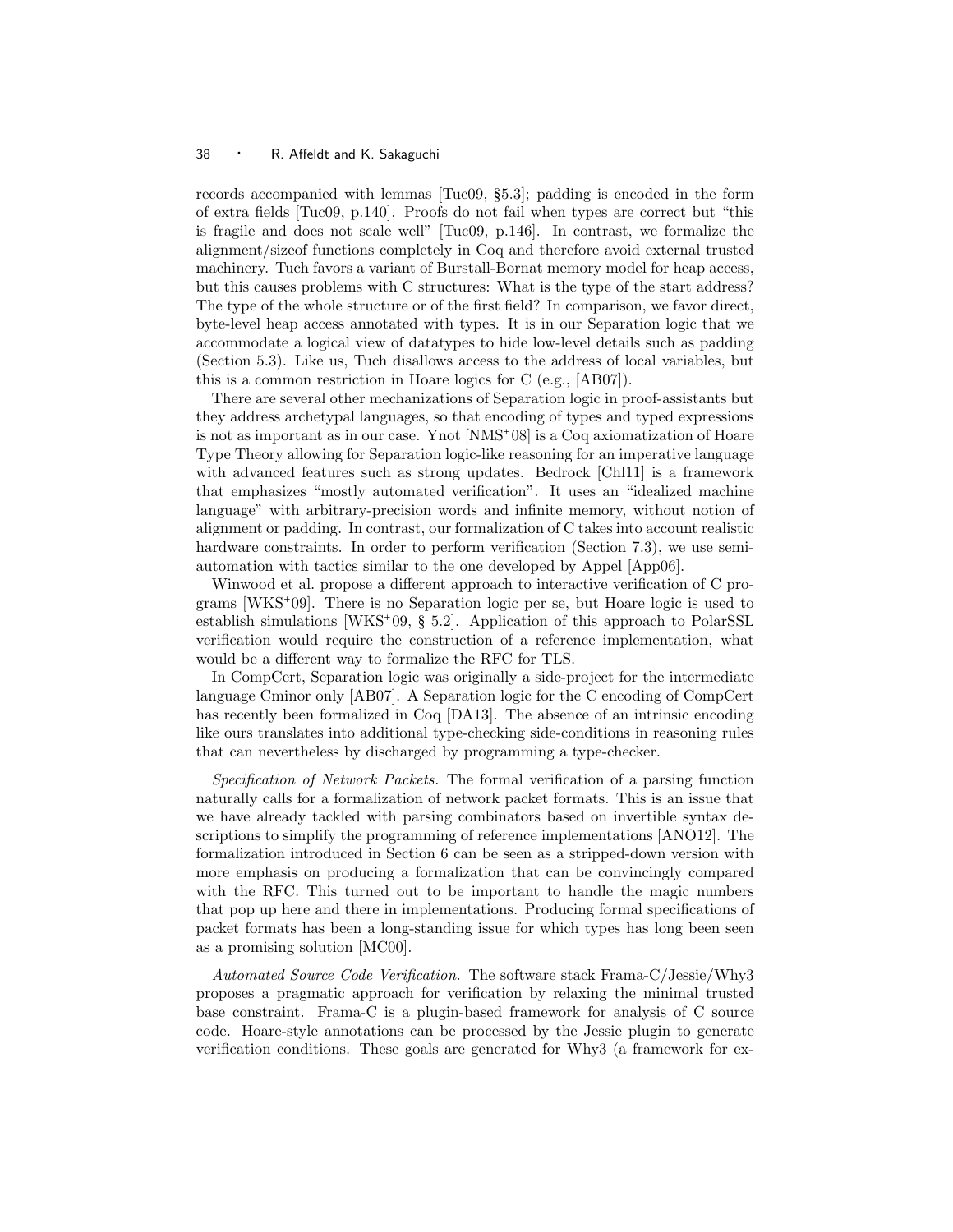records accompanied with lemmas [Tuc09, §5.3]; padding is encoded in the form of extra fields [Tuc09, p.140]. Proofs do not fail when types are correct but "this is fragile and does not scale well" [Tuc09, p.146]. In contrast, we formalize the alignment/sizeof functions completely in Coq and therefore avoid external trusted machinery. Tuch favors a variant of Burstall-Bornat memory model for heap access, but this causes problems with C structures: What is the type of the start address? The type of the whole structure or of the first field? In comparison, we favor direct, byte-level heap access annotated with types. It is in our Separation logic that we accommodate a logical view of datatypes to hide low-level details such as padding (Section 5.3). Like us, Tuch disallows access to the address of local variables, but this is a common restriction in Hoare logics for C (e.g., [AB07]).

There are several other mechanizations of Separation logic in proof-assistants but they address archetypal languages, so that encoding of types and typed expressions is not as important as in our case. Ynot [NMS+08] is a Coq axiomatization of Hoare Type Theory allowing for Separation logic-like reasoning for an imperative language with advanced features such as strong updates. Bedrock [Chl11] is a framework that emphasizes "mostly automated verification". It uses an "idealized machine language" with arbitrary-precision words and infinite memory, without notion of alignment or padding. In contrast, our formalization of C takes into account realistic hardware constraints. In order to perform verification (Section 7.3), we use semi-automation with tactics similar to the one developed by Appel [App06].

Winwood et al. propose a different approach to interactive verification of C programs [WKS+09]. There is no Separation logic per se, but Hoare logic is used to establish simulations [WKS+09, § 5.2]. Application of this approach to PolarSSL verification would require the construction of a reference implementation, what would be a different way to formalize the RFC for TLS.

In CompCert, Separation logic was originally a side-project for the intermediate language Cminor only [AB07]. A Separation logic for the C encoding of CompCert has recently been formalized in Coq [DA13]. The absence of an intrinsic encoding like ours translates into additional type-checking side-conditions in reasoning rules that can nevertheless by discharged by programming a type-checker.

*Specification of Network Packets.* The formal verification of a parsing function naturally calls for a formalization of network packet formats. This is an issue that we have already tackled with parsing combinators based on invertible syntax descriptions to simplify the programming of reference implementations [ANO12]. The formalization introduced in Section 6 can be seen as a stripped-down version with more emphasis on producing a formalization that can be convincingly compared with the RFC. This turned out to be important to handle the magic numbers that pop up here and there in implementations. Producing formal specifications of packet formats has been a long-standing issue for which types has long been seen as a promising solution [MC00].

*Automated Source Code Verification.* The software stack Frama-C/Jessie/Why3 proposes a pragmatic approach for verification by relaxing the minimal trusted base constraint. Frama-C is a plugin-based framework for analysis of C source code. Hoare-style annotations can be processed by the Jessie plugin to generate verification conditions. These goals are generated for Why3 (a framework for ex-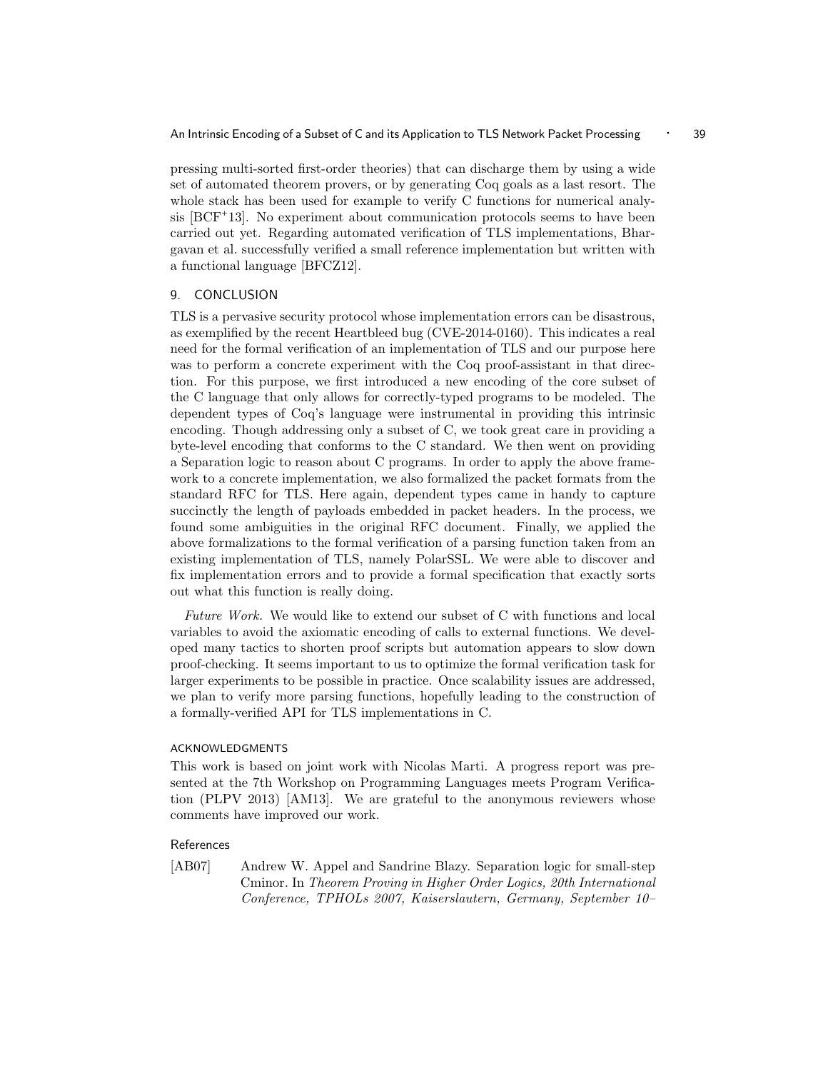pressing multi-sorted first-order theories) that can discharge them by using a wide set of automated theorem provers, or by generating Coq goals as a last resort. The whole stack has been used for example to verify C functions for numerical analysis [BCF+13]. No experiment about communication protocols seems to have been carried out yet. Regarding automated verification of TLS implementations, Bhargavan et al. successfully verified a small reference implementation but written with a functional language [BFCZ12].

## 9. CONCLUSION

TLS is a pervasive security protocol whose implementation errors can be disastrous, as exemplified by the recent Heartbleed bug (CVE-2014-0160). This indicates a real need for the formal verification of an implementation of TLS and our purpose here was to perform a concrete experiment with the Coq proof-assistant in that direction. For this purpose, we first introduced a new encoding of the core subset of the C language that only allows for correctly-typed programs to be modeled. The dependent types of Coq's language were instrumental in providing this intrinsic encoding. Though addressing only a subset of C, we took great care in providing a byte-level encoding that conforms to the C standard. We then went on providing a Separation logic to reason about C programs. In order to apply the above framework to a concrete implementation, we also formalized the packet formats from the standard RFC for TLS. Here again, dependent types came in handy to capture succinctly the length of payloads embedded in packet headers. In the process, we found some ambiguities in the original RFC document. Finally, we applied the above formalizations to the formal verification of a parsing function taken from an existing implementation of TLS, namely PolarSSL. We were able to discover and fix implementation errors and to provide a formal specification that exactly sorts out what this function is really doing.

*Future Work.* We would like to extend our subset of C with functions and local variables to avoid the axiomatic encoding of calls to external functions. We developed many tactics to shorten proof scripts but automation appears to slow down proof-checking. It seems important to us to optimize the formal verification task for larger experiments to be possible in practice. Once scalability issues are addressed, we plan to verify more parsing functions, hopefully leading to the construction of a formally-verified API for TLS implementations in C.

### ACKNOWLEDGMENTS

This work is based on joint work with Nicolas Marti. A progress report was presented at the 7th Workshop on Programming Languages meets Program Verification (PLPV 2013) [AM13]. We are grateful to the anonymous reviewers whose comments have improved our work.

### References

[AB07] Andrew W. Appel and Sandrine Blazy. Separation logic for small-step Cminor. In *Theorem Proving in Higher Order Logics, 20th International Conference, TPHOLs 2007, Kaiserslautern, Germany, September 10–*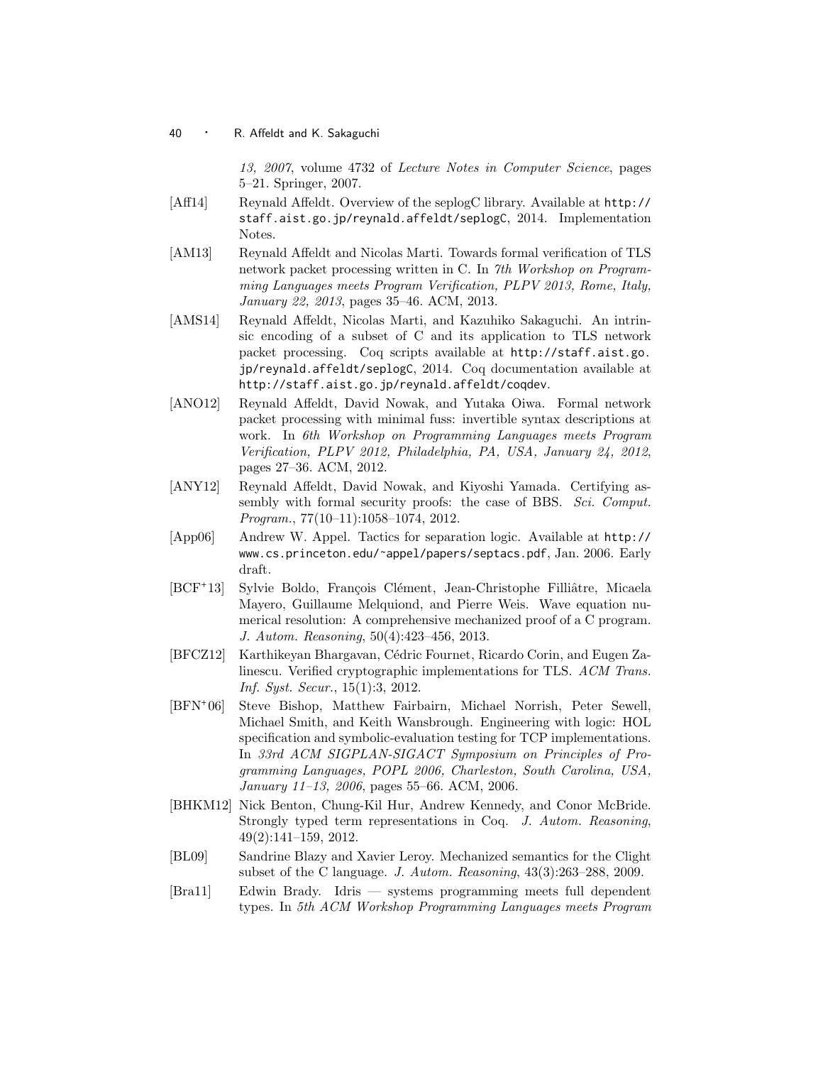*13, 2007*, volume 4732 of *Lecture Notes in Computer Science*, pages 5–21. Springer, 2007.

[Aff14] Reynald Affeldt. Overview of the seplogC library. Available at http://staff.aist.go.jp/reynald.affeldt/seplogC, 2014. Implementation Notes.

[AM13] Reynald Affeldt and Nicolas Marti. Towards formal verification of TLS network packet processing written in C. In *7th Workshop on Programming Languages meets Program Verification, PLPV 2013, Rome, Italy, January 22, 2013*, pages 35–46. ACM, 2013.

[AMS14] Reynald Affeldt, Nicolas Marti, and Kazuhiko Sakaguchi. An intrinsic encoding of a subset of C and its application to TLS network packet processing. Coq scripts available at http://staff.aist.go.jp/reynald.affeldt/seplogC, 2014. Coq documentation available at http://staff.aist.go.jp/reynald.affeldt/coqdev.

[ANO12] Reynald Affeldt, David Nowak, and Yutaka Oiwa. Formal network packet processing with minimal fuss: invertible syntax descriptions at work. In *6th Workshop on Programming Languages meets Program Verification, PLPV 2012, Philadelphia, PA, USA, January 24, 2012*, pages 27–36. ACM, 2012.

[ANY12] Reynald Affeldt, David Nowak, and Kiyoshi Yamada. Certifying assembly with formal security proofs: the case of BBS. *Sci. Comput. Program.*, 77(10–11):1058–1074, 2012.

[App06] Andrew W. Appel. Tactics for separation logic. Available at http://www.cs.princeton.edu/~appel/papers/septacs.pdf, Jan. 2006. Early draft.

[BCF+13] Sylvie Boldo, François Clément, Jean-Christophe Filliâtre, Micaela Mayero, Guillaume Melquiond, and Pierre Weis. Wave equation numerical resolution: A comprehensive mechanized proof of a C program. *J. Autom. Reasoning*, 50(4):423–456, 2013.

[BFCZ12] Karthikeyan Bhargavan, Cédric Fournet, Ricardo Corin, and Eugen Zalinescu. Verified cryptographic implementations for TLS. *ACM Trans. Inf. Syst. Secur.*, 15(1):3, 2012.

[BFN+06] Steve Bishop, Matthew Fairbairn, Michael Norrish, Peter Sewell, Michael Smith, and Keith Wansbrough. Engineering with logic: HOL specification and symbolic-evaluation testing for TCP implementations. In *33rd ACM SIGPLAN-SIGACT Symposium on Principles of Programming Languages, POPL 2006, Charleston, South Carolina, USA, January 11–13, 2006*, pages 55–66. ACM, 2006.

[BHKM12] Nick Benton, Chung-Kil Hur, Andrew Kennedy, and Conor McBride. Strongly typed term representations in Coq. *J. Autom. Reasoning*, 49(2):141–159, 2012.

[BL09] Sandrine Blazy and Xavier Leroy. Mechanized semantics for the Clight subset of the C language. *J. Autom. Reasoning*, 43(3):263–288, 2009.

[Bra11] Edwin Brady. Idris — systems programming meets full dependent types. In *5th ACM Workshop Programming Languages meets Program*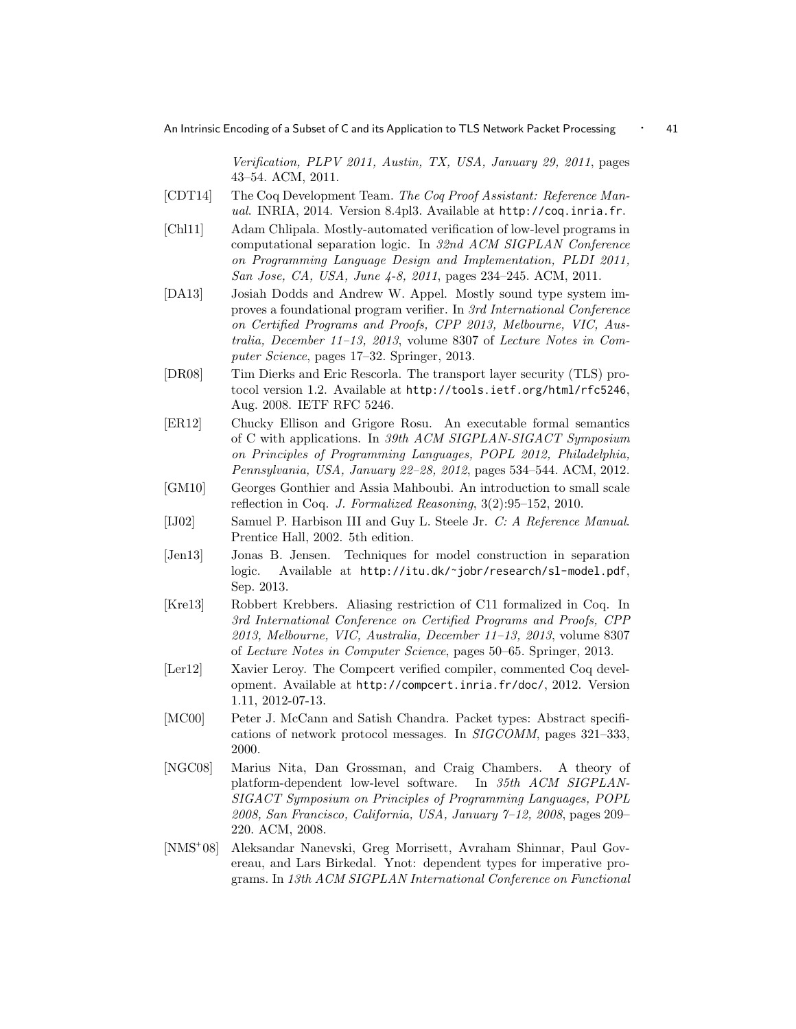*Verification, PLPV 2011, Austin, TX, USA, January 29, 2011*, pages 43–54. ACM, 2011.

[CDT14] The Coq Development Team. *The Coq Proof Assistant: Reference Manual*. INRIA, 2014. Version 8.4pl3. Available at http://coq.inria.fr.

[Chl11] Adam Chlipala. Mostly-automated verification of low-level programs in computational separation logic. In *32nd ACM SIGPLAN Conference on Programming Language Design and Implementation, PLDI 2011, San Jose, CA, USA, June 4-8, 2011*, pages 234–245. ACM, 2011.

[DA13] Josiah Dodds and Andrew W. Appel. Mostly sound type system improves a foundational program verifier. In *3rd International Conference on Certified Programs and Proofs, CPP 2013, Melbourne, VIC, Australia, December 11–13, 2013*, volume 8307 of *Lecture Notes in Computer Science*, pages 17–32. Springer, 2013.

[DR08] Tim Dierks and Eric Rescorla. The transport layer security (TLS) protocol version 1.2. Available at http://tools.ietf.org/html/rfc5246, Aug. 2008. IETF RFC 5246.

[ER12] Chucky Ellison and Grigore Rosu. An executable formal semantics of C with applications. In *39th ACM SIGPLAN-SIGACT Symposium on Principles of Programming Languages, POPL 2012, Philadelphia, Pennsylvania, USA, January 22–28, 2012*, pages 534–544. ACM, 2012.

[GM10] Georges Gonthier and Assia Mahboubi. An introduction to small scale reflection in Coq. *J. Formalized Reasoning*, 3(2):95–152, 2010.

[IJ02] Samuel P. Harbison III and Guy L. Steele Jr. *C: A Reference Manual*. Prentice Hall, 2002. 5th edition.

[Jen13] Jonas B. Jensen. Techniques for model construction in separation logic. Available at http://itu.dk/~jobr/research/sl-model.pdf, Sep. 2013.

[Kre13] Robbert Krebbers. Aliasing restriction of C11 formalized in Coq. In *3rd International Conference on Certified Programs and Proofs, CPP 2013, Melbourne, VIC, Australia, December 11–13, 2013*, volume 8307 of *Lecture Notes in Computer Science*, pages 50–65. Springer, 2013.

[Ler12] Xavier Leroy. The Compcert verified compiler, commented Coq development. Available at http://compcert.inria.fr/doc/, 2012. Version 1.11, 2012-07-13.

[MC00] Peter J. McCann and Satish Chandra. Packet types: Abstract specifications of network protocol messages. In *SIGCOMM*, pages 321–333, 2000.

[NGC08] Marius Nita, Dan Grossman, and Craig Chambers. A theory of platform-dependent low-level software. In *35th ACM SIGPLAN-SIGACT Symposium on Principles of Programming Languages, POPL 2008, San Francisco, California, USA, January 7–12, 2008*, pages 209–220. ACM, 2008.

[NMS+08] Aleksandar Nanevski, Greg Morrisett, Avraham Shinnar, Paul Govereau, and Lars Birkedal. Ynot: dependent types for imperative programs. In *13th ACM SIGPLAN International Conference on Functional*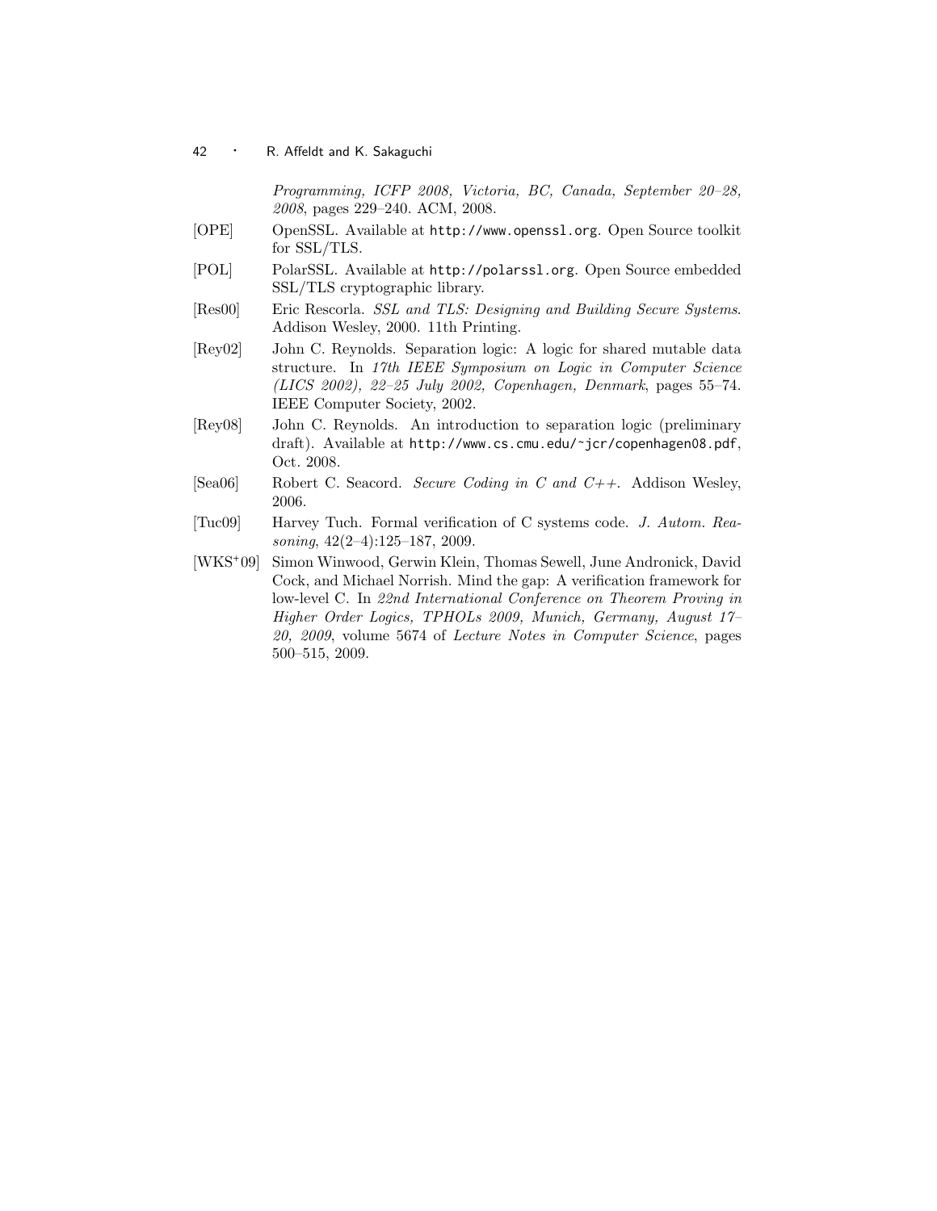*Programming, ICFP 2008, Victoria, BC, Canada, September 20–28, 2008*, pages 229–240. ACM, 2008.

[OPE] OpenSSL. Available at http://www.openssl.org. Open Source toolkit for SSL/TLS.

[POL] PolarSSL. Available at http://polarssl.org. Open Source embedded SSL/TLS cryptographic library.

[Res00] Eric Rescorla. *SSL and TLS: Designing and Building Secure Systems*. Addison Wesley, 2000. 11th Printing.

[Rey02] John C. Reynolds. Separation logic: A logic for shared mutable data structure. In *17th IEEE Symposium on Logic in Computer Science (LICS 2002), 22–25 July 2002, Copenhagen, Denmark*, pages 55–74. IEEE Computer Society, 2002.

[Rey08] John C. Reynolds. An introduction to separation logic (preliminary draft). Available at http://www.cs.cmu.edu/~jcr/copenhagen08.pdf, Oct. 2008.

[Sea06] Robert C. Seacord. *Secure Coding in C and C++*. Addison Wesley, 2006.

[Tuc09] Harvey Tuch. Formal verification of C systems code. *J. Autom. Reasoning*, 42(2–4):125–187, 2009.

[WKS+09] Simon Winwood, Gerwin Klein, Thomas Sewell, June Andronick, David Cock, and Michael Norrish. Mind the gap: A verification framework for low-level C. In *22nd International Conference on Theorem Proving in Higher Order Logics, TPHOLs 2009, Munich, Germany, August 17–20, 2009*, volume 5674 of *Lecture Notes in Computer Science*, pages 500–515, 2009.